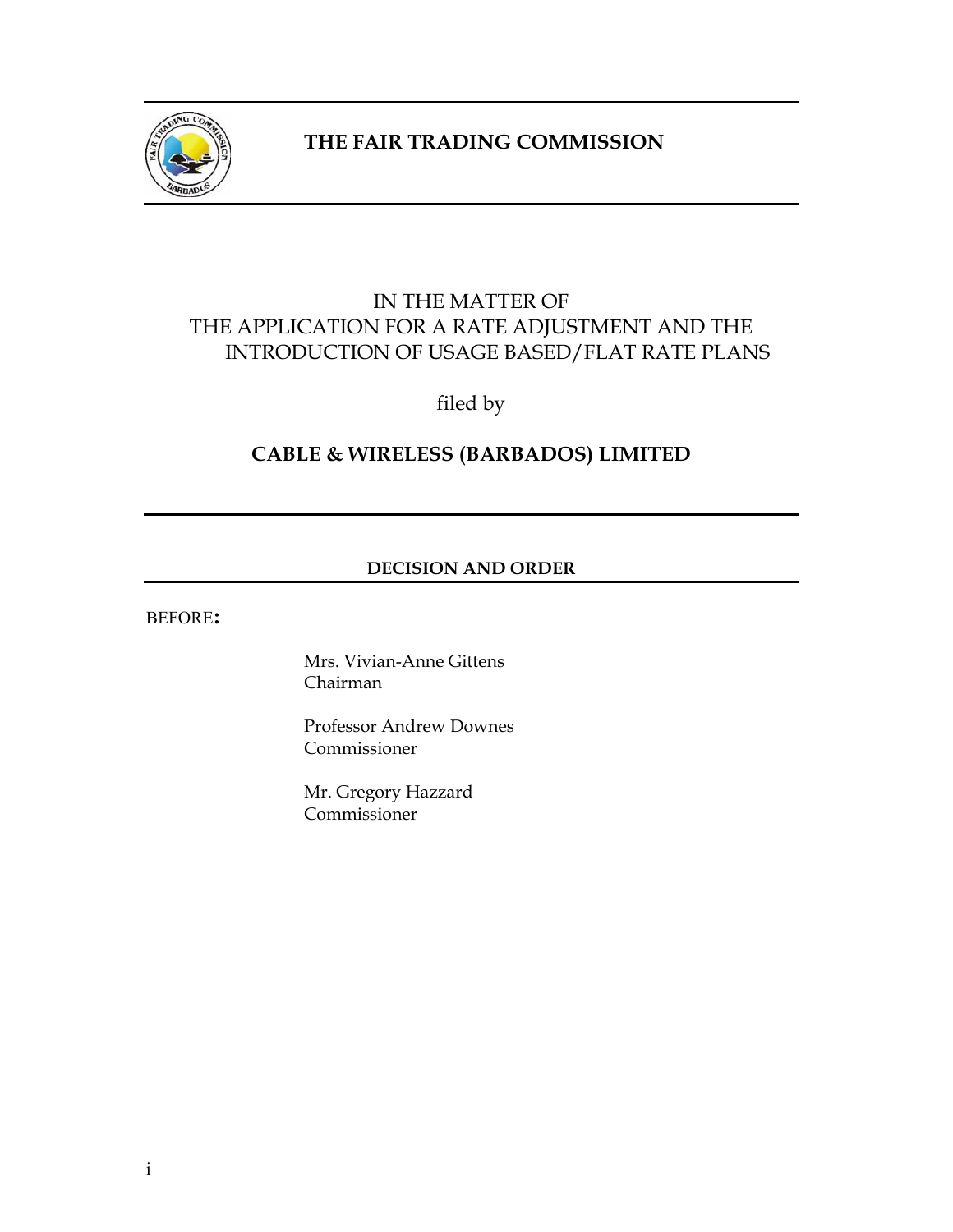# THE FAIR TRADING COMMISSION

IN THE MATTER OF
THE APPLICATION FOR A RATE ADJUSTMENT AND THE INTRODUCTION OF USAGE BASED/FLAT RATE PLANS

filed by

**CABLE & WIRELESS (BARBADOS) LIMITED**

## DECISION AND ORDER

BEFORE:

Mrs. Vivian-Anne Gittens
Chairman

Professor Andrew Downes
Commissioner

Mr. Gregory Hazzard
Commissioner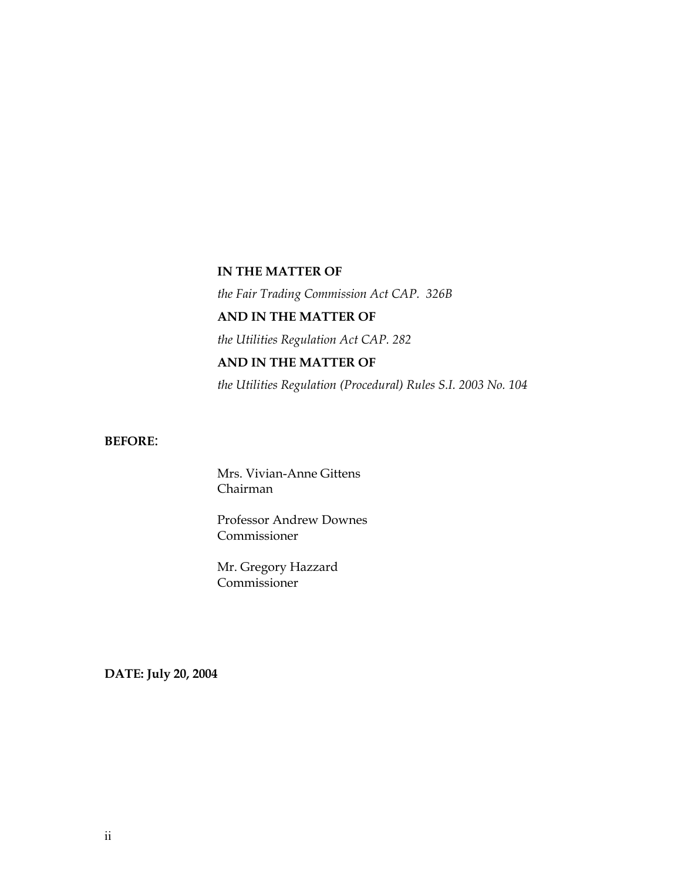**IN THE MATTER OF**

*the Fair Trading Commission Act CAP. 326B*

**AND IN THE MATTER OF**

*the Utilities Regulation Act CAP. 282*

**AND IN THE MATTER OF**

*the Utilities Regulation (Procedural) Rules S.I. 2003 No. 104*

**BEFORE**:

Mrs. Vivian-Anne Gittens
Chairman

Professor Andrew Downes
Commissioner

Mr. Gregory Hazzard
Commissioner

**DATE: July 20, 2004**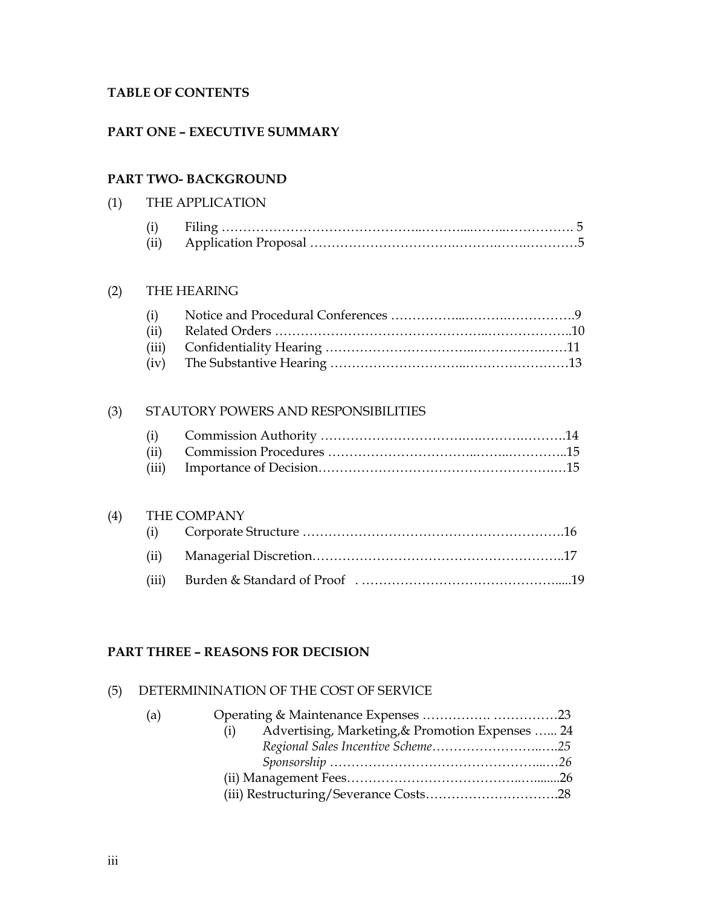**TABLE OF CONTENTS**

**PART ONE – EXECUTIVE SUMMARY**

**PART TWO- BACKGROUND**

(1) THE APPLICATION

- (i) Filing …………………………………………………………………… 5
- (ii) Application Proposal ……………………………………………………5

(2) THE HEARING

- (i) Notice and Procedural Conferences ……………………………………….9
- (ii) Related Orders ……………………………………………………………..10
- (iii) Confidentiality Hearing ………………………………………………….11
- (iv) The Substantive Hearing ………………………………………………….13

(3) STAUTORY POWERS AND RESPONSIBILITIES

- (i) Commission Authority ……………………………………………………….14
- (ii) Commission Procedures ……………………………………………………..15
- (iii) Importance of Decision……………………………………………………….15

(4) THE COMPANY

- (i) Corporate Structure …………………………………………………….16
- (ii) Managerial Discretion……………………………………………………..17
- (iii) Burden & Standard of Proof . ………………………………………….....19

**PART THREE – REASONS FOR DECISION**

(5) DETERMININATION OF THE COST OF SERVICE

- (a) Operating & Maintenance Expenses …………… ……………23
  - (i) Advertising, Marketing,& Promotion Expenses …... 24
    - *Regional Sales Incentive Scheme………………………..….25*
    - *Sponsorship …………………………………………...…26*
  - (ii) Management Fees………………………………..…......26
  - (iii) Restructuring/Severance Costs………………………….28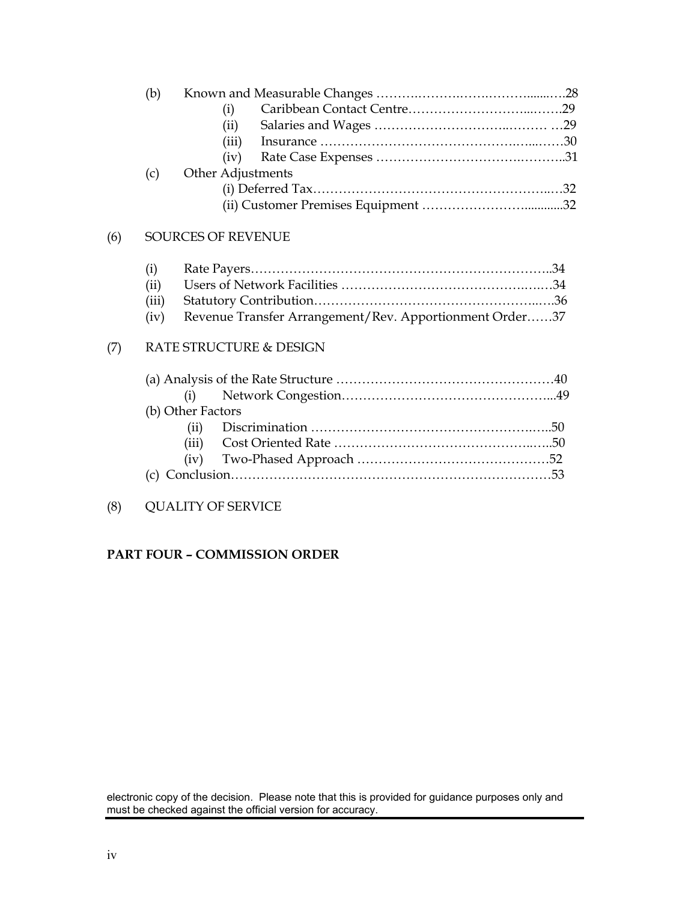(b) Known and Measurable Changes ……….……….…….………......….28
- (i) Caribbean Contact Centre………………………...…….29
- (ii) Salaries and Wages ………………………...……… …29
- (iii) Insurance …………………………………….…...……30
- (iv) Rate Case Expenses ………………………….………..31

(c) Other Adjustments
- (i) Deferred Tax……………………………………………..…32
- (ii) Customer Premises Equipment …………………….............32

(6) SOURCES OF REVENUE

- (i) Rate Payers………………………………………………………..34
- (ii) Users of Network Facilities ……………………………….….…34
- (iii) Statutory Contribution…………………………………………..….36
- (iv) Revenue Transfer Arrangement/Rev. Apportionment Order……37

(7) RATE STRUCTURE & DESIGN

(a) Analysis of the Rate Structure ……………………………………………40
- (i) Network Congestion……………………………………………...49

(b) Other Factors
- (ii) Discrimination …………………………………………….…..50
- (iii) Cost Oriented Rate ……………………………………...…..50
- (iv) Two-Phased Approach ……………………………………….52

(c) Conclusion…………………………………………………………………53

(8) QUALITY OF SERVICE

**PART FOUR – COMMISSION ORDER**

electronic copy of the decision. Please note that this is provided for guidance purposes only and must be checked against the official version for accuracy.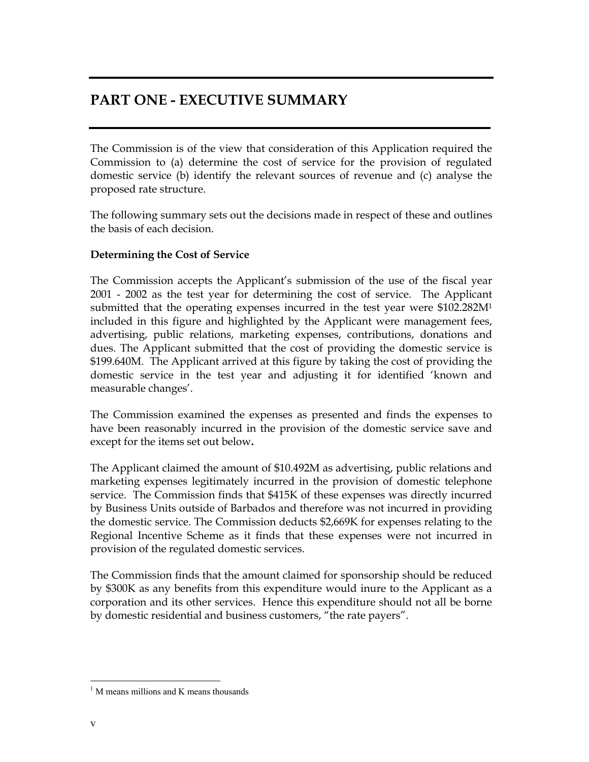# PART ONE - EXECUTIVE SUMMARY

The Commission is of the view that consideration of this Application required the Commission to (a) determine the cost of service for the provision of regulated domestic service (b) identify the relevant sources of revenue and (c) analyse the proposed rate structure.

The following summary sets out the decisions made in respect of these and outlines the basis of each decision.

**Determining the Cost of Service**

The Commission accepts the Applicant's submission of the use of the fiscal year 2001 - 2002 as the test year for determining the cost of service. The Applicant submitted that the operating expenses incurred in the test year were $102.282M[1] included in this figure and highlighted by the Applicant were management fees, advertising, public relations, marketing expenses, contributions, donations and dues. The Applicant submitted that the cost of providing the domestic service is $199.640M. The Applicant arrived at this figure by taking the cost of providing the domestic service in the test year and adjusting it for identified 'known and measurable changes'.

The Commission examined the expenses as presented and finds the expenses to have been reasonably incurred in the provision of the domestic service save and except for the items set out below**.**

The Applicant claimed the amount of $10.492M as advertising, public relations and marketing expenses legitimately incurred in the provision of domestic telephone service. The Commission finds that $415K of these expenses was directly incurred by Business Units outside of Barbados and therefore was not incurred in providing the domestic service. The Commission deducts $2,669K for expenses relating to the Regional Incentive Scheme as it finds that these expenses were not incurred in provision of the regulated domestic services.

The Commission finds that the amount claimed for sponsorship should be reduced by $300K as any benefits from this expenditure would inure to the Applicant as a corporation and its other services. Hence this expenditure should not all be borne by domestic residential and business customers, "the rate payers".

[1] M means millions and K means thousands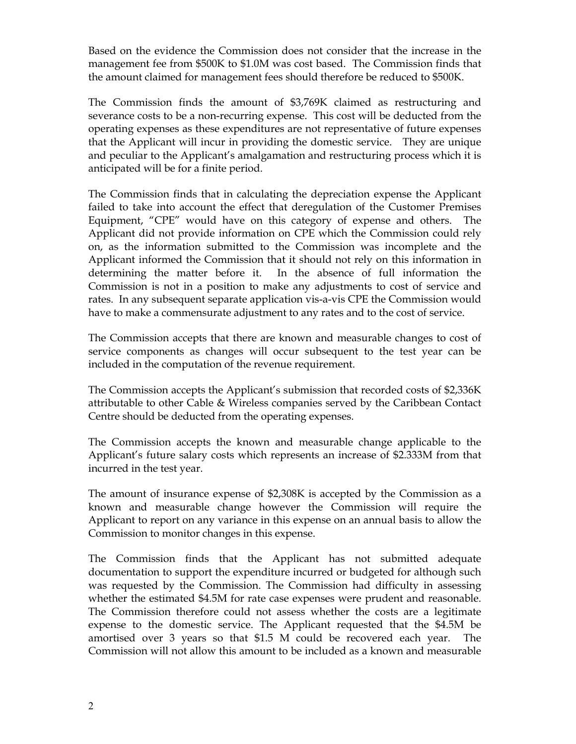Based on the evidence the Commission does not consider that the increase in the management fee from $500K to $1.0M was cost based. The Commission finds that the amount claimed for management fees should therefore be reduced to $500K.

The Commission finds the amount of $3,769K claimed as restructuring and severance costs to be a non-recurring expense. This cost will be deducted from the operating expenses as these expenditures are not representative of future expenses that the Applicant will incur in providing the domestic service. They are unique and peculiar to the Applicant's amalgamation and restructuring process which it is anticipated will be for a finite period.

The Commission finds that in calculating the depreciation expense the Applicant failed to take into account the effect that deregulation of the Customer Premises Equipment, "CPE" would have on this category of expense and others. The Applicant did not provide information on CPE which the Commission could rely on, as the information submitted to the Commission was incomplete and the Applicant informed the Commission that it should not rely on this information in determining the matter before it. In the absence of full information the Commission is not in a position to make any adjustments to cost of service and rates. In any subsequent separate application vis-a-vis CPE the Commission would have to make a commensurate adjustment to any rates and to the cost of service.

The Commission accepts that there are known and measurable changes to cost of service components as changes will occur subsequent to the test year can be included in the computation of the revenue requirement.

The Commission accepts the Applicant's submission that recorded costs of $2,336K attributable to other Cable & Wireless companies served by the Caribbean Contact Centre should be deducted from the operating expenses.

The Commission accepts the known and measurable change applicable to the Applicant's future salary costs which represents an increase of $2.333M from that incurred in the test year.

The amount of insurance expense of $2,308K is accepted by the Commission as a known and measurable change however the Commission will require the Applicant to report on any variance in this expense on an annual basis to allow the Commission to monitor changes in this expense.

The Commission finds that the Applicant has not submitted adequate documentation to support the expenditure incurred or budgeted for although such was requested by the Commission. The Commission had difficulty in assessing whether the estimated $4.5M for rate case expenses were prudent and reasonable. The Commission therefore could not assess whether the costs are a legitimate expense to the domestic service. The Applicant requested that the $4.5M be amortised over 3 years so that $1.5 M could be recovered each year. The Commission will not allow this amount to be included as a known and measurable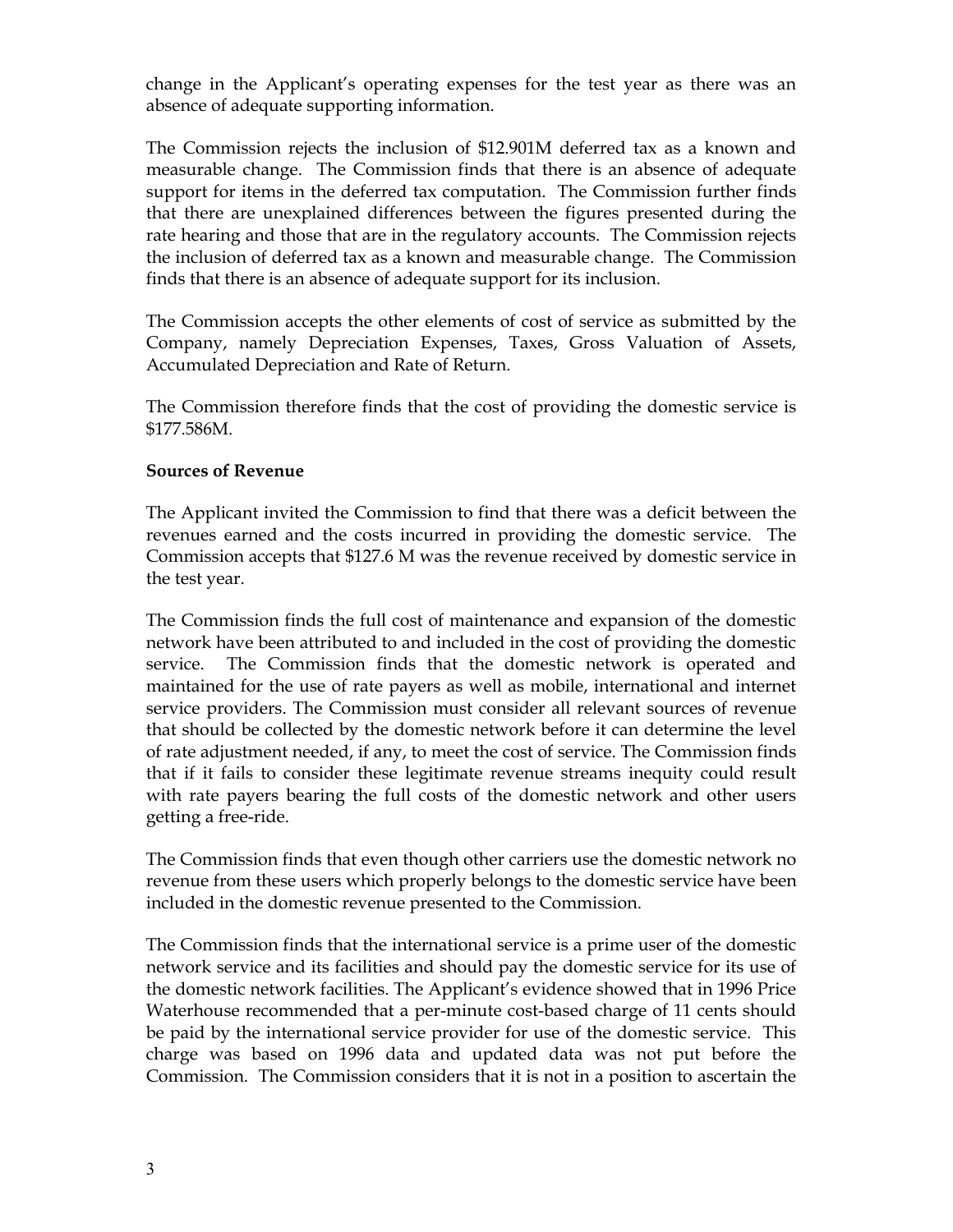change in the Applicant's operating expenses for the test year as there was an absence of adequate supporting information.

The Commission rejects the inclusion of $12.901M deferred tax as a known and measurable change. The Commission finds that there is an absence of adequate support for items in the deferred tax computation. The Commission further finds that there are unexplained differences between the figures presented during the rate hearing and those that are in the regulatory accounts. The Commission rejects the inclusion of deferred tax as a known and measurable change. The Commission finds that there is an absence of adequate support for its inclusion.

The Commission accepts the other elements of cost of service as submitted by the Company, namely Depreciation Expenses, Taxes, Gross Valuation of Assets, Accumulated Depreciation and Rate of Return.

The Commission therefore finds that the cost of providing the domestic service is $177.586M.

**Sources of Revenue**

The Applicant invited the Commission to find that there was a deficit between the revenues earned and the costs incurred in providing the domestic service. The Commission accepts that $127.6 M was the revenue received by domestic service in the test year.

The Commission finds the full cost of maintenance and expansion of the domestic network have been attributed to and included in the cost of providing the domestic service. The Commission finds that the domestic network is operated and maintained for the use of rate payers as well as mobile, international and internet service providers. The Commission must consider all relevant sources of revenue that should be collected by the domestic network before it can determine the level of rate adjustment needed, if any, to meet the cost of service. The Commission finds that if it fails to consider these legitimate revenue streams inequity could result with rate payers bearing the full costs of the domestic network and other users getting a free-ride.

The Commission finds that even though other carriers use the domestic network no revenue from these users which properly belongs to the domestic service have been included in the domestic revenue presented to the Commission.

The Commission finds that the international service is a prime user of the domestic network service and its facilities and should pay the domestic service for its use of the domestic network facilities. The Applicant's evidence showed that in 1996 Price Waterhouse recommended that a per-minute cost-based charge of 11 cents should be paid by the international service provider for use of the domestic service. This charge was based on 1996 data and updated data was not put before the Commission. The Commission considers that it is not in a position to ascertain the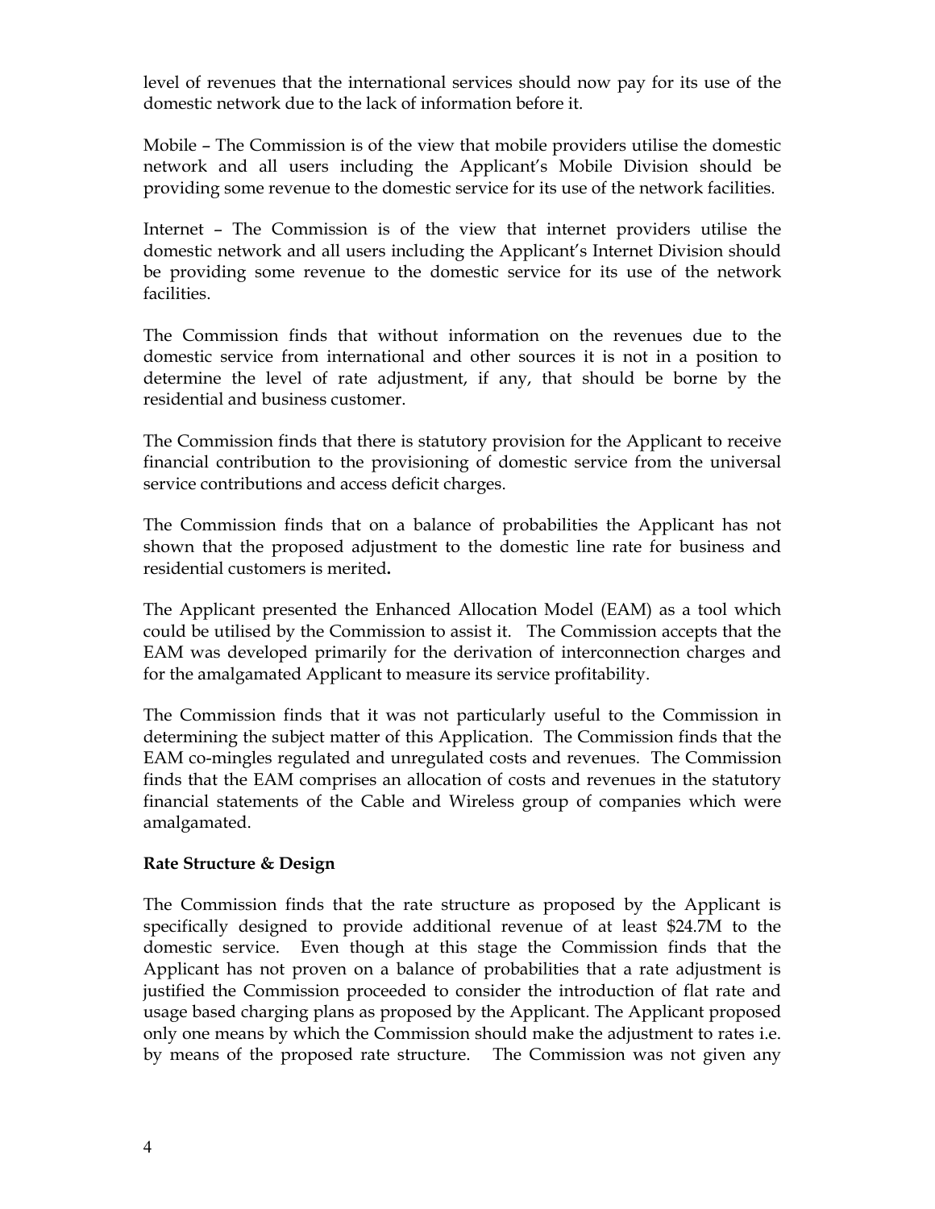level of revenues that the international services should now pay for its use of the domestic network due to the lack of information before it.

Mobile – The Commission is of the view that mobile providers utilise the domestic network and all users including the Applicant's Mobile Division should be providing some revenue to the domestic service for its use of the network facilities.

Internet – The Commission is of the view that internet providers utilise the domestic network and all users including the Applicant's Internet Division should be providing some revenue to the domestic service for its use of the network facilities.

The Commission finds that without information on the revenues due to the domestic service from international and other sources it is not in a position to determine the level of rate adjustment, if any, that should be borne by the residential and business customer.

The Commission finds that there is statutory provision for the Applicant to receive financial contribution to the provisioning of domestic service from the universal service contributions and access deficit charges.

The Commission finds that on a balance of probabilities the Applicant has not shown that the proposed adjustment to the domestic line rate for business and residential customers is merited**.**

The Applicant presented the Enhanced Allocation Model (EAM) as a tool which could be utilised by the Commission to assist it. The Commission accepts that the EAM was developed primarily for the derivation of interconnection charges and for the amalgamated Applicant to measure its service profitability.

The Commission finds that it was not particularly useful to the Commission in determining the subject matter of this Application. The Commission finds that the EAM co-mingles regulated and unregulated costs and revenues. The Commission finds that the EAM comprises an allocation of costs and revenues in the statutory financial statements of the Cable and Wireless group of companies which were amalgamated.

**Rate Structure & Design**

The Commission finds that the rate structure as proposed by the Applicant is specifically designed to provide additional revenue of at least $24.7M to the domestic service. Even though at this stage the Commission finds that the Applicant has not proven on a balance of probabilities that a rate adjustment is justified the Commission proceeded to consider the introduction of flat rate and usage based charging plans as proposed by the Applicant. The Applicant proposed only one means by which the Commission should make the adjustment to rates i.e. by means of the proposed rate structure. The Commission was not given any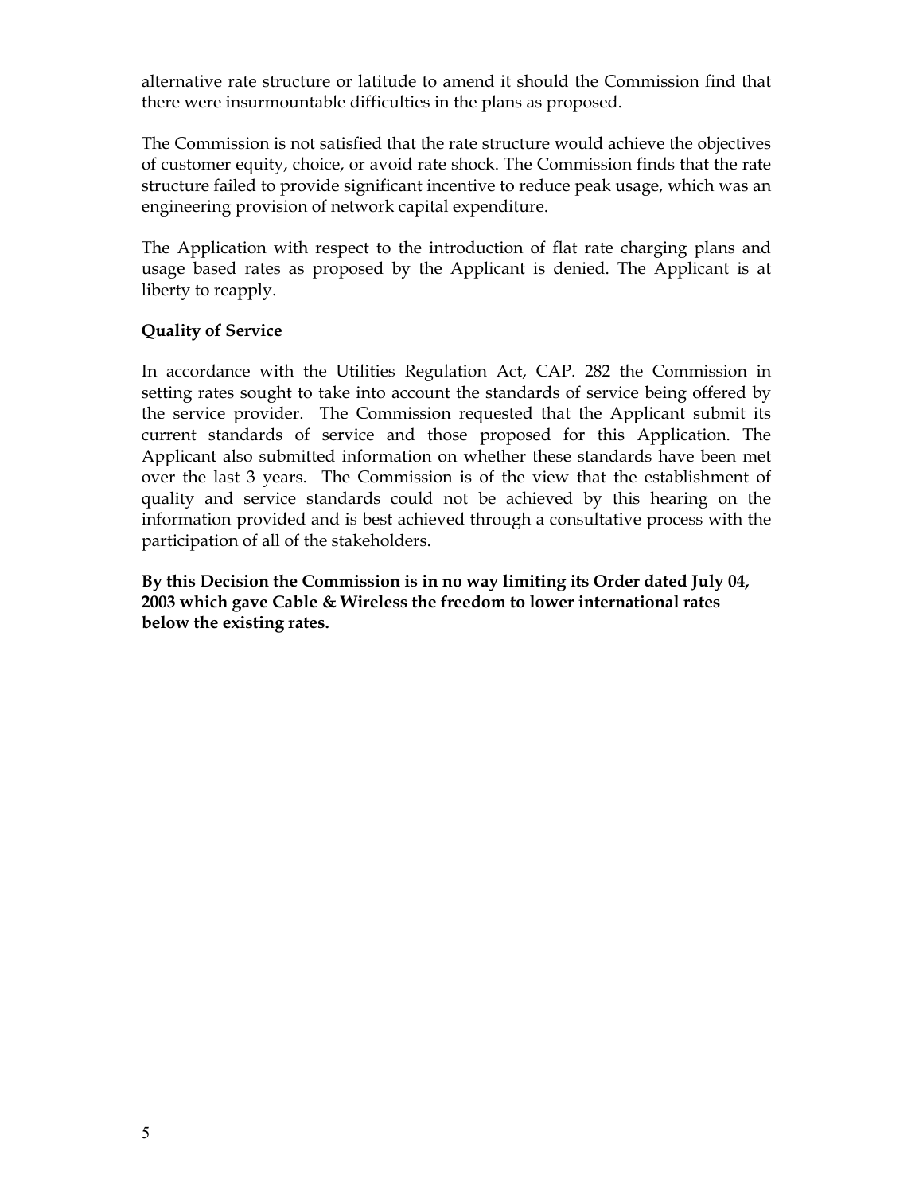alternative rate structure or latitude to amend it should the Commission find that there were insurmountable difficulties in the plans as proposed.

The Commission is not satisfied that the rate structure would achieve the objectives of customer equity, choice, or avoid rate shock. The Commission finds that the rate structure failed to provide significant incentive to reduce peak usage, which was an engineering provision of network capital expenditure.

The Application with respect to the introduction of flat rate charging plans and usage based rates as proposed by the Applicant is denied. The Applicant is at liberty to reapply.

**Quality of Service**

In accordance with the Utilities Regulation Act, CAP. 282 the Commission in setting rates sought to take into account the standards of service being offered by the service provider. The Commission requested that the Applicant submit its current standards of service and those proposed for this Application. The Applicant also submitted information on whether these standards have been met over the last 3 years. The Commission is of the view that the establishment of quality and service standards could not be achieved by this hearing on the information provided and is best achieved through a consultative process with the participation of all of the stakeholders.

**By this Decision the Commission is in no way limiting its Order dated July 04, 2003 which gave Cable & Wireless the freedom to lower international rates below the existing rates.**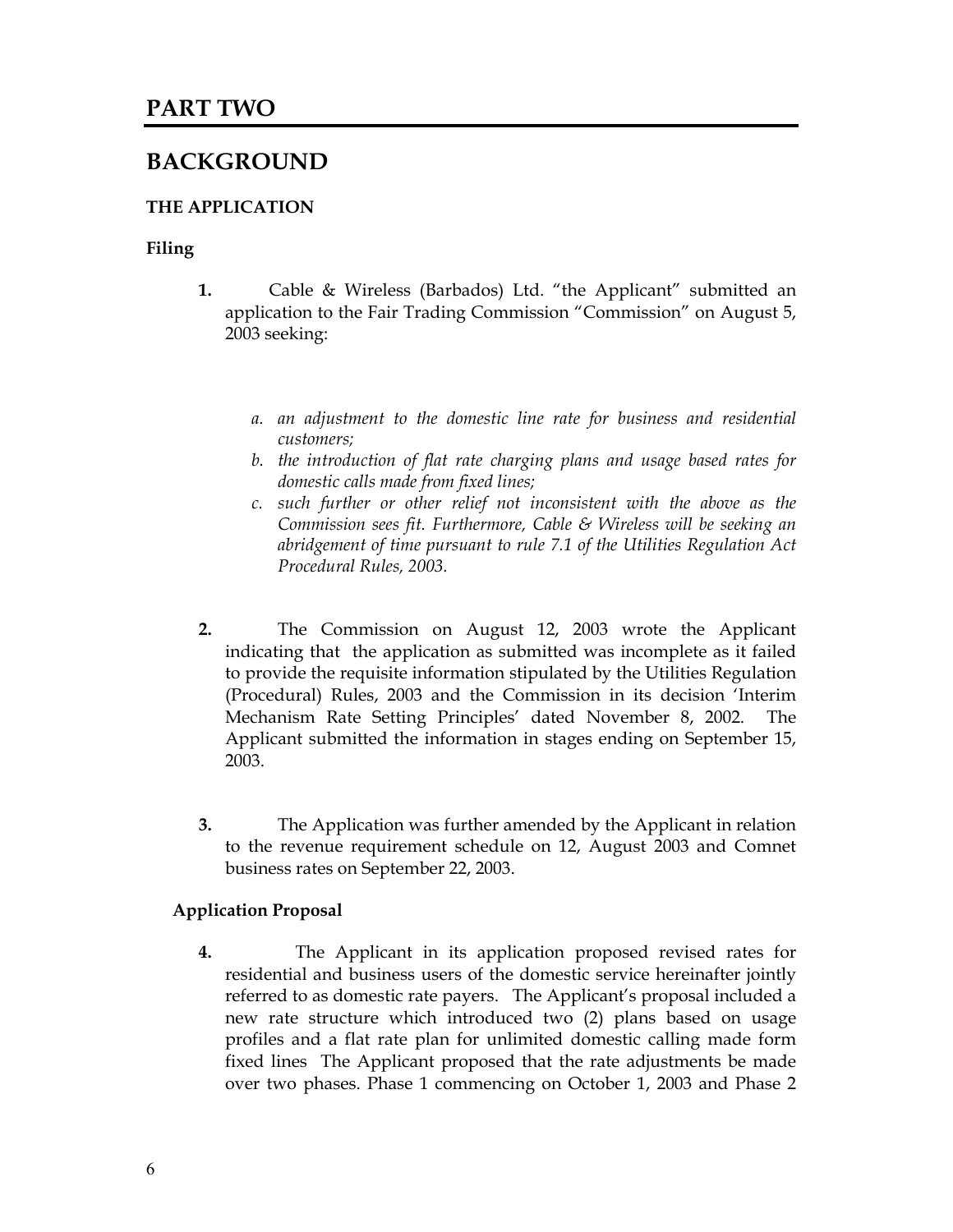# PART TWO

## BACKGROUND

### THE APPLICATION

#### Filing

**1.** Cable & Wireless (Barbados) Ltd. "the Applicant" submitted an application to the Fair Trading Commission "Commission" on August 5, 2003 seeking:

*a. an adjustment to the domestic line rate for business and residential customers;*
*b. the introduction of flat rate charging plans and usage based rates for domestic calls made from fixed lines;*
*c. such further or other relief not inconsistent with the above as the Commission sees fit. Furthermore, Cable & Wireless will be seeking an abridgement of time pursuant to rule 7.1 of the Utilities Regulation Act Procedural Rules, 2003.*

**2.** The Commission on August 12, 2003 wrote the Applicant indicating that the application as submitted was incomplete as it failed to provide the requisite information stipulated by the Utilities Regulation (Procedural) Rules, 2003 and the Commission in its decision 'Interim Mechanism Rate Setting Principles' dated November 8, 2002. The Applicant submitted the information in stages ending on September 15, 2003.

**3.** The Application was further amended by the Applicant in relation to the revenue requirement schedule on 12, August 2003 and Comnet business rates on September 22, 2003.

#### Application Proposal

**4.** The Applicant in its application proposed revised rates for residential and business users of the domestic service hereinafter jointly referred to as domestic rate payers. The Applicant's proposal included a new rate structure which introduced two (2) plans based on usage profiles and a flat rate plan for unlimited domestic calling made form fixed lines The Applicant proposed that the rate adjustments be made over two phases. Phase 1 commencing on October 1, 2003 and Phase 2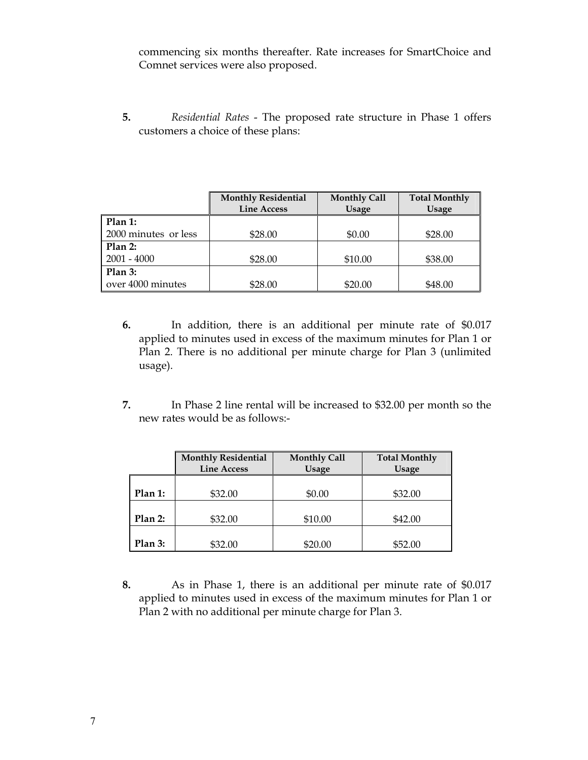commencing six months thereafter. Rate increases for SmartChoice and Comnet services were also proposed.

**5.** *Residential Rates* - The proposed rate structure in Phase 1 offers customers a choice of these plans:

| | Monthly Residential Line Access | Monthly Call Usage | Total Monthly Usage |
|---|---|---|---|
| **Plan 1:** 2000 minutes or less | $28.00 | $0.00 | $28.00 |
| **Plan 2:** 2001 - 4000 | $28.00 | $10.00 | $38.00 |
| **Plan 3:** over 4000 minutes | $28.00 | $20.00 | $48.00 |

**6.** In addition, there is an additional per minute rate of $0.017 applied to minutes used in excess of the maximum minutes for Plan 1 or Plan 2. There is no additional per minute charge for Plan 3 (unlimited usage).

**7.** In Phase 2 line rental will be increased to $32.00 per month so the new rates would be as follows:-

| | Monthly Residential Line Access | Monthly Call Usage | Total Monthly Usage |
|---|---|---|---|
| **Plan 1:** | $32.00 | $0.00 | $32.00 |
| **Plan 2:** | $32.00 | $10.00 | $42.00 |
| **Plan 3:** | $32.00 | $20.00 | $52.00 |

**8.** As in Phase 1, there is an additional per minute rate of $0.017 applied to minutes used in excess of the maximum minutes for Plan 1 or Plan 2 with no additional per minute charge for Plan 3.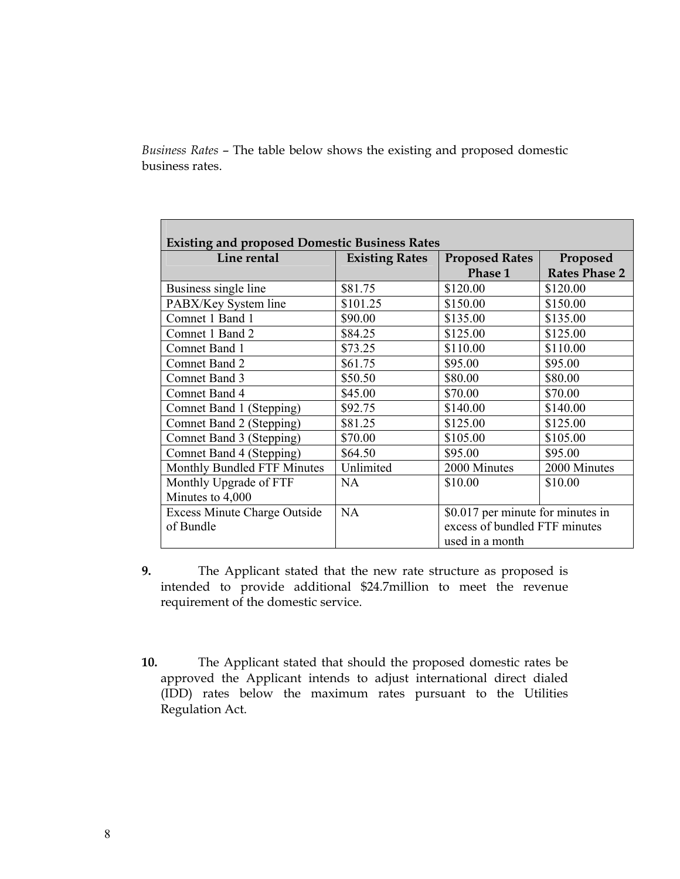*Business Rates* – The table below shows the existing and proposed domestic business rates.

| Existing and proposed Domestic Business Rates | | | |
|---|---|---|---|
| **Line rental** | **Existing Rates** | **Proposed Rates Phase 1** | **Proposed Rates Phase 2** |
| Business single line | $81.75 | $120.00 | $120.00 |
| PABX/Key System line | $101.25 | $150.00 | $150.00 |
| Comnet 1 Band 1 | $90.00 | $135.00 | $135.00 |
| Comnet 1 Band 2 | $84.25 | $125.00 | $125.00 |
| Comnet Band 1 | $73.25 | $110.00 | $110.00 |
| Comnet Band 2 | $61.75 | $95.00 | $95.00 |
| Comnet Band 3 | $50.50 | $80.00 | $80.00 |
| Comnet Band 4 | $45.00 | $70.00 | $70.00 |
| Comnet Band 1 (Stepping) | $92.75 | $140.00 | $140.00 |
| Comnet Band 2 (Stepping) | $81.25 | $125.00 | $125.00 |
| Comnet Band 3 (Stepping) | $70.00 | $105.00 | $105.00 |
| Comnet Band 4 (Stepping) | $64.50 | $95.00 | $95.00 |
| Monthly Bundled FTF Minutes | Unlimited | 2000 Minutes | 2000 Minutes |
| Monthly Upgrade of FTF Minutes to 4,000 | NA | $10.00 | $10.00 |
| Excess Minute Charge Outside of Bundle | NA | $0.017 per minute for minutes in excess of bundled FTF minutes used in a month | |

**9.** The Applicant stated that the new rate structure as proposed is intended to provide additional $24.7million to meet the revenue requirement of the domestic service.

**10.** The Applicant stated that should the proposed domestic rates be approved the Applicant intends to adjust international direct dialed (IDD) rates below the maximum rates pursuant to the Utilities Regulation Act.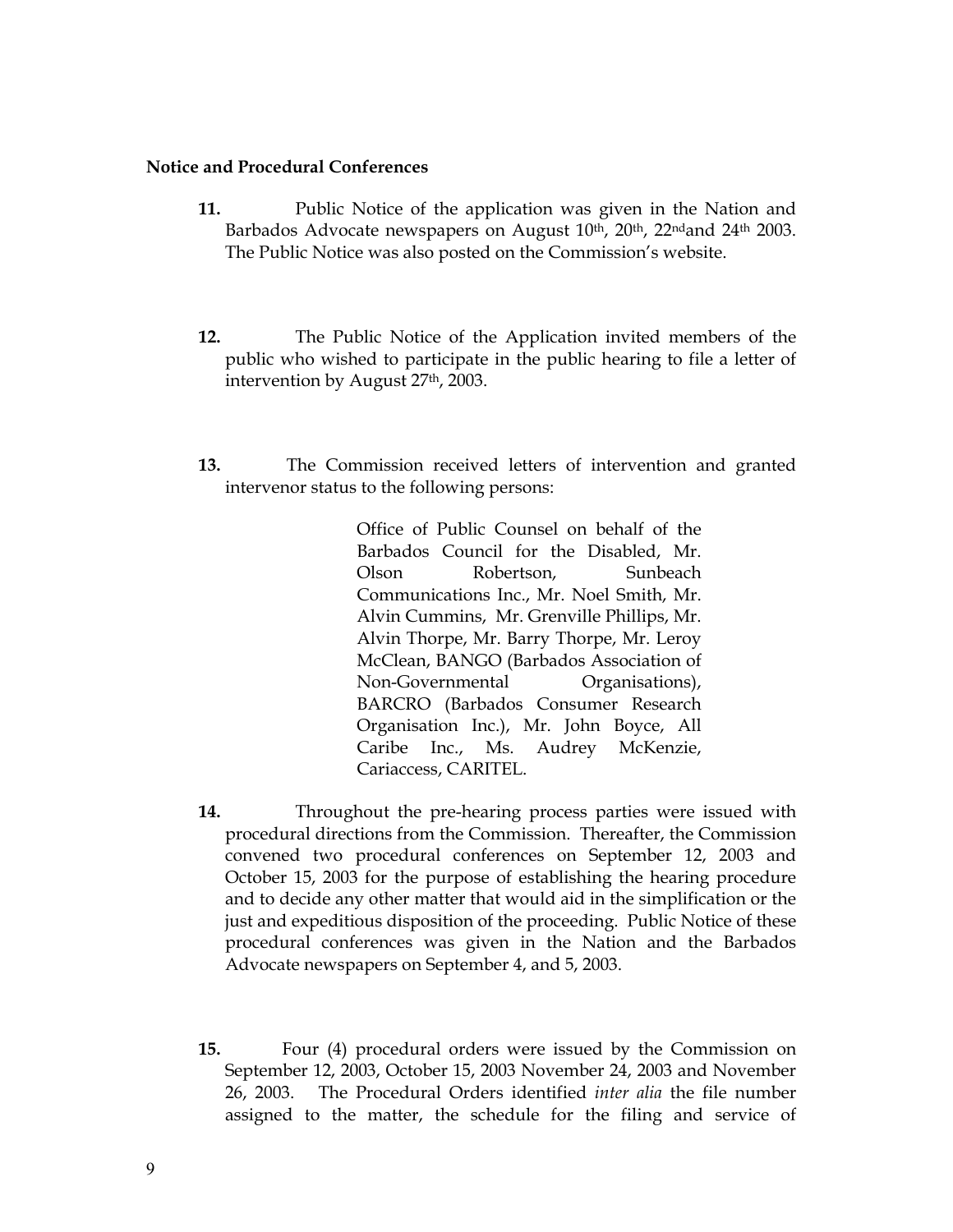**Notice and Procedural Conferences**

**11.** Public Notice of the application was given in the Nation and Barbados Advocate newspapers on August 10th, 20th, 22nd and 24th 2003. The Public Notice was also posted on the Commission's website.

**12.** The Public Notice of the Application invited members of the public who wished to participate in the public hearing to file a letter of intervention by August 27th, 2003.

**13.** The Commission received letters of intervention and granted intervenor status to the following persons:

> Office of Public Counsel on behalf of the Barbados Council for the Disabled, Mr. Olson Robertson, Sunbeach Communications Inc., Mr. Noel Smith, Mr. Alvin Cummins, Mr. Grenville Phillips, Mr. Alvin Thorpe, Mr. Barry Thorpe, Mr. Leroy McClean, BANGO (Barbados Association of Non-Governmental Organisations), BARCRO (Barbados Consumer Research Organisation Inc.), Mr. John Boyce, All Caribe Inc., Ms. Audrey McKenzie, Cariaccess, CARITEL.

**14.** Throughout the pre-hearing process parties were issued with procedural directions from the Commission. Thereafter, the Commission convened two procedural conferences on September 12, 2003 and October 15, 2003 for the purpose of establishing the hearing procedure and to decide any other matter that would aid in the simplification or the just and expeditious disposition of the proceeding. Public Notice of these procedural conferences was given in the Nation and the Barbados Advocate newspapers on September 4, and 5, 2003.

**15.** Four (4) procedural orders were issued by the Commission on September 12, 2003, October 15, 2003 November 24, 2003 and November 26, 2003. The Procedural Orders identified *inter alia* the file number assigned to the matter, the schedule for the filing and service of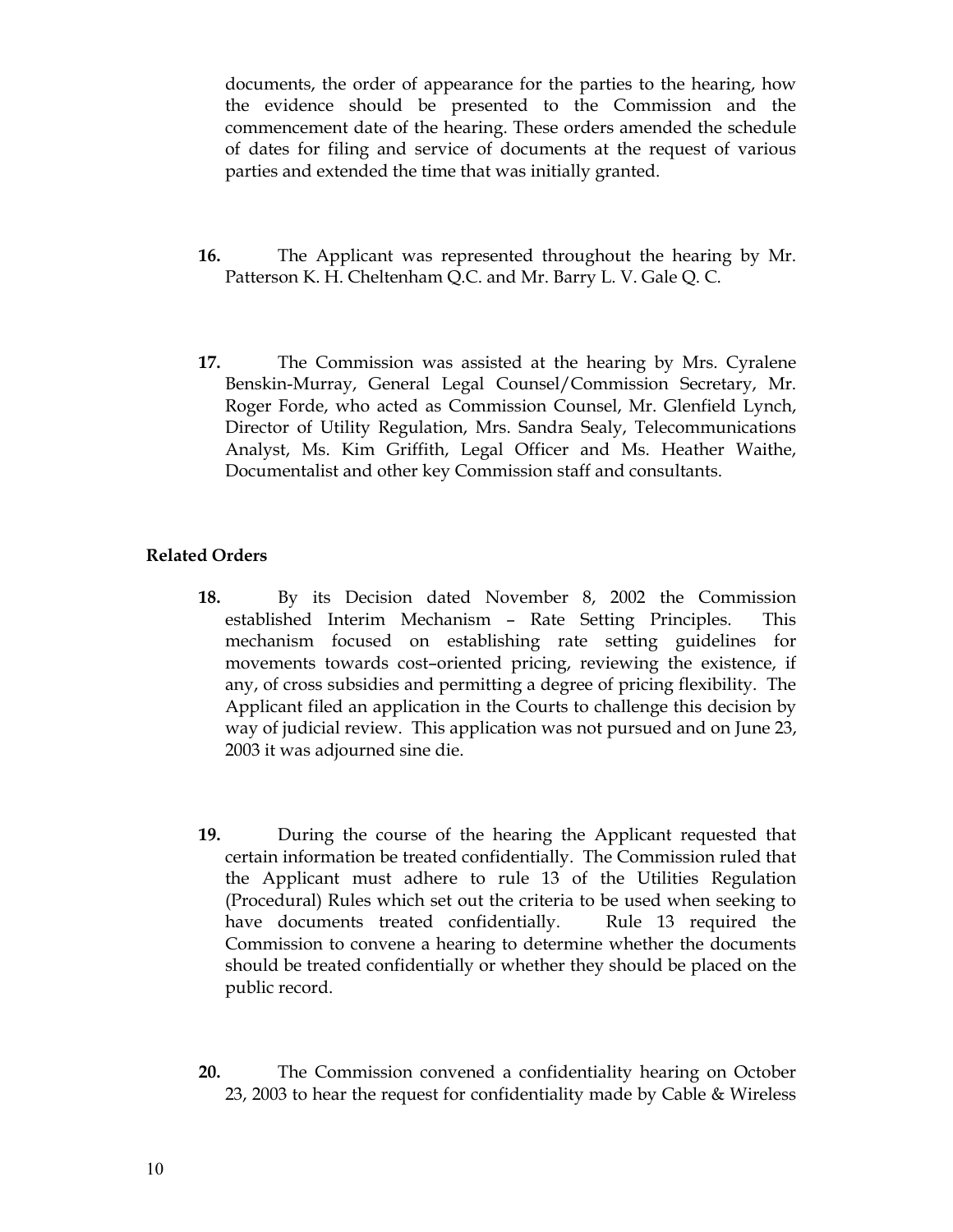documents, the order of appearance for the parties to the hearing, how the evidence should be presented to the Commission and the commencement date of the hearing. These orders amended the schedule of dates for filing and service of documents at the request of various parties and extended the time that was initially granted.

**16.** The Applicant was represented throughout the hearing by Mr. Patterson K. H. Cheltenham Q.C. and Mr. Barry L. V. Gale Q. C.

**17.** The Commission was assisted at the hearing by Mrs. Cyralene Benskin-Murray, General Legal Counsel/Commission Secretary, Mr. Roger Forde, who acted as Commission Counsel, Mr. Glenfield Lynch, Director of Utility Regulation, Mrs. Sandra Sealy, Telecommunications Analyst, Ms. Kim Griffith, Legal Officer and Ms. Heather Waithe, Documentalist and other key Commission staff and consultants.

**Related Orders**

**18.** By its Decision dated November 8, 2002 the Commission established Interim Mechanism – Rate Setting Principles. This mechanism focused on establishing rate setting guidelines for movements towards cost–oriented pricing, reviewing the existence, if any, of cross subsidies and permitting a degree of pricing flexibility. The Applicant filed an application in the Courts to challenge this decision by way of judicial review. This application was not pursued and on June 23, 2003 it was adjourned sine die.

**19.** During the course of the hearing the Applicant requested that certain information be treated confidentially. The Commission ruled that the Applicant must adhere to rule 13 of the Utilities Regulation (Procedural) Rules which set out the criteria to be used when seeking to have documents treated confidentially. Rule 13 required the Commission to convene a hearing to determine whether the documents should be treated confidentially or whether they should be placed on the public record.

**20.** The Commission convened a confidentiality hearing on October 23, 2003 to hear the request for confidentiality made by Cable & Wireless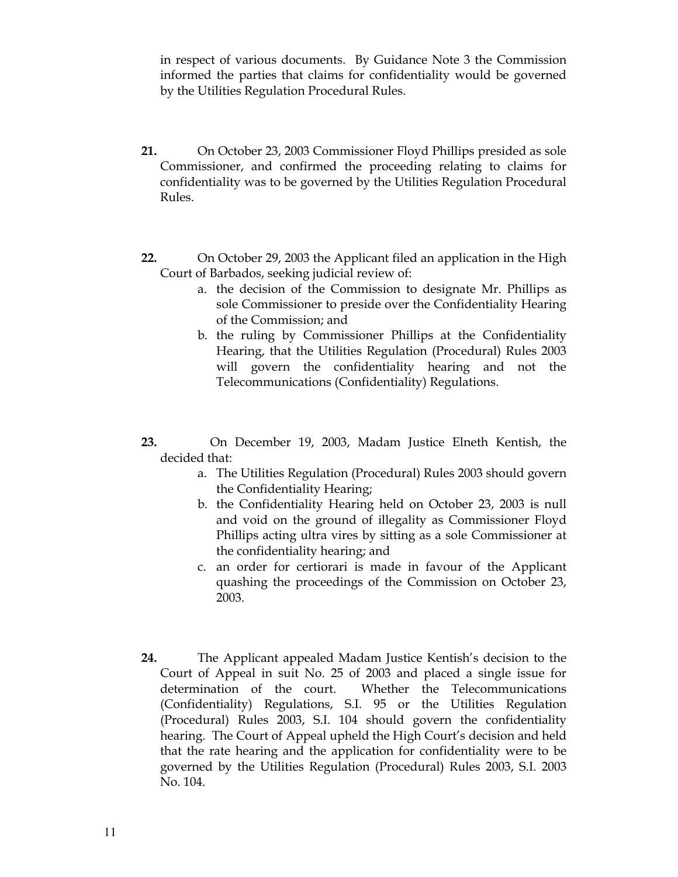in respect of various documents. By Guidance Note 3 the Commission informed the parties that claims for confidentiality would be governed by the Utilities Regulation Procedural Rules.

**21.** On October 23, 2003 Commissioner Floyd Phillips presided as sole Commissioner, and confirmed the proceeding relating to claims for confidentiality was to be governed by the Utilities Regulation Procedural Rules.

**22.** On October 29, 2003 the Applicant filed an application in the High Court of Barbados, seeking judicial review of:

a. the decision of the Commission to designate Mr. Phillips as sole Commissioner to preside over the Confidentiality Hearing of the Commission; and
b. the ruling by Commissioner Phillips at the Confidentiality Hearing, that the Utilities Regulation (Procedural) Rules 2003 will govern the confidentiality hearing and not the Telecommunications (Confidentiality) Regulations.

**23.** On December 19, 2003, Madam Justice Elneth Kentish, the decided that:

a. The Utilities Regulation (Procedural) Rules 2003 should govern the Confidentiality Hearing;
b. the Confidentiality Hearing held on October 23, 2003 is null and void on the ground of illegality as Commissioner Floyd Phillips acting ultra vires by sitting as a sole Commissioner at the confidentiality hearing; and
c. an order for certiorari is made in favour of the Applicant quashing the proceedings of the Commission on October 23, 2003.

**24.** The Applicant appealed Madam Justice Kentish's decision to the Court of Appeal in suit No. 25 of 2003 and placed a single issue for determination of the court. Whether the Telecommunications (Confidentiality) Regulations, S.I. 95 or the Utilities Regulation (Procedural) Rules 2003, S.I. 104 should govern the confidentiality hearing. The Court of Appeal upheld the High Court's decision and held that the rate hearing and the application for confidentiality were to be governed by the Utilities Regulation (Procedural) Rules 2003, S.I. 2003 No. 104.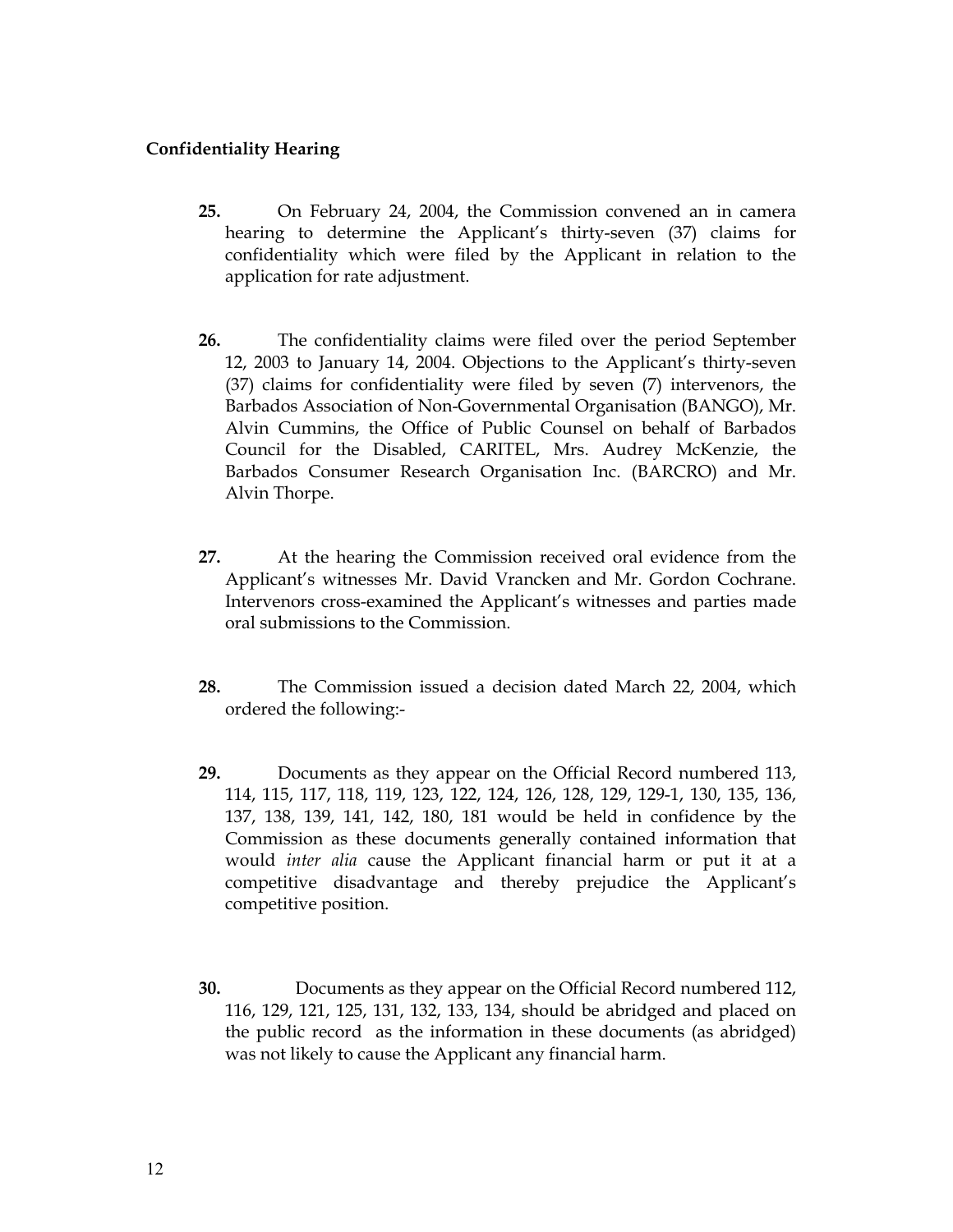**Confidentiality Hearing**

**25.** On February 24, 2004, the Commission convened an in camera hearing to determine the Applicant's thirty-seven (37) claims for confidentiality which were filed by the Applicant in relation to the application for rate adjustment.

**26.** The confidentiality claims were filed over the period September 12, 2003 to January 14, 2004. Objections to the Applicant's thirty-seven (37) claims for confidentiality were filed by seven (7) intervenors, the Barbados Association of Non-Governmental Organisation (BANGO), Mr. Alvin Cummins, the Office of Public Counsel on behalf of Barbados Council for the Disabled, CARITEL, Mrs. Audrey McKenzie, the Barbados Consumer Research Organisation Inc. (BARCRO) and Mr. Alvin Thorpe.

**27.** At the hearing the Commission received oral evidence from the Applicant's witnesses Mr. David Vrancken and Mr. Gordon Cochrane. Intervenors cross-examined the Applicant's witnesses and parties made oral submissions to the Commission.

**28.** The Commission issued a decision dated March 22, 2004, which ordered the following:-

**29.** Documents as they appear on the Official Record numbered 113, 114, 115, 117, 118, 119, 123, 122, 124, 126, 128, 129, 129-1, 130, 135, 136, 137, 138, 139, 141, 142, 180, 181 would be held in confidence by the Commission as these documents generally contained information that would *inter alia* cause the Applicant financial harm or put it at a competitive disadvantage and thereby prejudice the Applicant's competitive position.

**30.** Documents as they appear on the Official Record numbered 112, 116, 129, 121, 125, 131, 132, 133, 134, should be abridged and placed on the public record as the information in these documents (as abridged) was not likely to cause the Applicant any financial harm.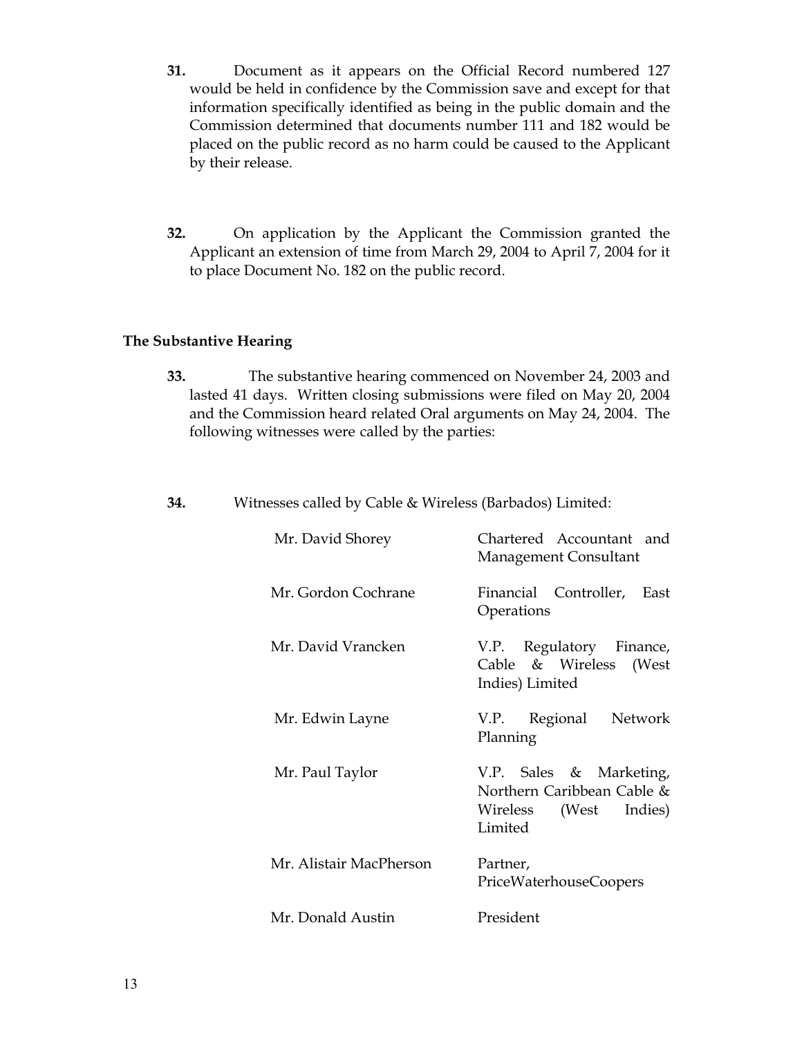**31.** Document as it appears on the Official Record numbered 127 would be held in confidence by the Commission save and except for that information specifically identified as being in the public domain and the Commission determined that documents number 111 and 182 would be placed on the public record as no harm could be caused to the Applicant by their release.

**32.** On application by the Applicant the Commission granted the Applicant an extension of time from March 29, 2004 to April 7, 2004 for it to place Document No. 182 on the public record.

**The Substantive Hearing**

**33.** The substantive hearing commenced on November 24, 2003 and lasted 41 days. Written closing submissions were filed on May 20, 2004 and the Commission heard related Oral arguments on May 24, 2004. The following witnesses were called by the parties:

**34.** Witnesses called by Cable & Wireless (Barbados) Limited:

| | |
|---|---|
| Mr. David Shorey | Chartered Accountant and Management Consultant |
| Mr. Gordon Cochrane | Financial Controller, East Operations |
| Mr. David Vrancken | V.P. Regulatory Finance, Cable & Wireless (West Indies) Limited |
| Mr. Edwin Layne | V.P. Regional Network Planning |
| Mr. Paul Taylor | V.P. Sales & Marketing, Northern Caribbean Cable & Wireless (West Indies) Limited |
| Mr. Alistair MacPherson | Partner, PriceWaterhouseCoopers |
| Mr. Donald Austin | President |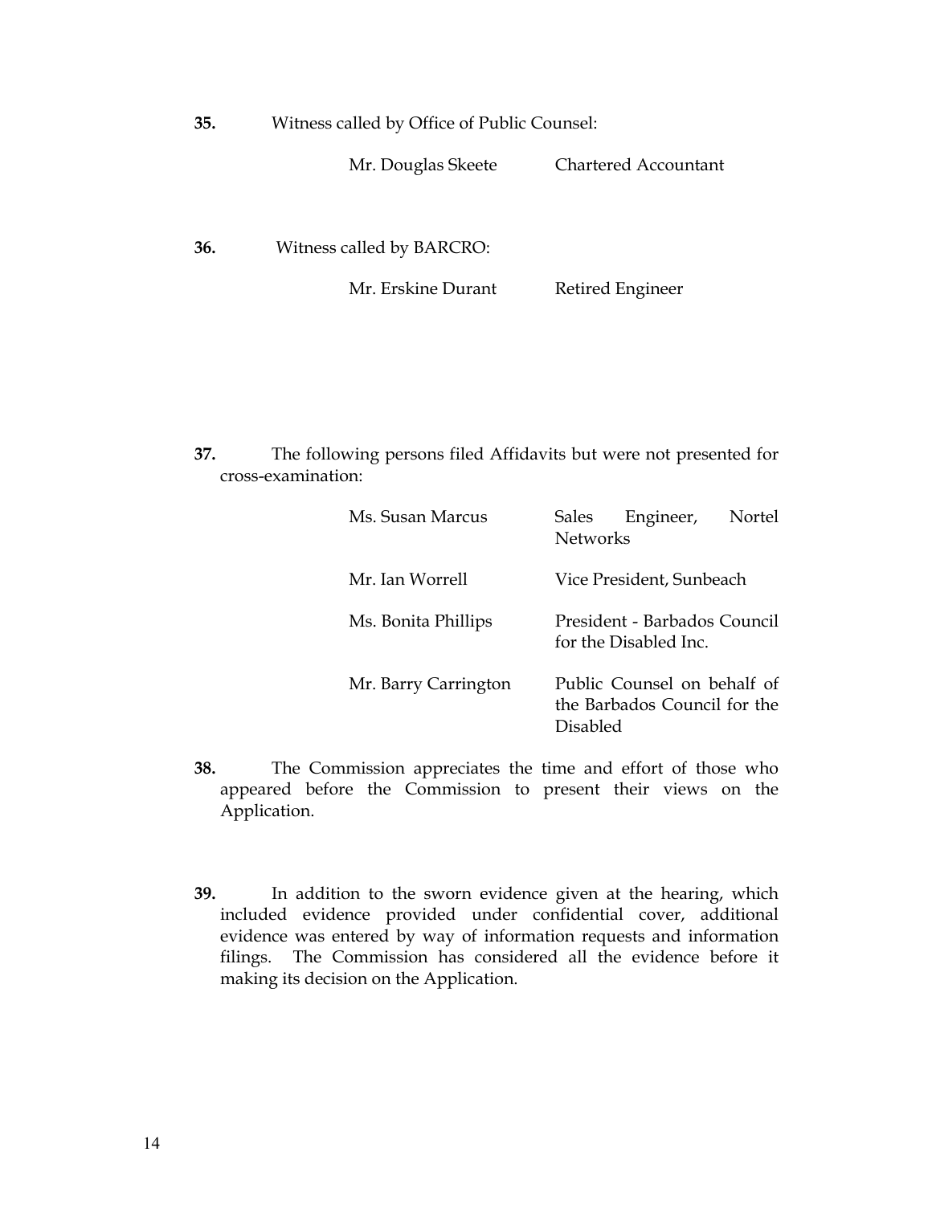**35.** Witness called by Office of Public Counsel:

| | |
|---|---|
| Mr. Douglas Skeete | Chartered Accountant |

**36.** Witness called by BARCRO:

| | |
|---|---|
| Mr. Erskine Durant | Retired Engineer |

**37.** The following persons filed Affidavits but were not presented for cross-examination:

| | |
|---|---|
| Ms. Susan Marcus | Sales Engineer, Nortel Networks |
| Mr. Ian Worrell | Vice President, Sunbeach |
| Ms. Bonita Phillips | President - Barbados Council for the Disabled Inc. |
| Mr. Barry Carrington | Public Counsel on behalf of the Barbados Council for the Disabled |

**38.** The Commission appreciates the time and effort of those who appeared before the Commission to present their views on the Application.

**39.** In addition to the sworn evidence given at the hearing, which included evidence provided under confidential cover, additional evidence was entered by way of information requests and information filings. The Commission has considered all the evidence before it making its decision on the Application.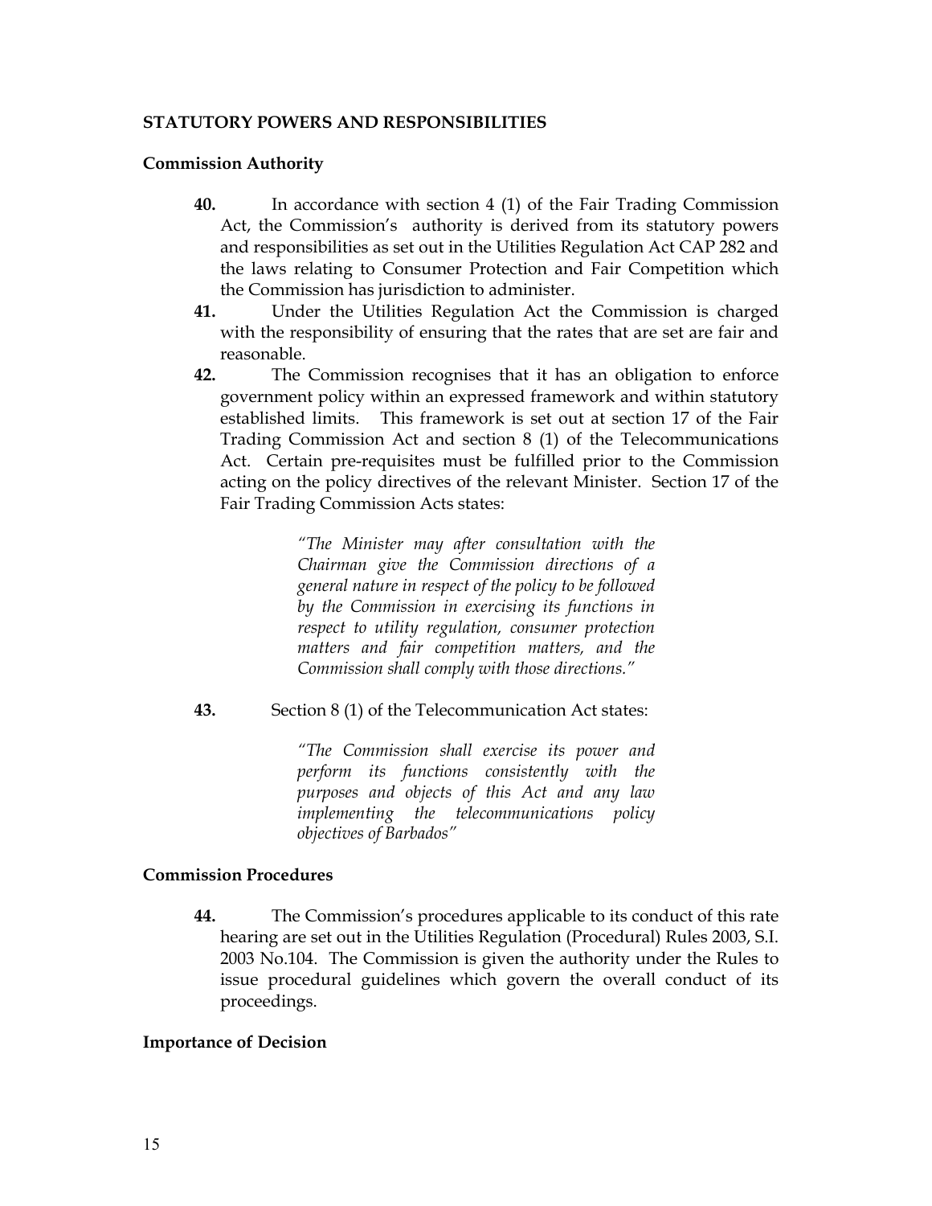## STATUTORY POWERS AND RESPONSIBILITIES

### Commission Authority

**40.** In accordance with section 4 (1) of the Fair Trading Commission Act, the Commission's authority is derived from its statutory powers and responsibilities as set out in the Utilities Regulation Act CAP 282 and the laws relating to Consumer Protection and Fair Competition which the Commission has jurisdiction to administer.

**41.** Under the Utilities Regulation Act the Commission is charged with the responsibility of ensuring that the rates that are set are fair and reasonable.

**42.** The Commission recognises that it has an obligation to enforce government policy within an expressed framework and within statutory established limits. This framework is set out at section 17 of the Fair Trading Commission Act and section 8 (1) of the Telecommunications Act. Certain pre-requisites must be fulfilled prior to the Commission acting on the policy directives of the relevant Minister. Section 17 of the Fair Trading Commission Acts states:

> *"The Minister may after consultation with the Chairman give the Commission directions of a general nature in respect of the policy to be followed by the Commission in exercising its functions in respect to utility regulation, consumer protection matters and fair competition matters, and the Commission shall comply with those directions."*

**43.** Section 8 (1) of the Telecommunication Act states:

> *"The Commission shall exercise its power and perform its functions consistently with the purposes and objects of this Act and any law implementing the telecommunications policy objectives of Barbados"*

### Commission Procedures

**44.** The Commission's procedures applicable to its conduct of this rate hearing are set out in the Utilities Regulation (Procedural) Rules 2003, S.I. 2003 No.104. The Commission is given the authority under the Rules to issue procedural guidelines which govern the overall conduct of its proceedings.

### Importance of Decision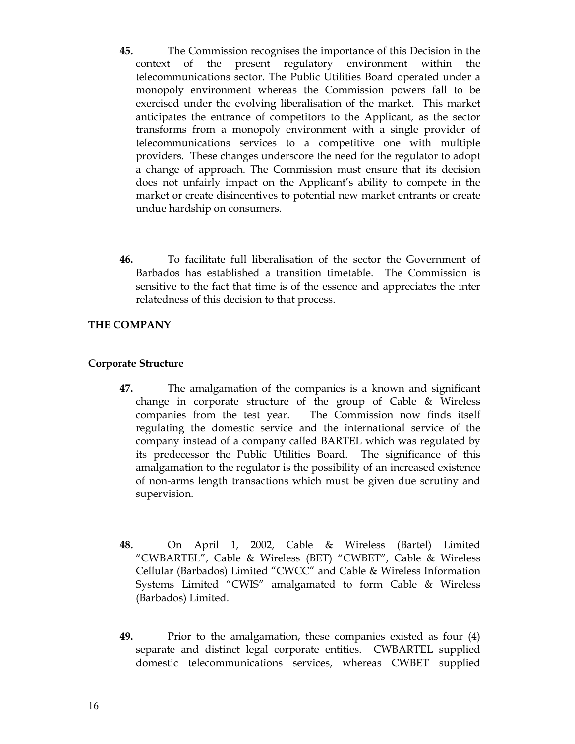**45.** The Commission recognises the importance of this Decision in the context of the present regulatory environment within the telecommunications sector. The Public Utilities Board operated under a monopoly environment whereas the Commission powers fall to be exercised under the evolving liberalisation of the market. This market anticipates the entrance of competitors to the Applicant, as the sector transforms from a monopoly environment with a single provider of telecommunications services to a competitive one with multiple providers. These changes underscore the need for the regulator to adopt a change of approach. The Commission must ensure that its decision does not unfairly impact on the Applicant's ability to compete in the market or create disincentives to potential new market entrants or create undue hardship on consumers.

**46.** To facilitate full liberalisation of the sector the Government of Barbados has established a transition timetable. The Commission is sensitive to the fact that time is of the essence and appreciates the inter relatedness of this decision to that process.

## THE COMPANY

### Corporate Structure

**47.** The amalgamation of the companies is a known and significant change in corporate structure of the group of Cable & Wireless companies from the test year. The Commission now finds itself regulating the domestic service and the international service of the company instead of a company called BARTEL which was regulated by its predecessor the Public Utilities Board. The significance of this amalgamation to the regulator is the possibility of an increased existence of non-arms length transactions which must be given due scrutiny and supervision.

**48.** On April 1, 2002, Cable & Wireless (Bartel) Limited "CWBARTEL", Cable & Wireless (BET) "CWBET", Cable & Wireless Cellular (Barbados) Limited "CWCC" and Cable & Wireless Information Systems Limited "CWIS" amalgamated to form Cable & Wireless (Barbados) Limited.

**49.** Prior to the amalgamation, these companies existed as four (4) separate and distinct legal corporate entities. CWBARTEL supplied domestic telecommunications services, whereas CWBET supplied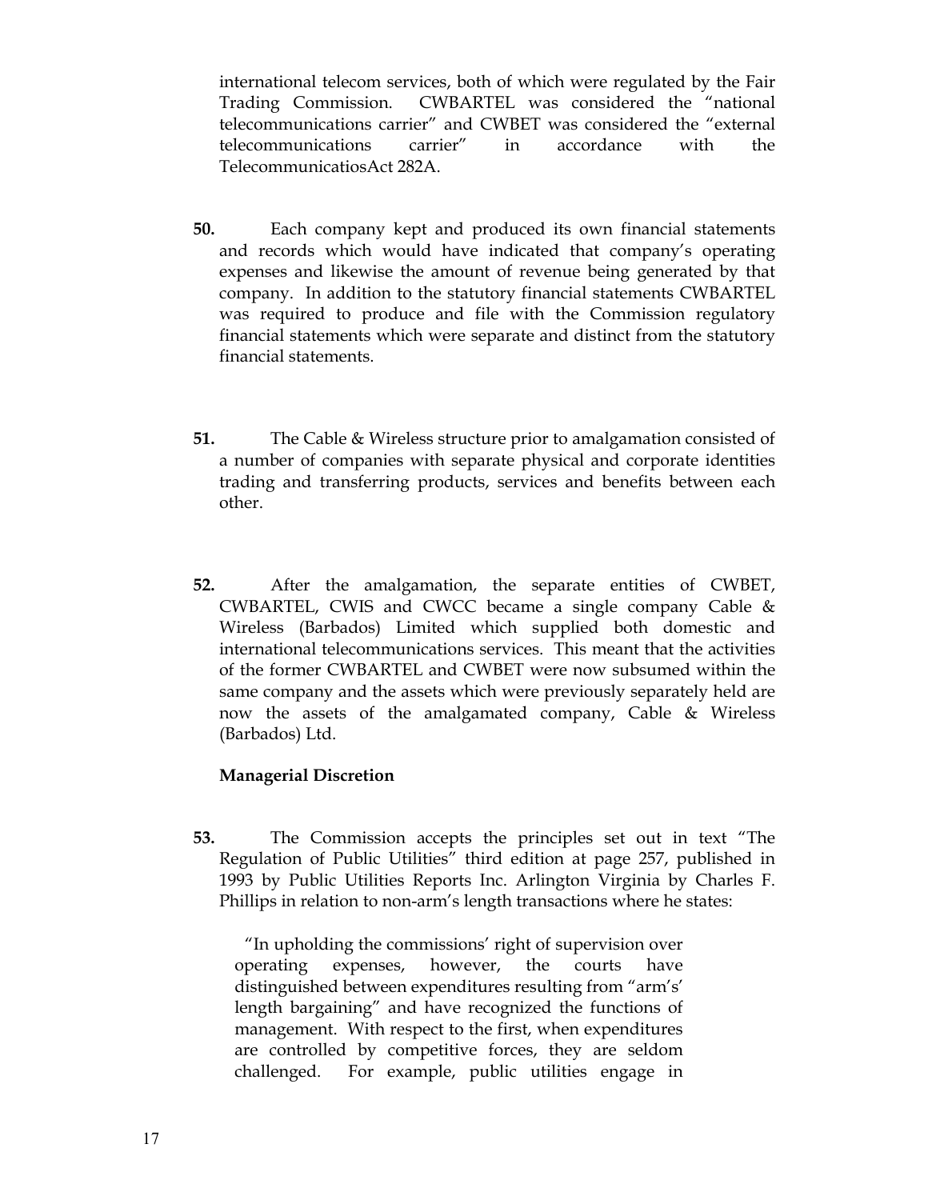international telecom services, both of which were regulated by the Fair Trading Commission. CWBARTEL was considered the "national telecommunications carrier" and CWBET was considered the "external telecommunications carrier" in accordance with the TelecommunicatiosAct 282A.

**50.** Each company kept and produced its own financial statements and records which would have indicated that company's operating expenses and likewise the amount of revenue being generated by that company. In addition to the statutory financial statements CWBARTEL was required to produce and file with the Commission regulatory financial statements which were separate and distinct from the statutory financial statements.

**51.** The Cable & Wireless structure prior to amalgamation consisted of a number of companies with separate physical and corporate identities trading and transferring products, services and benefits between each other.

**52.** After the amalgamation, the separate entities of CWBET, CWBARTEL, CWIS and CWCC became a single company Cable & Wireless (Barbados) Limited which supplied both domestic and international telecommunications services. This meant that the activities of the former CWBARTEL and CWBET were now subsumed within the same company and the assets which were previously separately held are now the assets of the amalgamated company, Cable & Wireless (Barbados) Ltd.

**Managerial Discretion**

**53.** The Commission accepts the principles set out in text "The Regulation of Public Utilities" third edition at page 257, published in 1993 by Public Utilities Reports Inc. Arlington Virginia by Charles F. Phillips in relation to non-arm's length transactions where he states:

> "In upholding the commissions' right of supervision over operating expenses, however, the courts have distinguished between expenditures resulting from "arm's' length bargaining" and have recognized the functions of management. With respect to the first, when expenditures are controlled by competitive forces, they are seldom challenged. For example, public utilities engage in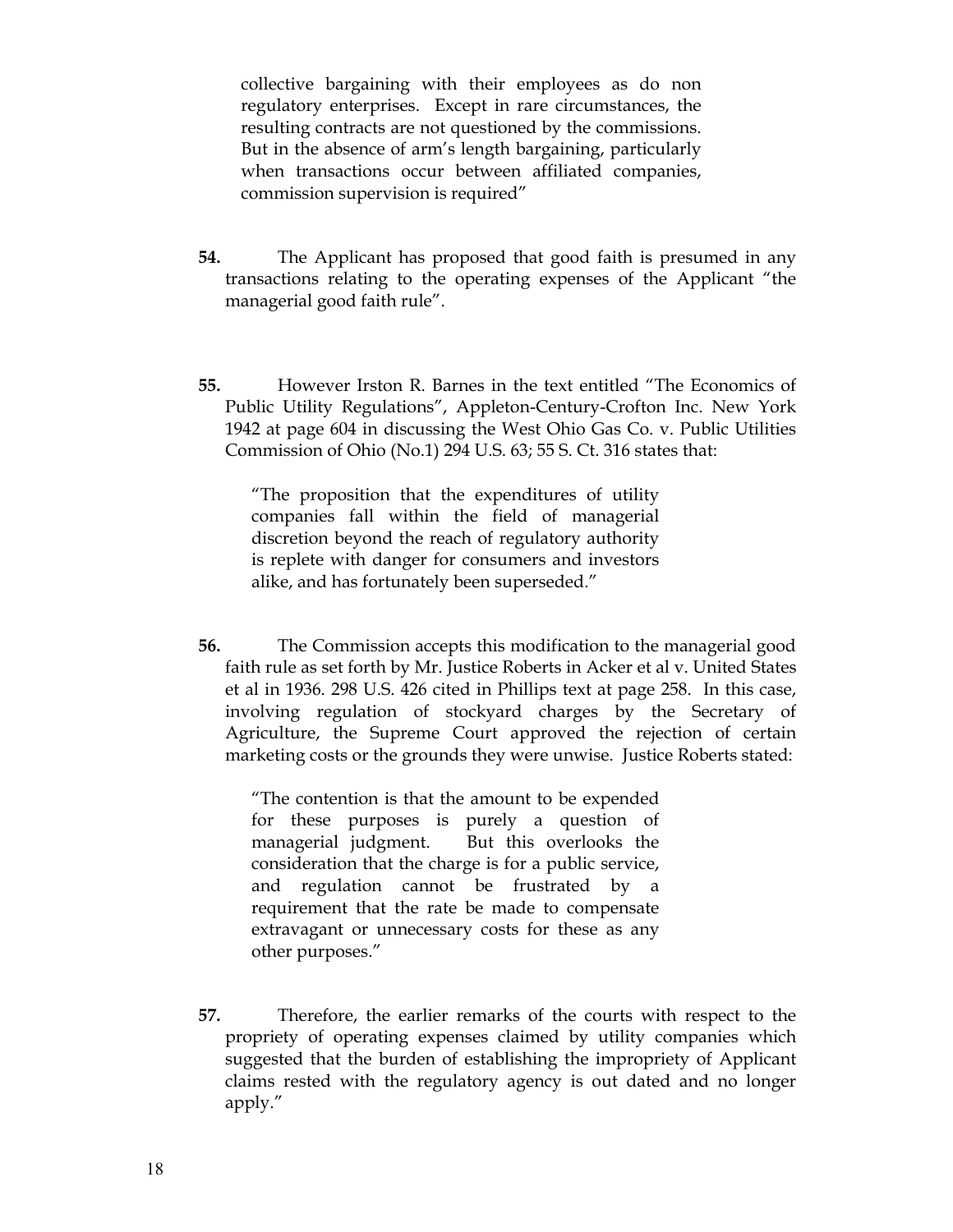> collective bargaining with their employees as do non regulatory enterprises. Except in rare circumstances, the resulting contracts are not questioned by the commissions. But in the absence of arm's length bargaining, particularly when transactions occur between affiliated companies, commission supervision is required"

**54.** The Applicant has proposed that good faith is presumed in any transactions relating to the operating expenses of the Applicant "the managerial good faith rule".

**55.** However Irston R. Barnes in the text entitled "The Economics of Public Utility Regulations", Appleton-Century-Crofton Inc. New York 1942 at page 604 in discussing the West Ohio Gas Co. v. Public Utilities Commission of Ohio (No.1) 294 U.S. 63; 55 S. Ct. 316 states that:

> "The proposition that the expenditures of utility companies fall within the field of managerial discretion beyond the reach of regulatory authority is replete with danger for consumers and investors alike, and has fortunately been superseded."

**56.** The Commission accepts this modification to the managerial good faith rule as set forth by Mr. Justice Roberts in Acker et al v. United States et al in 1936. 298 U.S. 426 cited in Phillips text at page 258. In this case, involving regulation of stockyard charges by the Secretary of Agriculture, the Supreme Court approved the rejection of certain marketing costs or the grounds they were unwise. Justice Roberts stated:

> "The contention is that the amount to be expended for these purposes is purely a question of managerial judgment. But this overlooks the consideration that the charge is for a public service, and regulation cannot be frustrated by a requirement that the rate be made to compensate extravagant or unnecessary costs for these as any other purposes."

**57.** Therefore, the earlier remarks of the courts with respect to the propriety of operating expenses claimed by utility companies which suggested that the burden of establishing the impropriety of Applicant claims rested with the regulatory agency is out dated and no longer apply."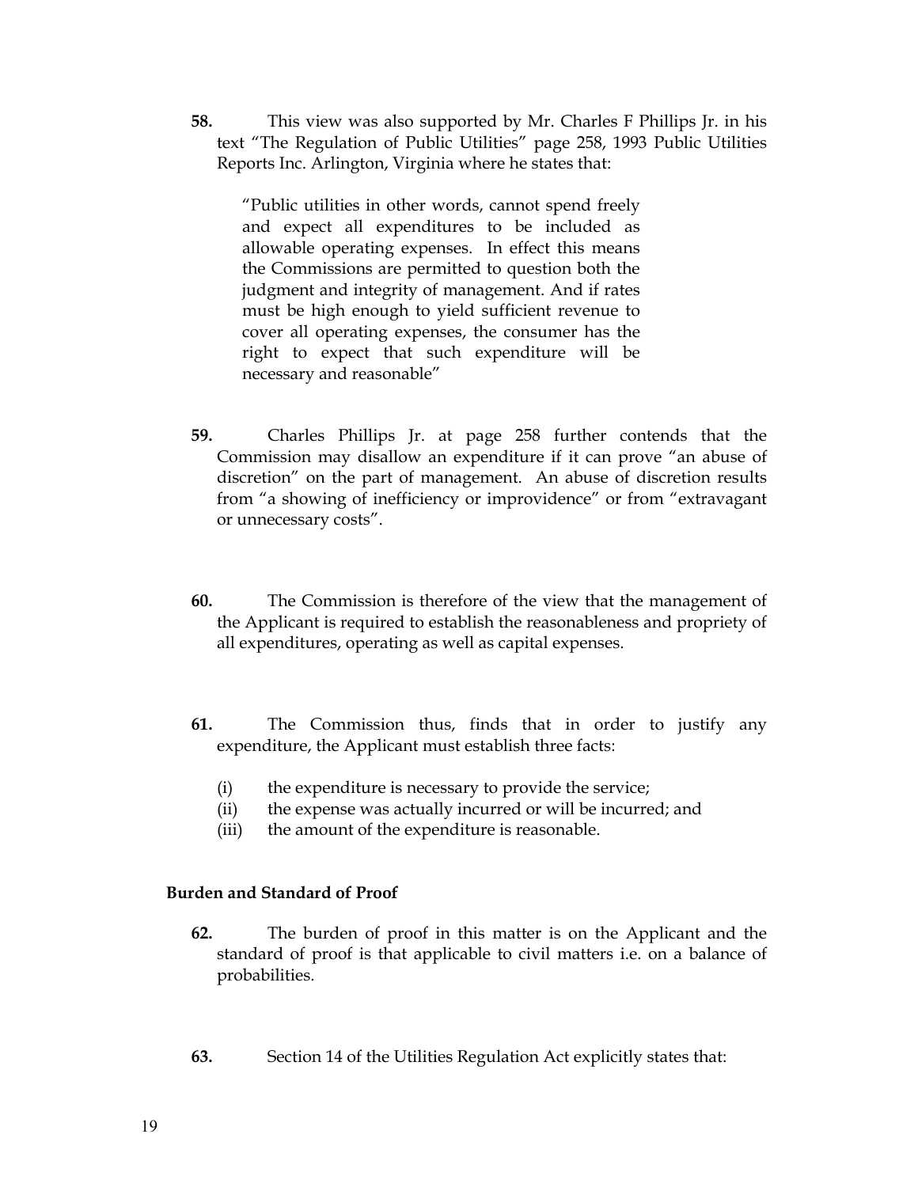**58.** This view was also supported by Mr. Charles F Phillips Jr. in his text "The Regulation of Public Utilities" page 258, 1993 Public Utilities Reports Inc. Arlington, Virginia where he states that:

> "Public utilities in other words, cannot spend freely and expect all expenditures to be included as allowable operating expenses. In effect this means the Commissions are permitted to question both the judgment and integrity of management. And if rates must be high enough to yield sufficient revenue to cover all operating expenses, the consumer has the right to expect that such expenditure will be necessary and reasonable"

**59.** Charles Phillips Jr. at page 258 further contends that the Commission may disallow an expenditure if it can prove "an abuse of discretion" on the part of management. An abuse of discretion results from "a showing of inefficiency or improvidence" or from "extravagant or unnecessary costs".

**60.** The Commission is therefore of the view that the management of the Applicant is required to establish the reasonableness and propriety of all expenditures, operating as well as capital expenses.

**61.** The Commission thus, finds that in order to justify any expenditure, the Applicant must establish three facts:

(i) the expenditure is necessary to provide the service;
(ii) the expense was actually incurred or will be incurred; and
(iii) the amount of the expenditure is reasonable.

### Burden and Standard of Proof

**62.** The burden of proof in this matter is on the Applicant and the standard of proof is that applicable to civil matters i.e. on a balance of probabilities.

**63.** Section 14 of the Utilities Regulation Act explicitly states that: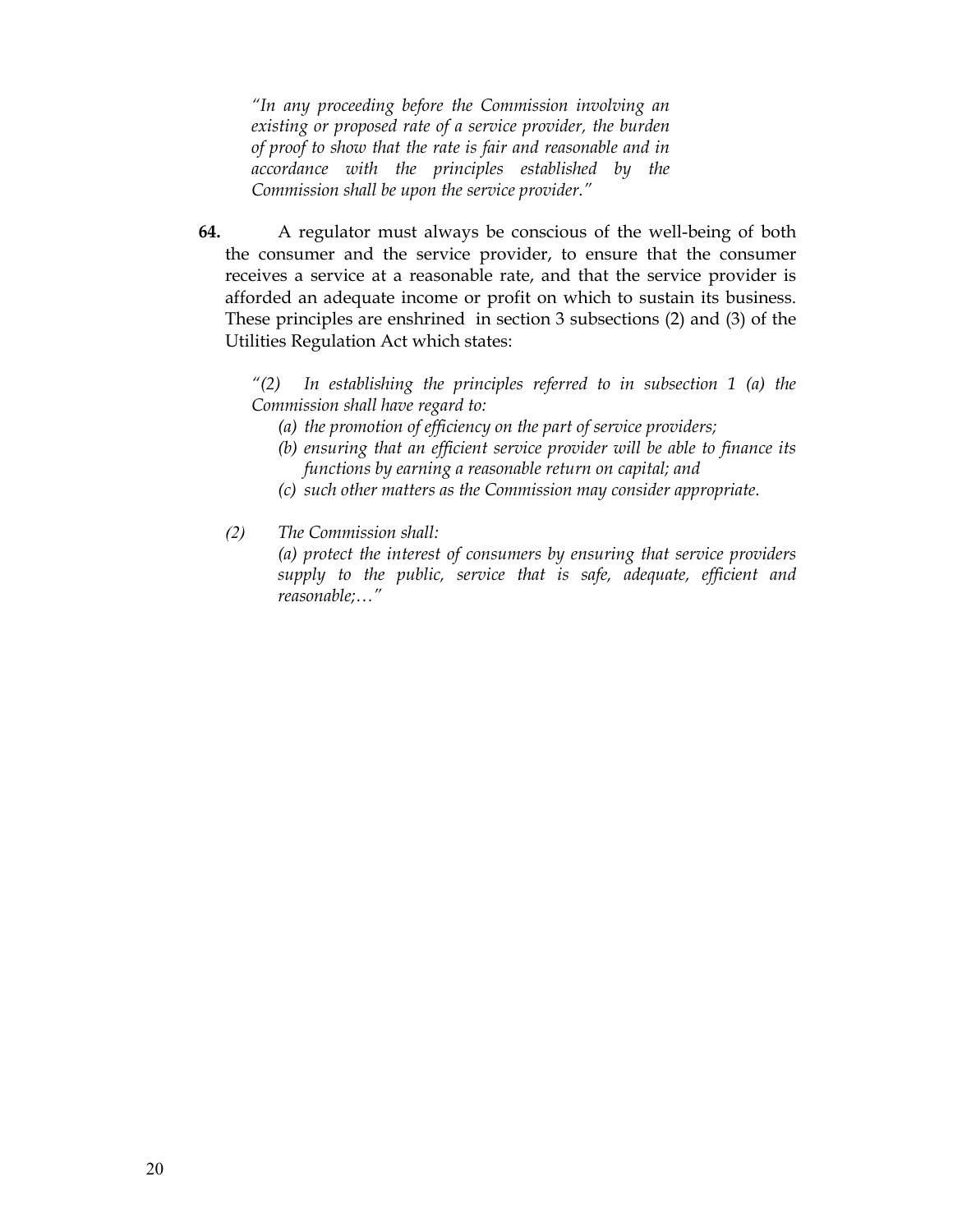> *"In any proceeding before the Commission involving an existing or proposed rate of a service provider, the burden of proof to show that the rate is fair and reasonable and in accordance with the principles established by the Commission shall be upon the service provider."*

**64.** A regulator must always be conscious of the well-being of both the consumer and the service provider, to ensure that the consumer receives a service at a reasonable rate, and that the service provider is afforded an adequate income or profit on which to sustain its business. These principles are enshrined in section 3 subsections (2) and (3) of the Utilities Regulation Act which states:

> *"(2) In establishing the principles referred to in subsection 1 (a) the Commission shall have regard to:*
>
> *(a) the promotion of efficiency on the part of service providers;*
>
> *(b) ensuring that an efficient service provider will be able to finance its functions by earning a reasonable return on capital; and*
>
> *(c) such other matters as the Commission may consider appropriate.*
>
> *(2) The Commission shall:*
>
> *(a) protect the interest of consumers by ensuring that service providers supply to the public, service that is safe, adequate, efficient and reasonable;…"*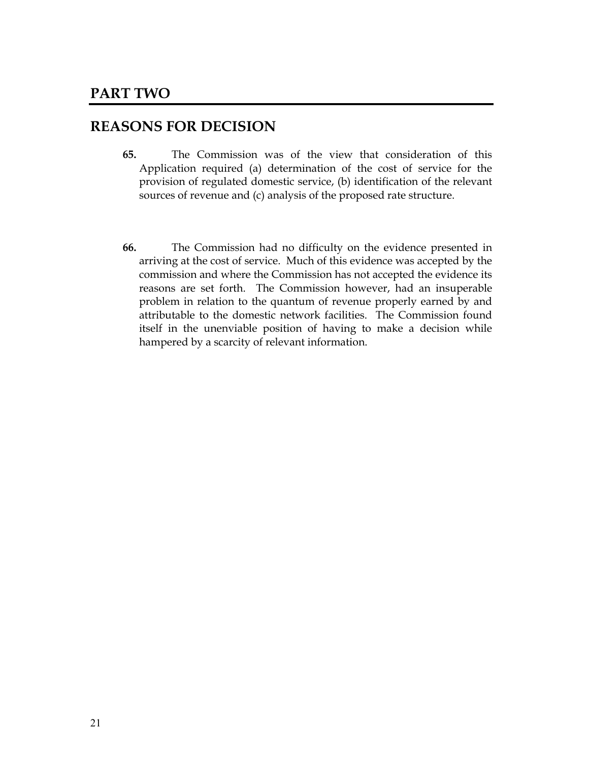# PART TWO

## REASONS FOR DECISION

**65.** The Commission was of the view that consideration of this Application required (a) determination of the cost of service for the provision of regulated domestic service, (b) identification of the relevant sources of revenue and (c) analysis of the proposed rate structure.

**66.** The Commission had no difficulty on the evidence presented in arriving at the cost of service. Much of this evidence was accepted by the commission and where the Commission has not accepted the evidence its reasons are set forth. The Commission however, had an insuperable problem in relation to the quantum of revenue properly earned by and attributable to the domestic network facilities. The Commission found itself in the unenviable position of having to make a decision while hampered by a scarcity of relevant information.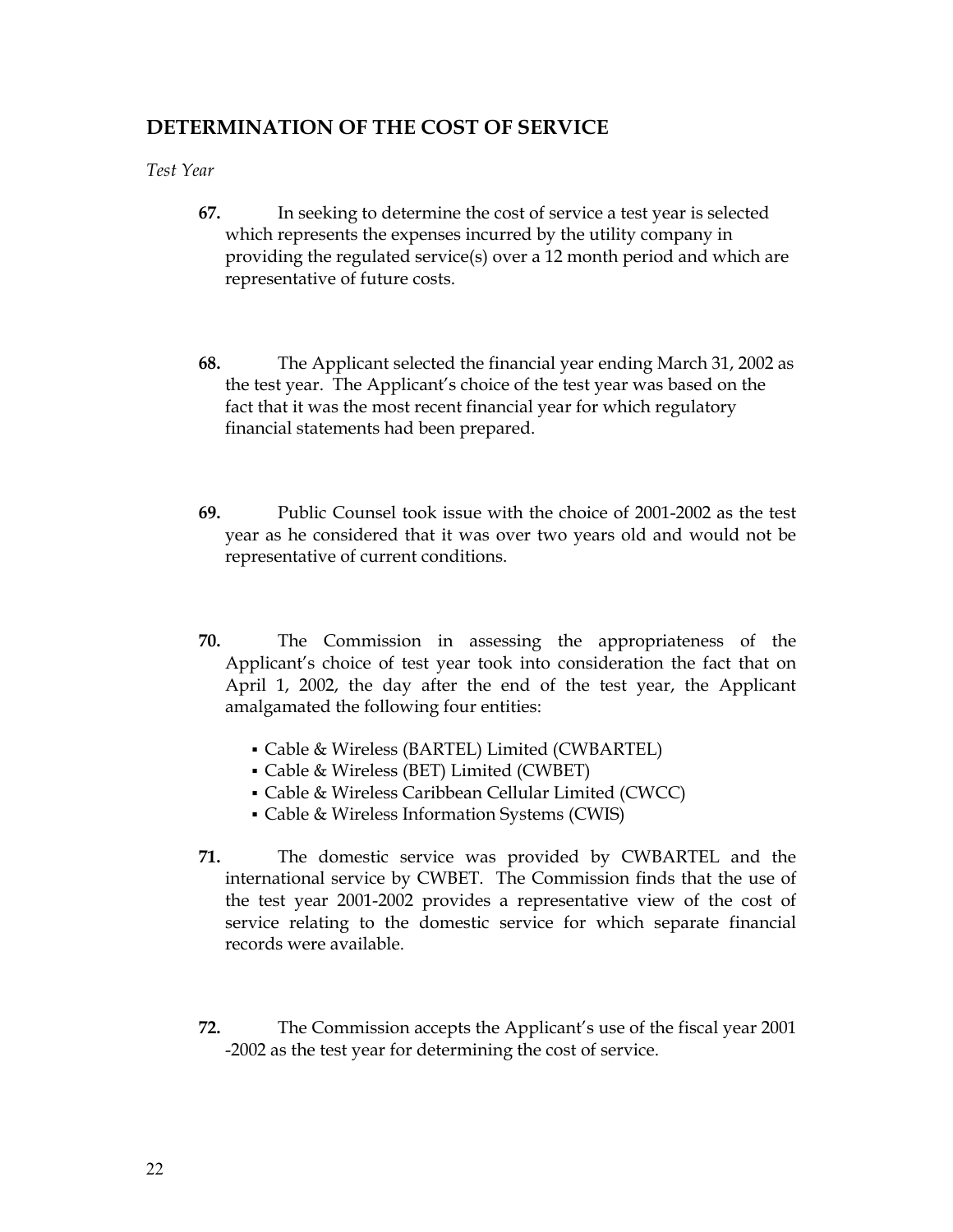## DETERMINATION OF THE COST OF SERVICE

*Test Year*

**67.** In seeking to determine the cost of service a test year is selected which represents the expenses incurred by the utility company in providing the regulated service(s) over a 12 month period and which are representative of future costs.

**68.** The Applicant selected the financial year ending March 31, 2002 as the test year. The Applicant's choice of the test year was based on the fact that it was the most recent financial year for which regulatory financial statements had been prepared.

**69.** Public Counsel took issue with the choice of 2001-2002 as the test year as he considered that it was over two years old and would not be representative of current conditions.

**70.** The Commission in assessing the appropriateness of the Applicant's choice of test year took into consideration the fact that on April 1, 2002, the day after the end of the test year, the Applicant amalgamated the following four entities:

- Cable & Wireless (BARTEL) Limited (CWBARTEL)
- Cable & Wireless (BET) Limited (CWBET)
- Cable & Wireless Caribbean Cellular Limited (CWCC)
- Cable & Wireless Information Systems (CWIS)

**71.** The domestic service was provided by CWBARTEL and the international service by CWBET. The Commission finds that the use of the test year 2001-2002 provides a representative view of the cost of service relating to the domestic service for which separate financial records were available.

**72.** The Commission accepts the Applicant's use of the fiscal year 2001 -2002 as the test year for determining the cost of service.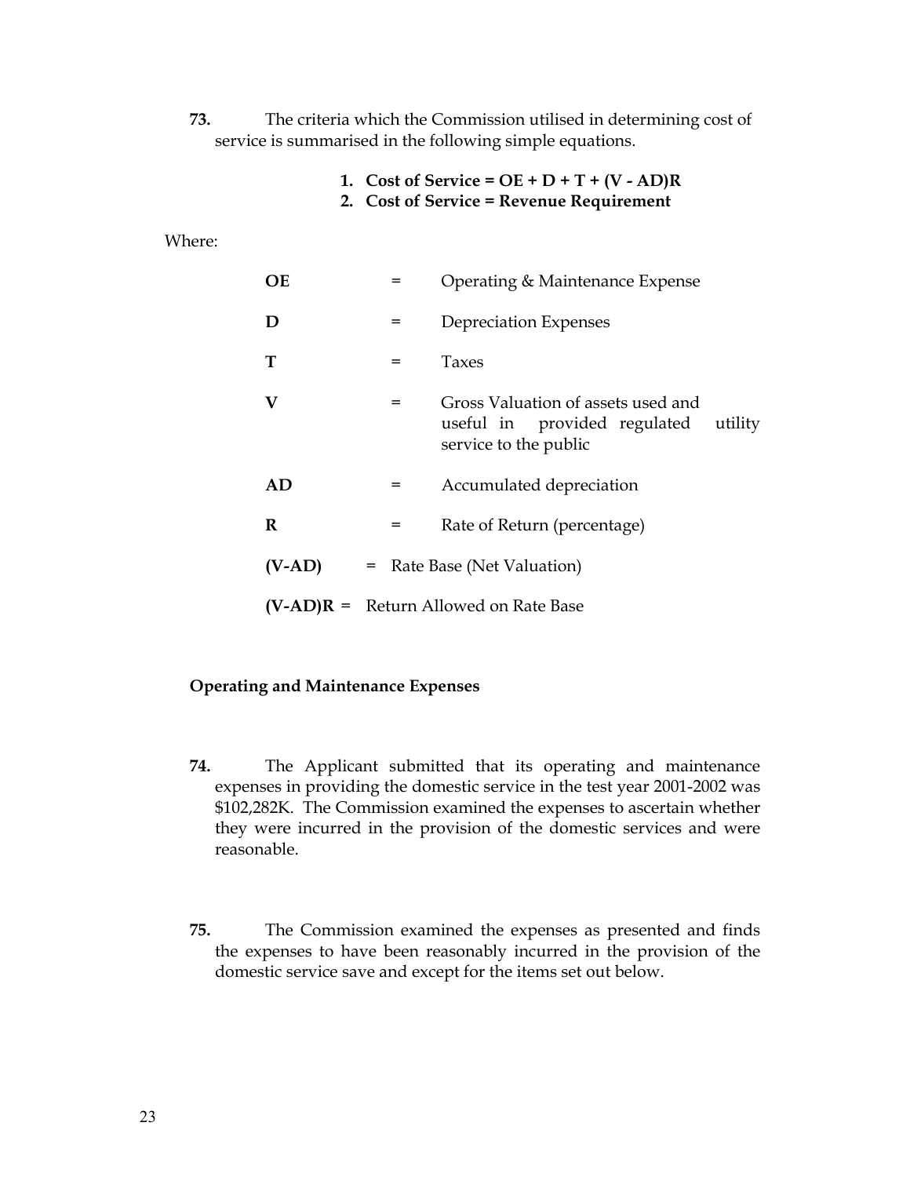**73.** The criteria which the Commission utilised in determining cost of service is summarised in the following simple equations.

1. **Cost of Service = OE + D + T + (V - AD)R**
2. **Cost of Service = Revenue Requirement**

Where:

| | | |
|---|---|---|
| **OE** | = | Operating & Maintenance Expense |
| **D** | = | Depreciation Expenses |
| **T** | = | Taxes |
| **V** | = | Gross Valuation of assets used and useful in provided regulated utility service to the public |
| **AD** | = | Accumulated depreciation |
| **R** | = | Rate of Return (percentage) |
| **(V-AD)** | = | Rate Base (Net Valuation) |
| **(V-AD)R** | = | Return Allowed on Rate Base |

**Operating and Maintenance Expenses**

**74.** The Applicant submitted that its operating and maintenance expenses in providing the domestic service in the test year 2001-2002 was $102,282K. The Commission examined the expenses to ascertain whether they were incurred in the provision of the domestic services and were reasonable.

**75.** The Commission examined the expenses as presented and finds the expenses to have been reasonably incurred in the provision of the domestic service save and except for the items set out below.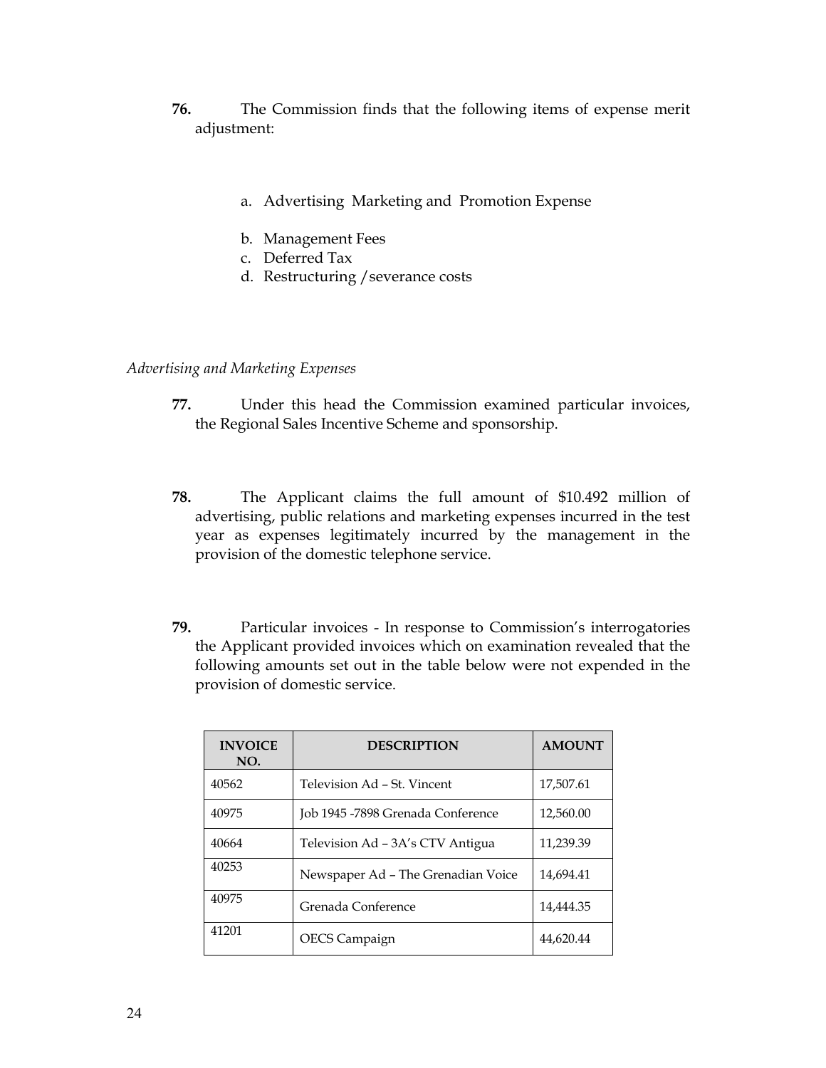**76.** The Commission finds that the following items of expense merit adjustment:

a. Advertising Marketing and Promotion Expense

b. Management Fees
c. Deferred Tax
d. Restructuring / severance costs

*Advertising and Marketing Expenses*

**77.** Under this head the Commission examined particular invoices, the Regional Sales Incentive Scheme and sponsorship.

**78.** The Applicant claims the full amount of \$10.492 million of advertising, public relations and marketing expenses incurred in the test year as expenses legitimately incurred by the management in the provision of the domestic telephone service.

**79.** Particular invoices - In response to Commission's interrogatories the Applicant provided invoices which on examination revealed that the following amounts set out in the table below were not expended in the provision of domestic service.

| INVOICE NO. | DESCRIPTION | AMOUNT |
|---|---|---|
| 40562 | Television Ad – St. Vincent | 17,507.61 |
| 40975 | Job 1945 -7898 Grenada Conference | 12,560.00 |
| 40664 | Television Ad – 3A's CTV Antigua | 11,239.39 |
| 40253 | Newspaper Ad – The Grenadian Voice | 14,694.41 |
| 40975 | Grenada Conference | 14,444.35 |
| 41201 | OECS Campaign | 44,620.44 |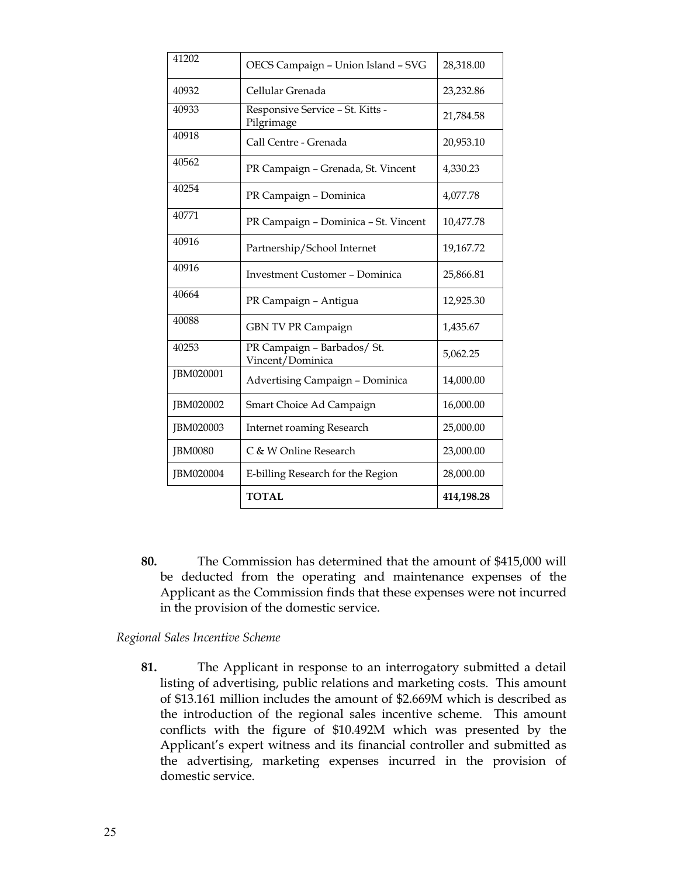| | | |
|---|---|---|
| 41202 | OECS Campaign – Union Island – SVG | 28,318.00 |
| 40932 | Cellular Grenada | 23,232.86 |
| 40933 | Responsive Service – St. Kitts - Pilgrimage | 21,784.58 |
| 40918 | Call Centre - Grenada | 20,953.10 |
| 40562 | PR Campaign – Grenada, St. Vincent | 4,330.23 |
| 40254 | PR Campaign – Dominica | 4,077.78 |
| 40771 | PR Campaign – Dominica – St. Vincent | 10,477.78 |
| 40916 | Partnership/School Internet | 19,167.72 |
| 40916 | Investment Customer – Dominica | 25,866.81 |
| 40664 | PR Campaign – Antigua | 12,925.30 |
| 40088 | GBN TV PR Campaign | 1,435.67 |
| 40253 | PR Campaign – Barbados/ St. Vincent/Dominica | 5,062.25 |
| JBM020001 | Advertising Campaign – Dominica | 14,000.00 |
| JBM020002 | Smart Choice Ad Campaign | 16,000.00 |
| JBM020003 | Internet roaming Research | 25,000.00 |
| JBM0080 | C & W Online Research | 23,000.00 |
| JBM020004 | E-billing Research for the Region | 28,000.00 |
| | **TOTAL** | **414,198.28** |

**80.** The Commission has determined that the amount of $415,000 will be deducted from the operating and maintenance expenses of the Applicant as the Commission finds that these expenses were not incurred in the provision of the domestic service.

*Regional Sales Incentive Scheme*

**81.** The Applicant in response to an interrogatory submitted a detail listing of advertising, public relations and marketing costs. This amount of $13.161 million includes the amount of $2.669M which is described as the introduction of the regional sales incentive scheme. This amount conflicts with the figure of $10.492M which was presented by the Applicant's expert witness and its financial controller and submitted as the advertising, marketing expenses incurred in the provision of domestic service.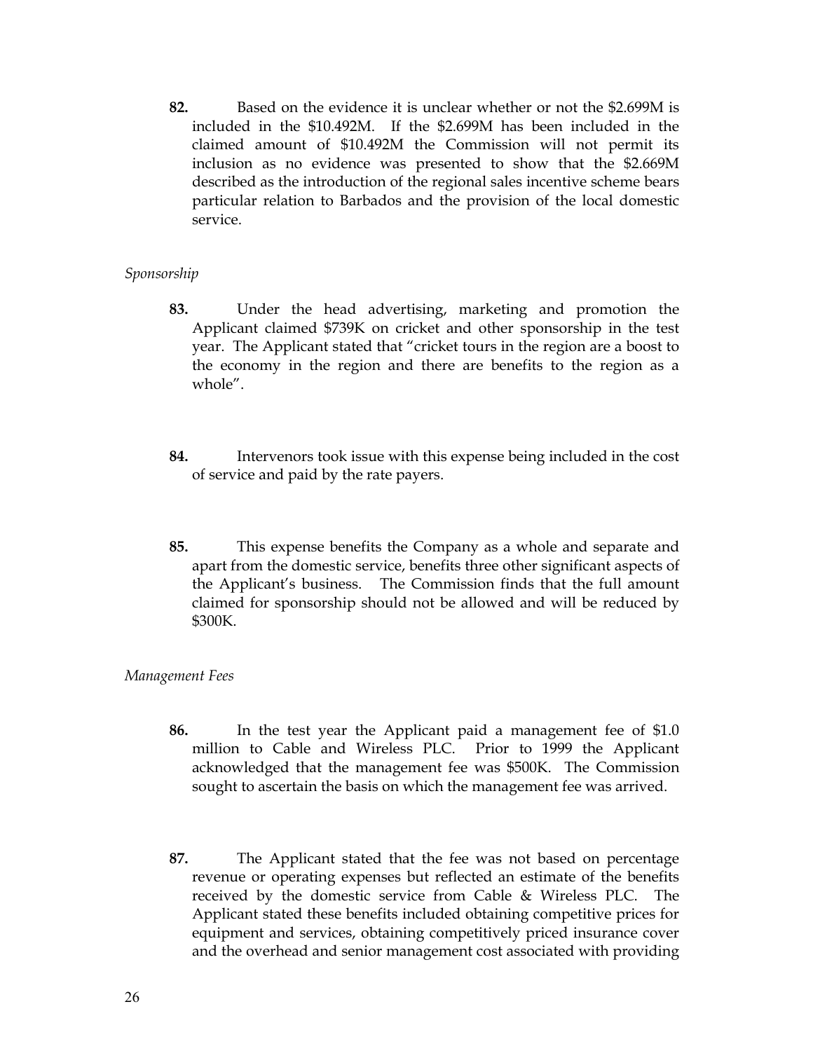**82.** Based on the evidence it is unclear whether or not the $2.699M is included in the $10.492M. If the $2.699M has been included in the claimed amount of $10.492M the Commission will not permit its inclusion as no evidence was presented to show that the $2.669M described as the introduction of the regional sales incentive scheme bears particular relation to Barbados and the provision of the local domestic service.

*Sponsorship*

**83.** Under the head advertising, marketing and promotion the Applicant claimed $739K on cricket and other sponsorship in the test year. The Applicant stated that "cricket tours in the region are a boost to the economy in the region and there are benefits to the region as a whole".

**84.** Intervenors took issue with this expense being included in the cost of service and paid by the rate payers.

**85.** This expense benefits the Company as a whole and separate and apart from the domestic service, benefits three other significant aspects of the Applicant's business. The Commission finds that the full amount claimed for sponsorship should not be allowed and will be reduced by $300K.

*Management Fees*

**86.** In the test year the Applicant paid a management fee of $1.0 million to Cable and Wireless PLC. Prior to 1999 the Applicant acknowledged that the management fee was $500K. The Commission sought to ascertain the basis on which the management fee was arrived.

**87.** The Applicant stated that the fee was not based on percentage revenue or operating expenses but reflected an estimate of the benefits received by the domestic service from Cable & Wireless PLC. The Applicant stated these benefits included obtaining competitive prices for equipment and services, obtaining competitively priced insurance cover and the overhead and senior management cost associated with providing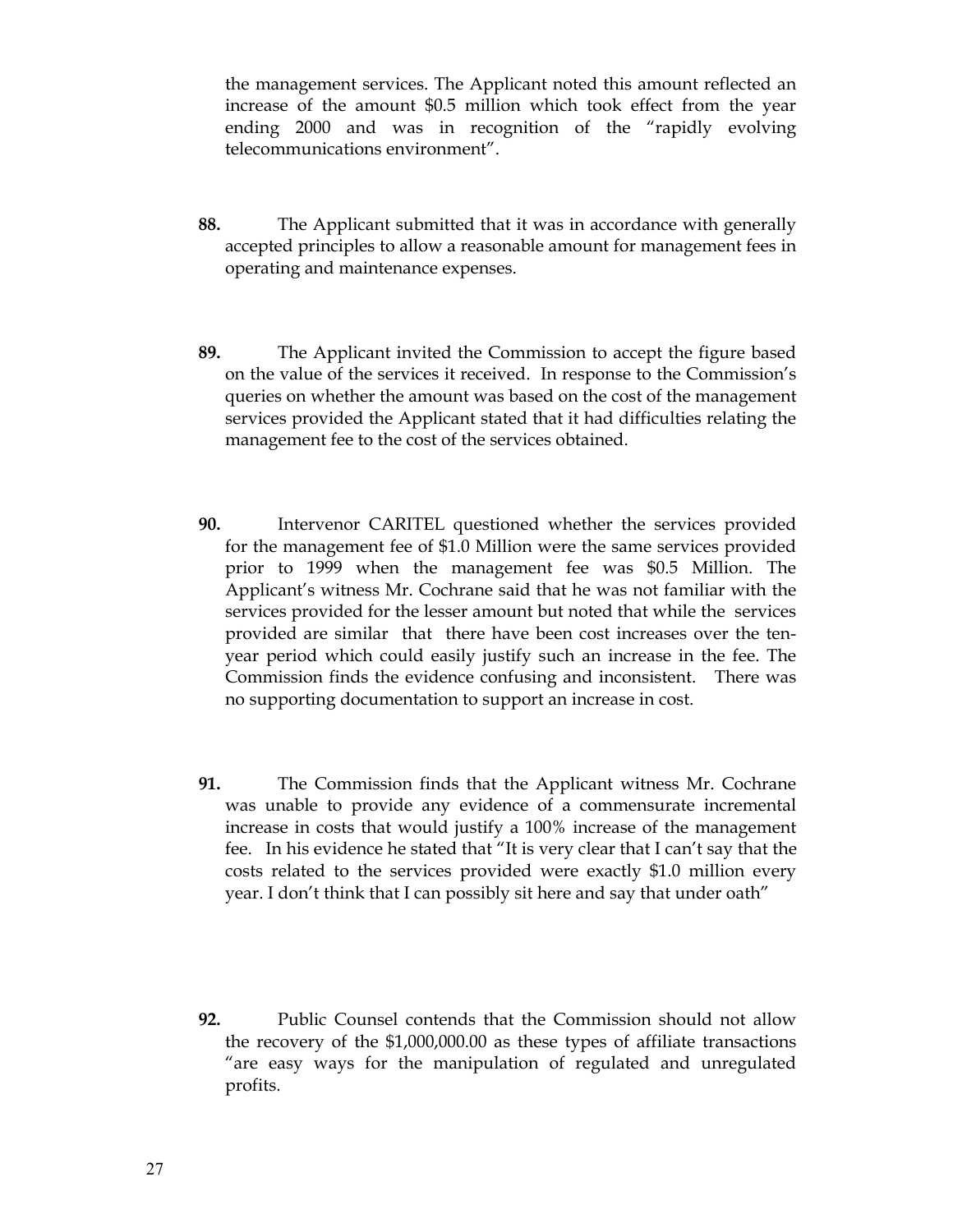the management services. The Applicant noted this amount reflected an increase of the amount $0.5 million which took effect from the year ending 2000 and was in recognition of the "rapidly evolving telecommunications environment".

**88.** The Applicant submitted that it was in accordance with generally accepted principles to allow a reasonable amount for management fees in operating and maintenance expenses.

**89.** The Applicant invited the Commission to accept the figure based on the value of the services it received. In response to the Commission's queries on whether the amount was based on the cost of the management services provided the Applicant stated that it had difficulties relating the management fee to the cost of the services obtained.

**90.** Intervenor CARITEL questioned whether the services provided for the management fee of $1.0 Million were the same services provided prior to 1999 when the management fee was $0.5 Million. The Applicant's witness Mr. Cochrane said that he was not familiar with the services provided for the lesser amount but noted that while the services provided are similar that there have been cost increases over the ten-year period which could easily justify such an increase in the fee. The Commission finds the evidence confusing and inconsistent. There was no supporting documentation to support an increase in cost.

**91.** The Commission finds that the Applicant witness Mr. Cochrane was unable to provide any evidence of a commensurate incremental increase in costs that would justify a 100% increase of the management fee. In his evidence he stated that "It is very clear that I can't say that the costs related to the services provided were exactly $1.0 million every year. I don't think that I can possibly sit here and say that under oath"

**92.** Public Counsel contends that the Commission should not allow the recovery of the $1,000,000.00 as these types of affiliate transactions "are easy ways for the manipulation of regulated and unregulated profits.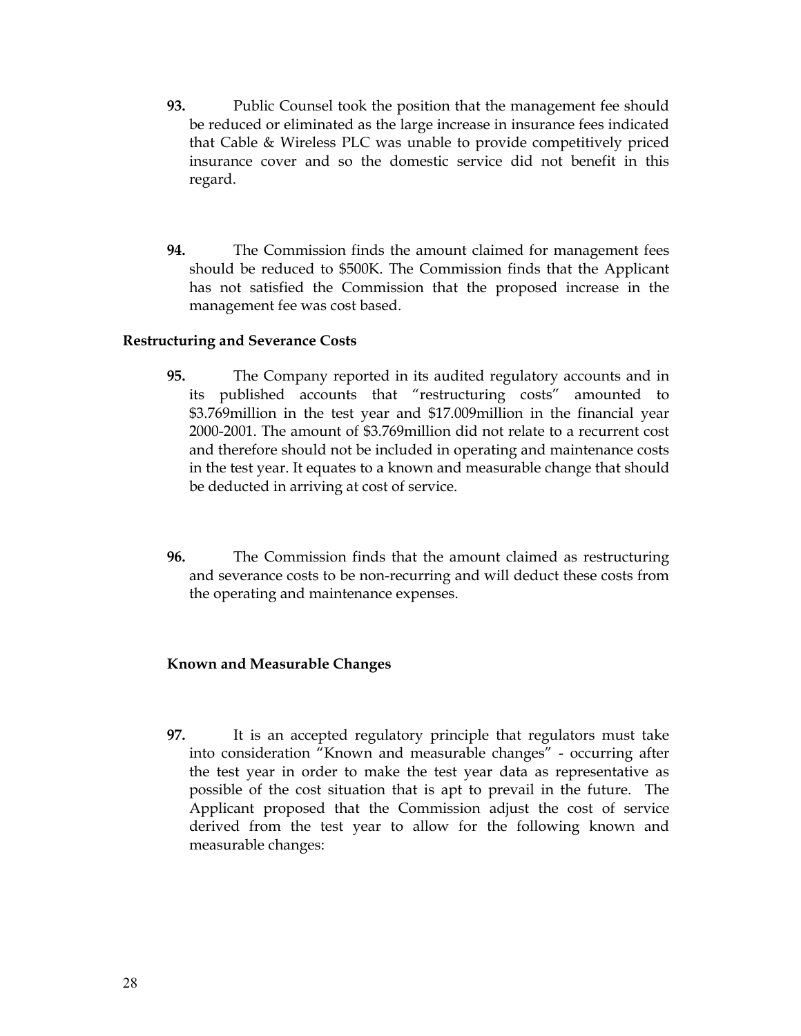**93.** Public Counsel took the position that the management fee should be reduced or eliminated as the large increase in insurance fees indicated that Cable & Wireless PLC was unable to provide competitively priced insurance cover and so the domestic service did not benefit in this regard.

**94.** The Commission finds the amount claimed for management fees should be reduced to $500K. The Commission finds that the Applicant has not satisfied the Commission that the proposed increase in the management fee was cost based.

**Restructuring and Severance Costs**

**95.** The Company reported in its audited regulatory accounts and in its published accounts that "restructuring costs" amounted to $3.769million in the test year and $17.009million in the financial year 2000-2001. The amount of $3.769million did not relate to a recurrent cost and therefore should not be included in operating and maintenance costs in the test year. It equates to a known and measurable change that should be deducted in arriving at cost of service.

**96.** The Commission finds that the amount claimed as restructuring and severance costs to be non-recurring and will deduct these costs from the operating and maintenance expenses.

**Known and Measurable Changes**

**97.** It is an accepted regulatory principle that regulators must take into consideration "Known and measurable changes" - occurring after the test year in order to make the test year data as representative as possible of the cost situation that is apt to prevail in the future. The Applicant proposed that the Commission adjust the cost of service derived from the test year to allow for the following known and measurable changes: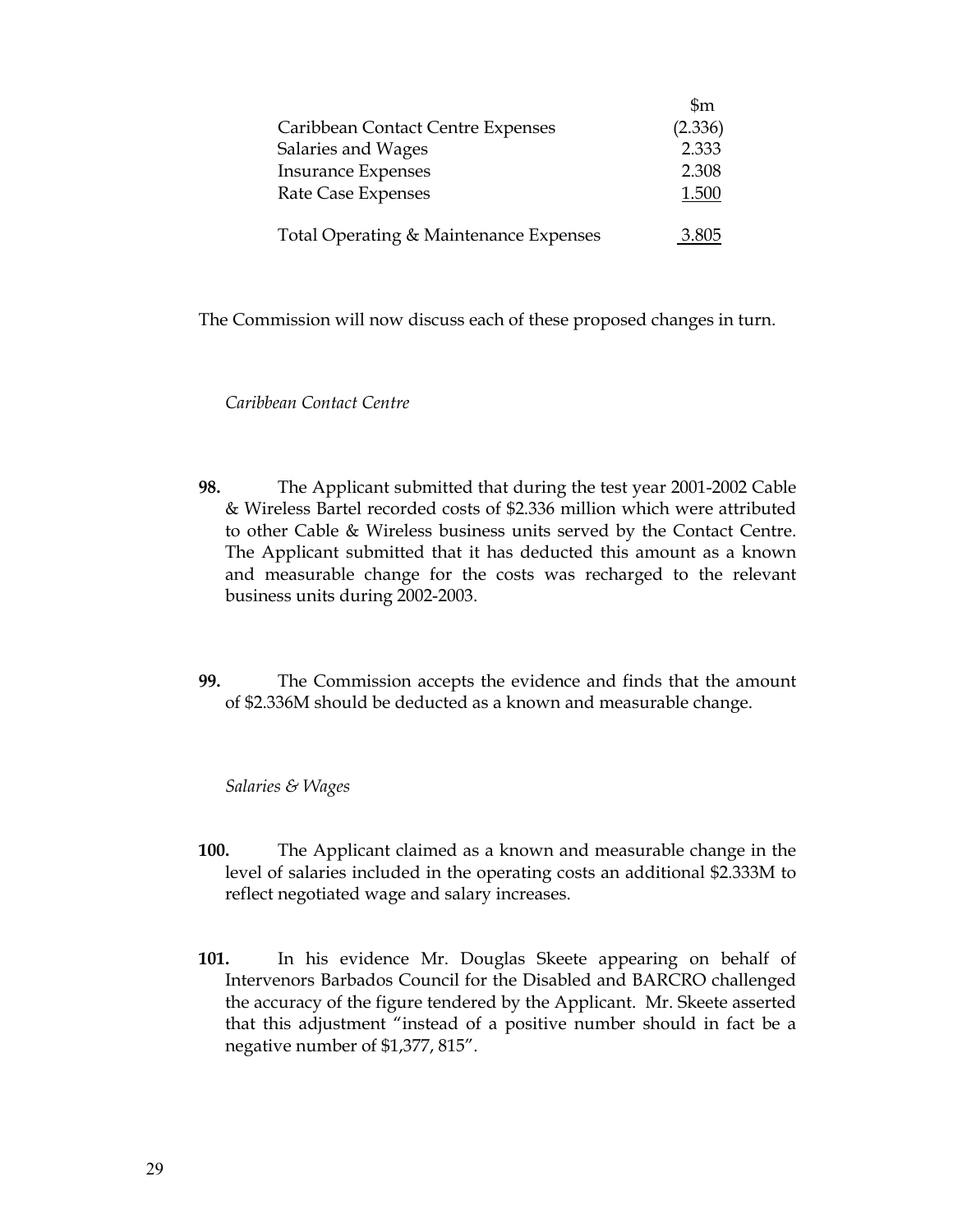| | $m |
|---|---|
| Caribbean Contact Centre Expenses | (2.336) |
| Salaries and Wages | 2.333 |
| Insurance Expenses | 2.308 |
| Rate Case Expenses | 1.500 |
| Total Operating & Maintenance Expenses | 3.805 |

The Commission will now discuss each of these proposed changes in turn.

*Caribbean Contact Centre*

**98.** The Applicant submitted that during the test year 2001-2002 Cable & Wireless Bartel recorded costs of $2.336 million which were attributed to other Cable & Wireless business units served by the Contact Centre. The Applicant submitted that it has deducted this amount as a known and measurable change for the costs was recharged to the relevant business units during 2002-2003.

**99.** The Commission accepts the evidence and finds that the amount of $2.336M should be deducted as a known and measurable change.

*Salaries & Wages*

**100.** The Applicant claimed as a known and measurable change in the level of salaries included in the operating costs an additional $2.333M to reflect negotiated wage and salary increases.

**101.** In his evidence Mr. Douglas Skeete appearing on behalf of Intervenors Barbados Council for the Disabled and BARCRO challenged the accuracy of the figure tendered by the Applicant. Mr. Skeete asserted that this adjustment "instead of a positive number should in fact be a negative number of $1,377, 815".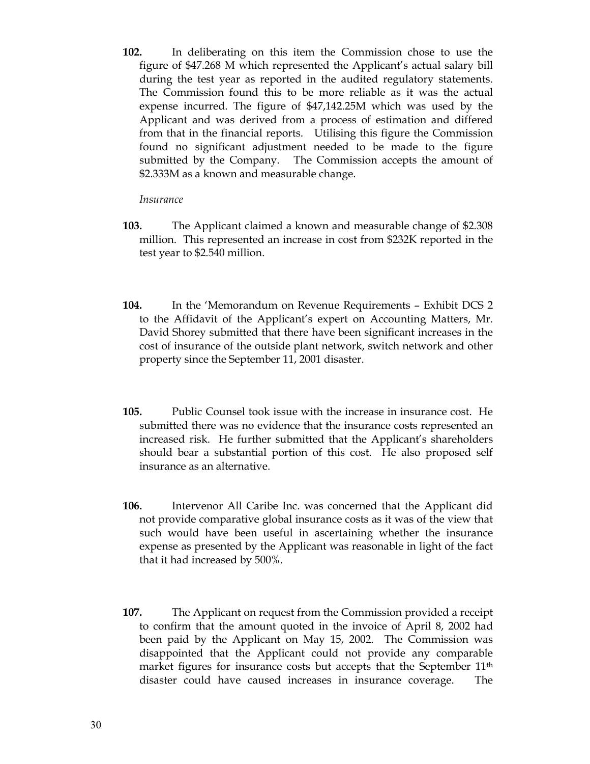**102.** In deliberating on this item the Commission chose to use the figure of $47.268 M which represented the Applicant's actual salary bill during the test year as reported in the audited regulatory statements. The Commission found this to be more reliable as it was the actual expense incurred. The figure of $47,142.25M which was used by the Applicant and was derived from a process of estimation and differed from that in the financial reports. Utilising this figure the Commission found no significant adjustment needed to be made to the figure submitted by the Company. The Commission accepts the amount of $2.333M as a known and measurable change.

*Insurance*

**103.** The Applicant claimed a known and measurable change of $2.308 million. This represented an increase in cost from $232K reported in the test year to $2.540 million.

**104.** In the 'Memorandum on Revenue Requirements – Exhibit DCS 2 to the Affidavit of the Applicant's expert on Accounting Matters, Mr. David Shorey submitted that there have been significant increases in the cost of insurance of the outside plant network, switch network and other property since the September 11, 2001 disaster.

**105.** Public Counsel took issue with the increase in insurance cost. He submitted there was no evidence that the insurance costs represented an increased risk. He further submitted that the Applicant's shareholders should bear a substantial portion of this cost. He also proposed self insurance as an alternative.

**106.** Intervenor All Caribe Inc. was concerned that the Applicant did not provide comparative global insurance costs as it was of the view that such would have been useful in ascertaining whether the insurance expense as presented by the Applicant was reasonable in light of the fact that it had increased by 500%.

**107.** The Applicant on request from the Commission provided a receipt to confirm that the amount quoted in the invoice of April 8, 2002 had been paid by the Applicant on May 15, 2002. The Commission was disappointed that the Applicant could not provide any comparable market figures for insurance costs but accepts that the September 11th disaster could have caused increases in insurance coverage. The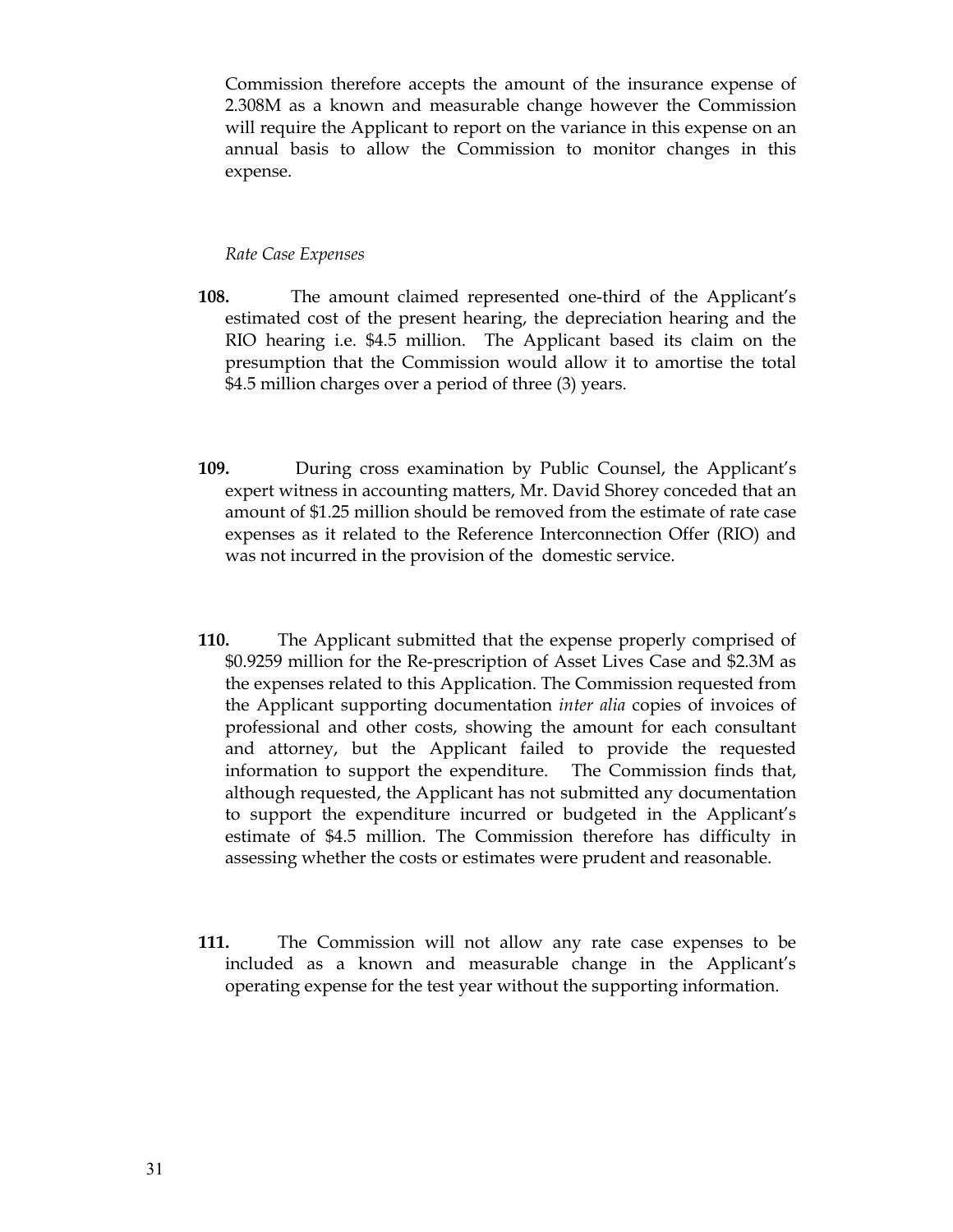Commission therefore accepts the amount of the insurance expense of 2.308M as a known and measurable change however the Commission will require the Applicant to report on the variance in this expense on an annual basis to allow the Commission to monitor changes in this expense.

*Rate Case Expenses*

**108.** The amount claimed represented one-third of the Applicant's estimated cost of the present hearing, the depreciation hearing and the RIO hearing i.e. $4.5 million. The Applicant based its claim on the presumption that the Commission would allow it to amortise the total $4.5 million charges over a period of three (3) years.

**109.** During cross examination by Public Counsel, the Applicant's expert witness in accounting matters, Mr. David Shorey conceded that an amount of $1.25 million should be removed from the estimate of rate case expenses as it related to the Reference Interconnection Offer (RIO) and was not incurred in the provision of the domestic service.

**110.** The Applicant submitted that the expense properly comprised of $0.9259 million for the Re-prescription of Asset Lives Case and $2.3M as the expenses related to this Application. The Commission requested from the Applicant supporting documentation *inter alia* copies of invoices of professional and other costs, showing the amount for each consultant and attorney, but the Applicant failed to provide the requested information to support the expenditure. The Commission finds that, although requested, the Applicant has not submitted any documentation to support the expenditure incurred or budgeted in the Applicant's estimate of $4.5 million. The Commission therefore has difficulty in assessing whether the costs or estimates were prudent and reasonable.

**111.** The Commission will not allow any rate case expenses to be included as a known and measurable change in the Applicant's operating expense for the test year without the supporting information.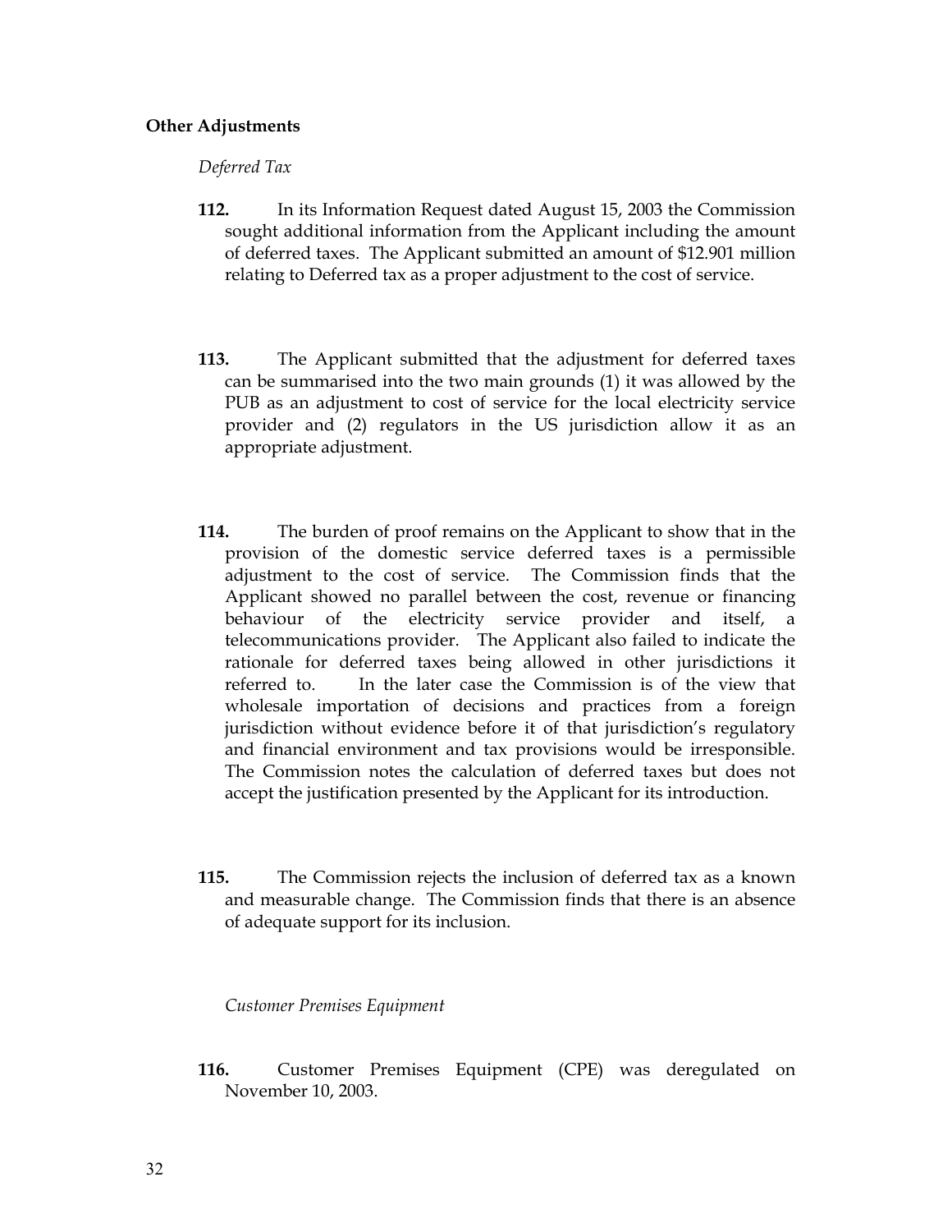**Other Adjustments**

*Deferred Tax*

**112.** In its Information Request dated August 15, 2003 the Commission sought additional information from the Applicant including the amount of deferred taxes. The Applicant submitted an amount of $12.901 million relating to Deferred tax as a proper adjustment to the cost of service.

**113.** The Applicant submitted that the adjustment for deferred taxes can be summarised into the two main grounds (1) it was allowed by the PUB as an adjustment to cost of service for the local electricity service provider and (2) regulators in the US jurisdiction allow it as an appropriate adjustment.

**114.** The burden of proof remains on the Applicant to show that in the provision of the domestic service deferred taxes is a permissible adjustment to the cost of service. The Commission finds that the Applicant showed no parallel between the cost, revenue or financing behaviour of the electricity service provider and itself, a telecommunications provider. The Applicant also failed to indicate the rationale for deferred taxes being allowed in other jurisdictions it referred to. In the later case the Commission is of the view that wholesale importation of decisions and practices from a foreign jurisdiction without evidence before it of that jurisdiction's regulatory and financial environment and tax provisions would be irresponsible. The Commission notes the calculation of deferred taxes but does not accept the justification presented by the Applicant for its introduction.

**115.** The Commission rejects the inclusion of deferred tax as a known and measurable change. The Commission finds that there is an absence of adequate support for its inclusion.

*Customer Premises Equipment*

**116.** Customer Premises Equipment (CPE) was deregulated on November 10, 2003.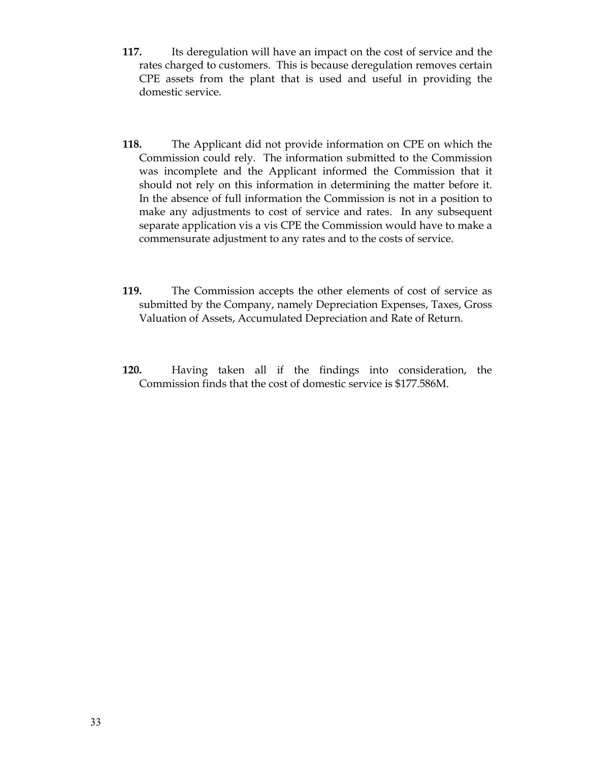**117.** Its deregulation will have an impact on the cost of service and the rates charged to customers. This is because deregulation removes certain CPE assets from the plant that is used and useful in providing the domestic service.

**118.** The Applicant did not provide information on CPE on which the Commission could rely. The information submitted to the Commission was incomplete and the Applicant informed the Commission that it should not rely on this information in determining the matter before it. In the absence of full information the Commission is not in a position to make any adjustments to cost of service and rates. In any subsequent separate application vis a vis CPE the Commission would have to make a commensurate adjustment to any rates and to the costs of service.

**119.** The Commission accepts the other elements of cost of service as submitted by the Company, namely Depreciation Expenses, Taxes, Gross Valuation of Assets, Accumulated Depreciation and Rate of Return.

**120.** Having taken all if the findings into consideration, the Commission finds that the cost of domestic service is $177.586M.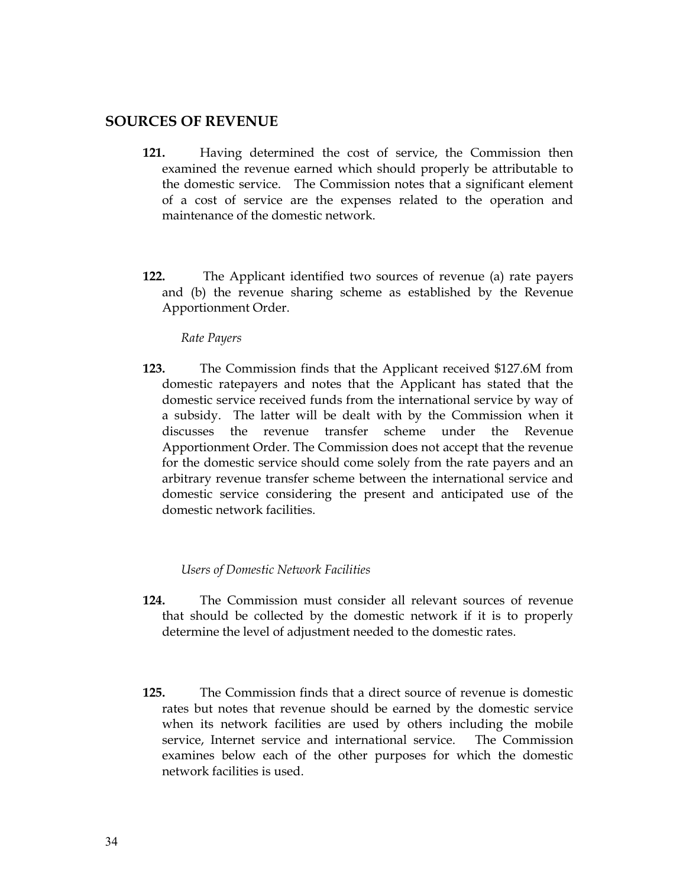## SOURCES OF REVENUE

**121.** Having determined the cost of service, the Commission then examined the revenue earned which should properly be attributable to the domestic service. The Commission notes that a significant element of a cost of service are the expenses related to the operation and maintenance of the domestic network.

**122.** The Applicant identified two sources of revenue (a) rate payers and (b) the revenue sharing scheme as established by the Revenue Apportionment Order.

*Rate Payers*

**123.** The Commission finds that the Applicant received $127.6M from domestic ratepayers and notes that the Applicant has stated that the domestic service received funds from the international service by way of a subsidy. The latter will be dealt with by the Commission when it discusses the revenue transfer scheme under the Revenue Apportionment Order. The Commission does not accept that the revenue for the domestic service should come solely from the rate payers and an arbitrary revenue transfer scheme between the international service and domestic service considering the present and anticipated use of the domestic network facilities.

*Users of Domestic Network Facilities*

**124.** The Commission must consider all relevant sources of revenue that should be collected by the domestic network if it is to properly determine the level of adjustment needed to the domestic rates.

**125.** The Commission finds that a direct source of revenue is domestic rates but notes that revenue should be earned by the domestic service when its network facilities are used by others including the mobile service, Internet service and international service. The Commission examines below each of the other purposes for which the domestic network facilities is used.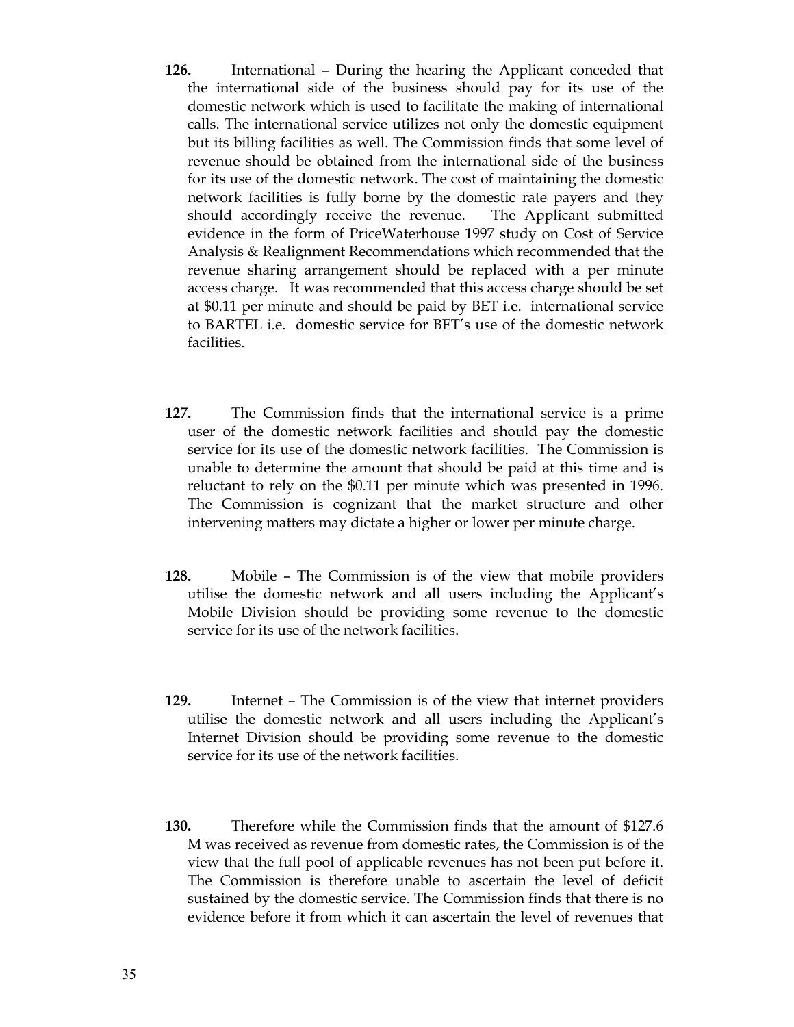**126.** International – During the hearing the Applicant conceded that the international side of the business should pay for its use of the domestic network which is used to facilitate the making of international calls. The international service utilizes not only the domestic equipment but its billing facilities as well. The Commission finds that some level of revenue should be obtained from the international side of the business for its use of the domestic network. The cost of maintaining the domestic network facilities is fully borne by the domestic rate payers and they should accordingly receive the revenue. The Applicant submitted evidence in the form of PriceWaterhouse 1997 study on Cost of Service Analysis & Realignment Recommendations which recommended that the revenue sharing arrangement should be replaced with a per minute access charge. It was recommended that this access charge should be set at $0.11 per minute and should be paid by BET i.e. international service to BARTEL i.e. domestic service for BET's use of the domestic network facilities.

**127.** The Commission finds that the international service is a prime user of the domestic network facilities and should pay the domestic service for its use of the domestic network facilities. The Commission is unable to determine the amount that should be paid at this time and is reluctant to rely on the $0.11 per minute which was presented in 1996. The Commission is cognizant that the market structure and other intervening matters may dictate a higher or lower per minute charge.

**128.** Mobile – The Commission is of the view that mobile providers utilise the domestic network and all users including the Applicant's Mobile Division should be providing some revenue to the domestic service for its use of the network facilities.

**129.** Internet – The Commission is of the view that internet providers utilise the domestic network and all users including the Applicant's Internet Division should be providing some revenue to the domestic service for its use of the network facilities.

**130.** Therefore while the Commission finds that the amount of $127.6 M was received as revenue from domestic rates, the Commission is of the view that the full pool of applicable revenues has not been put before it. The Commission is therefore unable to ascertain the level of deficit sustained by the domestic service. The Commission finds that there is no evidence before it from which it can ascertain the level of revenues that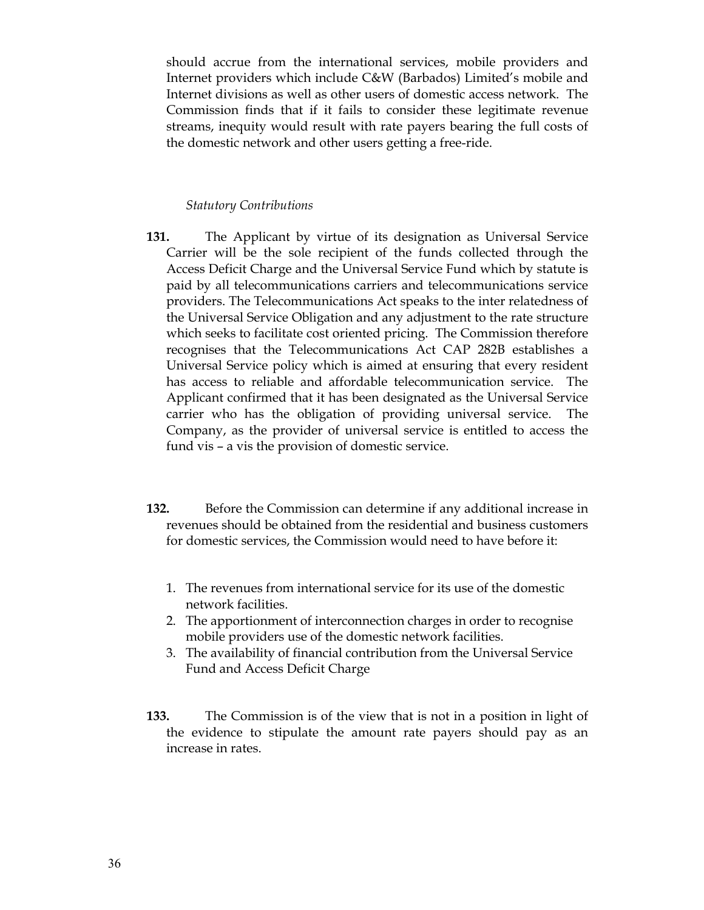should accrue from the international services, mobile providers and Internet providers which include C&W (Barbados) Limited's mobile and Internet divisions as well as other users of domestic access network. The Commission finds that if it fails to consider these legitimate revenue streams, inequity would result with rate payers bearing the full costs of the domestic network and other users getting a free-ride.

*Statutory Contributions*

**131.** The Applicant by virtue of its designation as Universal Service Carrier will be the sole recipient of the funds collected through the Access Deficit Charge and the Universal Service Fund which by statute is paid by all telecommunications carriers and telecommunications service providers. The Telecommunications Act speaks to the inter relatedness of the Universal Service Obligation and any adjustment to the rate structure which seeks to facilitate cost oriented pricing. The Commission therefore recognises that the Telecommunications Act CAP 282B establishes a Universal Service policy which is aimed at ensuring that every resident has access to reliable and affordable telecommunication service. The Applicant confirmed that it has been designated as the Universal Service carrier who has the obligation of providing universal service. The Company, as the provider of universal service is entitled to access the fund vis – a vis the provision of domestic service.

**132.** Before the Commission can determine if any additional increase in revenues should be obtained from the residential and business customers for domestic services, the Commission would need to have before it:

1. The revenues from international service for its use of the domestic network facilities.
2. The apportionment of interconnection charges in order to recognise mobile providers use of the domestic network facilities.
3. The availability of financial contribution from the Universal Service Fund and Access Deficit Charge

**133.** The Commission is of the view that is not in a position in light of the evidence to stipulate the amount rate payers should pay as an increase in rates.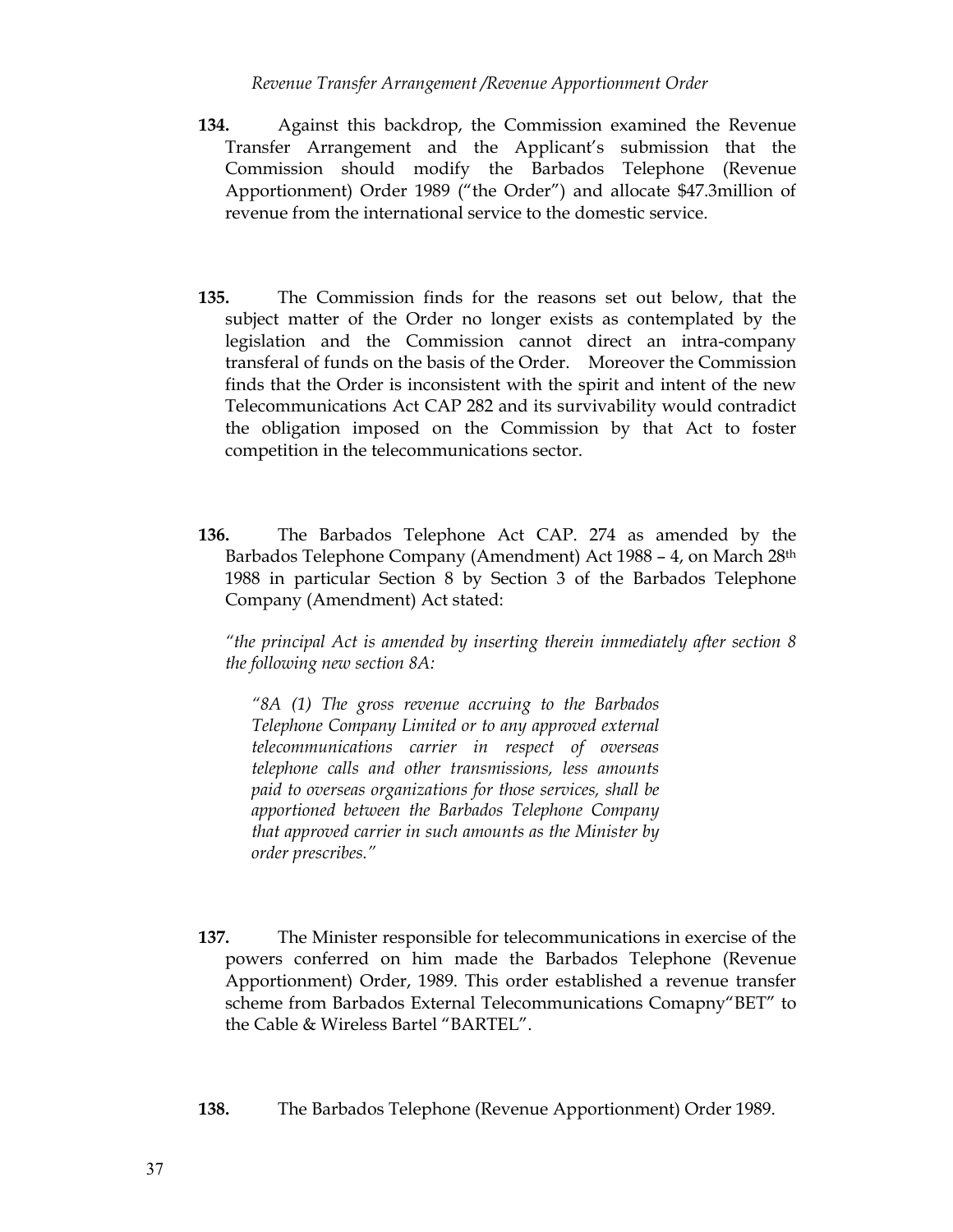*Revenue Transfer Arrangement /Revenue Apportionment Order*

**134.** Against this backdrop, the Commission examined the Revenue Transfer Arrangement and the Applicant's submission that the Commission should modify the Barbados Telephone (Revenue Apportionment) Order 1989 ("the Order") and allocate $47.3million of revenue from the international service to the domestic service.

**135.** The Commission finds for the reasons set out below, that the subject matter of the Order no longer exists as contemplated by the legislation and the Commission cannot direct an intra-company transferal of funds on the basis of the Order. Moreover the Commission finds that the Order is inconsistent with the spirit and intent of the new Telecommunications Act CAP 282 and its survivability would contradict the obligation imposed on the Commission by that Act to foster competition in the telecommunications sector.

**136.** The Barbados Telephone Act CAP. 274 as amended by the Barbados Telephone Company (Amendment) Act 1988 – 4, on March 28th 1988 in particular Section 8 by Section 3 of the Barbados Telephone Company (Amendment) Act stated:

*"the principal Act is amended by inserting therein immediately after section 8 the following new section 8A:*

> *"8A (1) The gross revenue accruing to the Barbados Telephone Company Limited or to any approved external telecommunications carrier in respect of overseas telephone calls and other transmissions, less amounts paid to overseas organizations for those services, shall be apportioned between the Barbados Telephone Company that approved carrier in such amounts as the Minister by order prescribes."*

**137.** The Minister responsible for telecommunications in exercise of the powers conferred on him made the Barbados Telephone (Revenue Apportionment) Order, 1989. This order established a revenue transfer scheme from Barbados External Telecommunications Comapny"BET" to the Cable & Wireless Bartel "BARTEL".

**138.** The Barbados Telephone (Revenue Apportionment) Order 1989.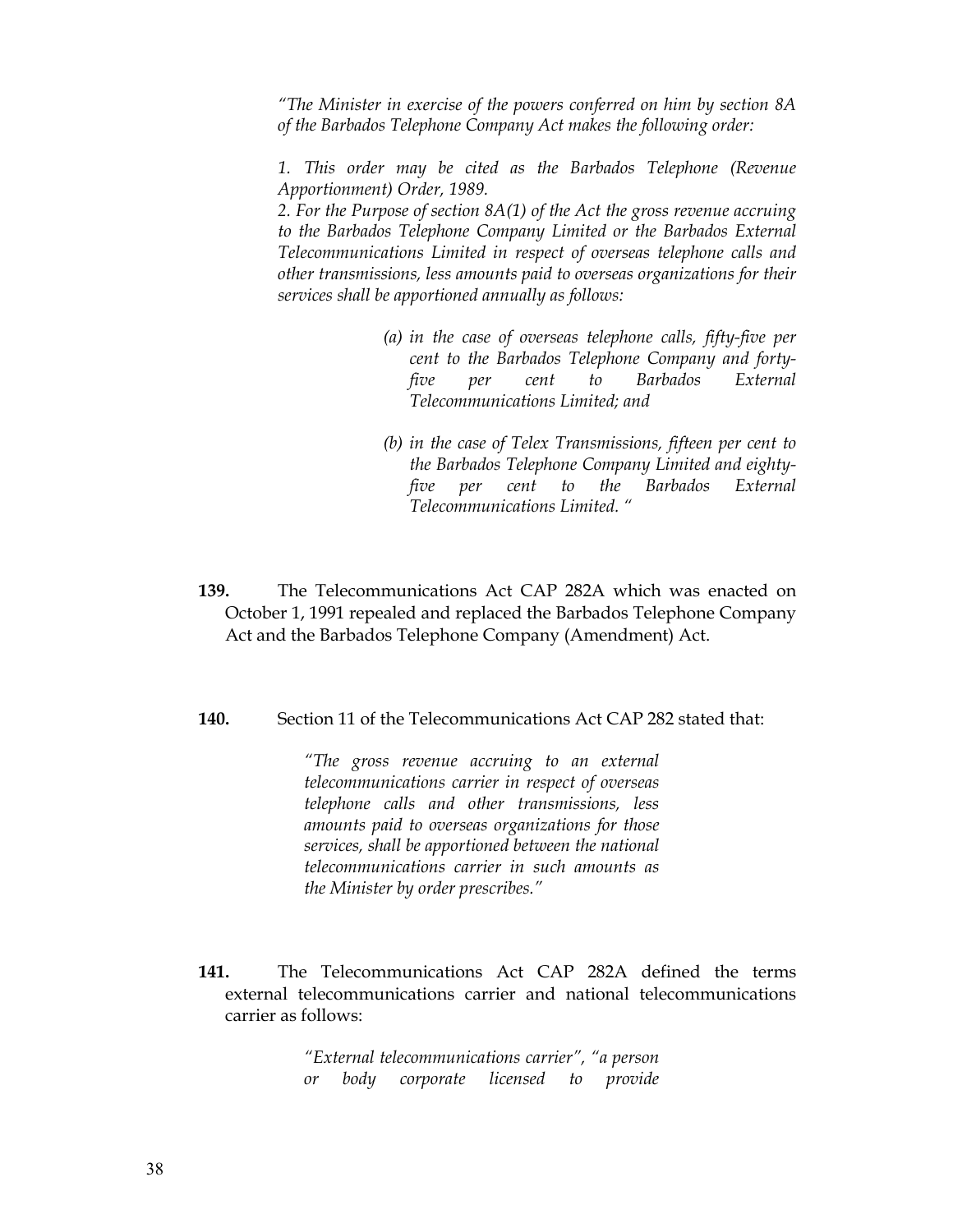*"The Minister in exercise of the powers conferred on him by section 8A of the Barbados Telephone Company Act makes the following order:*

*1. This order may be cited as the Barbados Telephone (Revenue Apportionment) Order, 1989.*
*2. For the Purpose of section 8A(1) of the Act the gross revenue accruing to the Barbados Telephone Company Limited or the Barbados External Telecommunications Limited in respect of overseas telephone calls and other transmissions, less amounts paid to overseas organizations for their services shall be apportioned annually as follows:*

> *(a) in the case of overseas telephone calls, fifty-five per cent to the Barbados Telephone Company and forty-five per cent to Barbados External Telecommunications Limited; and*
>
> *(b) in the case of Telex Transmissions, fifteen per cent to the Barbados Telephone Company Limited and eighty-five per cent to the Barbados External Telecommunications Limited. "*

**139.** The Telecommunications Act CAP 282A which was enacted on October 1, 1991 repealed and replaced the Barbados Telephone Company Act and the Barbados Telephone Company (Amendment) Act.

**140.** Section 11 of the Telecommunications Act CAP 282 stated that:

> *"The gross revenue accruing to an external telecommunications carrier in respect of overseas telephone calls and other transmissions, less amounts paid to overseas organizations for those services, shall be apportioned between the national telecommunications carrier in such amounts as the Minister by order prescribes."*

**141.** The Telecommunications Act CAP 282A defined the terms external telecommunications carrier and national telecommunications carrier as follows:

> *"External telecommunications carrier", "a person or body corporate licensed to provide*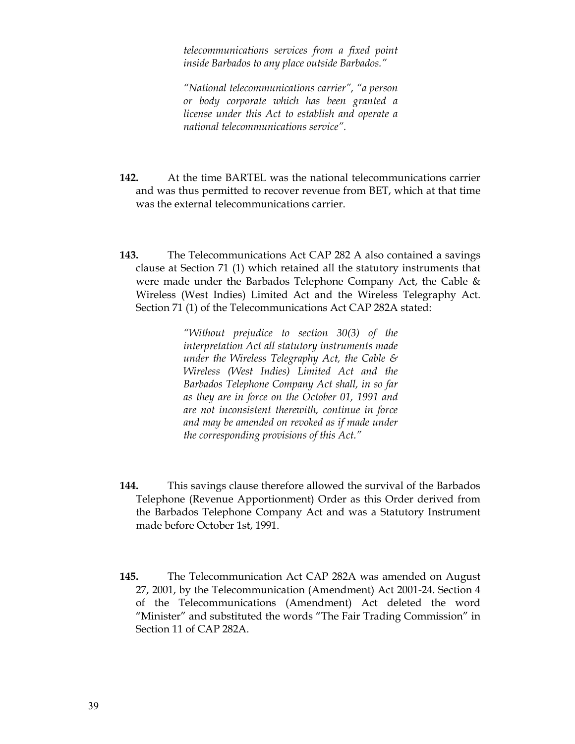> *telecommunications services from a fixed point inside Barbados to any place outside Barbados."*
>
> *"National telecommunications carrier", "a person or body corporate which has been granted a license under this Act to establish and operate a national telecommunications service".*

**142.** At the time BARTEL was the national telecommunications carrier and was thus permitted to recover revenue from BET, which at that time was the external telecommunications carrier.

**143.** The Telecommunications Act CAP 282 A also contained a savings clause at Section 71 (1) which retained all the statutory instruments that were made under the Barbados Telephone Company Act, the Cable & Wireless (West Indies) Limited Act and the Wireless Telegraphy Act. Section 71 (1) of the Telecommunications Act CAP 282A stated:

> *"Without prejudice to section 30(3) of the interpretation Act all statutory instruments made under the Wireless Telegraphy Act, the Cable & Wireless (West Indies) Limited Act and the Barbados Telephone Company Act shall, in so far as they are in force on the October 01, 1991 and are not inconsistent therewith, continue in force and may be amended on revoked as if made under the corresponding provisions of this Act."*

**144.** This savings clause therefore allowed the survival of the Barbados Telephone (Revenue Apportionment) Order as this Order derived from the Barbados Telephone Company Act and was a Statutory Instrument made before October 1st, 1991.

**145.** The Telecommunication Act CAP 282A was amended on August 27, 2001, by the Telecommunication (Amendment) Act 2001-24. Section 4 of the Telecommunications (Amendment) Act deleted the word "Minister" and substituted the words "The Fair Trading Commission" in Section 11 of CAP 282A.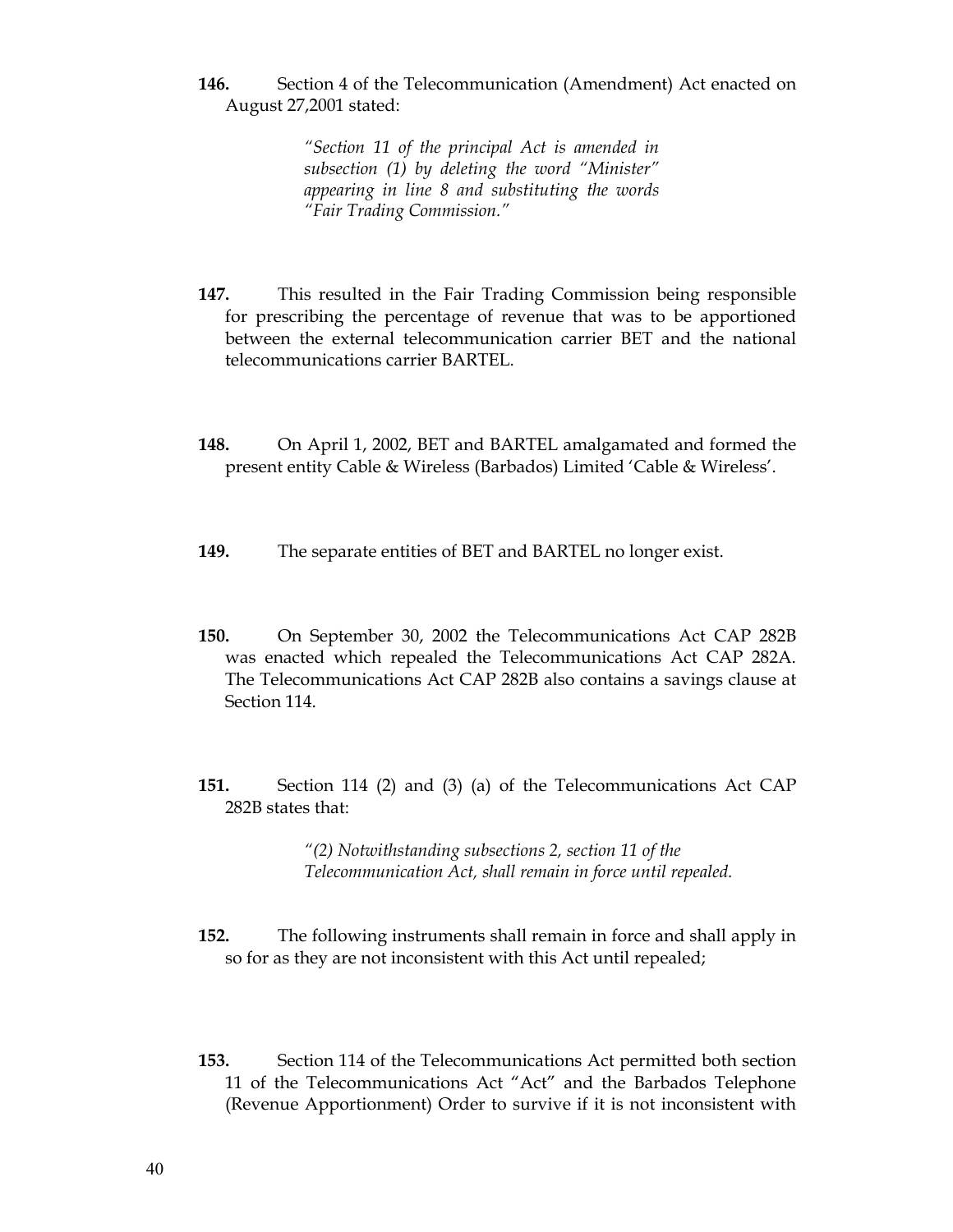**146.** Section 4 of the Telecommunication (Amendment) Act enacted on August 27,2001 stated:

> *"Section 11 of the principal Act is amended in subsection (1) by deleting the word "Minister" appearing in line 8 and substituting the words "Fair Trading Commission."*

**147.** This resulted in the Fair Trading Commission being responsible for prescribing the percentage of revenue that was to be apportioned between the external telecommunication carrier BET and the national telecommunications carrier BARTEL.

**148.** On April 1, 2002, BET and BARTEL amalgamated and formed the present entity Cable & Wireless (Barbados) Limited 'Cable & Wireless'.

**149.** The separate entities of BET and BARTEL no longer exist.

**150.** On September 30, 2002 the Telecommunications Act CAP 282B was enacted which repealed the Telecommunications Act CAP 282A. The Telecommunications Act CAP 282B also contains a savings clause at Section 114.

**151.** Section 114 (2) and (3) (a) of the Telecommunications Act CAP 282B states that:

> *"(2) Notwithstanding subsections 2, section 11 of the Telecommunication Act, shall remain in force until repealed.*

**152.** The following instruments shall remain in force and shall apply in so for as they are not inconsistent with this Act until repealed;

**153.** Section 114 of the Telecommunications Act permitted both section 11 of the Telecommunications Act "Act" and the Barbados Telephone (Revenue Apportionment) Order to survive if it is not inconsistent with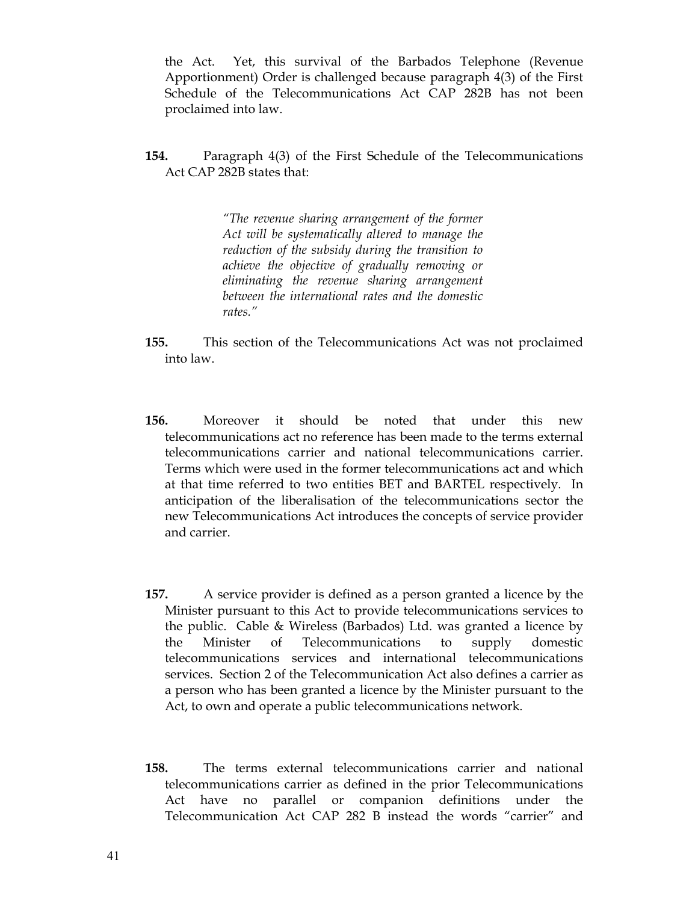the Act. Yet, this survival of the Barbados Telephone (Revenue Apportionment) Order is challenged because paragraph 4(3) of the First Schedule of the Telecommunications Act CAP 282B has not been proclaimed into law.

**154.** Paragraph 4(3) of the First Schedule of the Telecommunications Act CAP 282B states that:

> *"The revenue sharing arrangement of the former Act will be systematically altered to manage the reduction of the subsidy during the transition to achieve the objective of gradually removing or eliminating the revenue sharing arrangement between the international rates and the domestic rates."*

**155.** This section of the Telecommunications Act was not proclaimed into law.

**156.** Moreover it should be noted that under this new telecommunications act no reference has been made to the terms external telecommunications carrier and national telecommunications carrier. Terms which were used in the former telecommunications act and which at that time referred to two entities BET and BARTEL respectively. In anticipation of the liberalisation of the telecommunications sector the new Telecommunications Act introduces the concepts of service provider and carrier.

**157.** A service provider is defined as a person granted a licence by the Minister pursuant to this Act to provide telecommunications services to the public. Cable & Wireless (Barbados) Ltd. was granted a licence by the Minister of Telecommunications to supply domestic telecommunications services and international telecommunications services. Section 2 of the Telecommunication Act also defines a carrier as a person who has been granted a licence by the Minister pursuant to the Act, to own and operate a public telecommunications network.

**158.** The terms external telecommunications carrier and national telecommunications carrier as defined in the prior Telecommunications Act have no parallel or companion definitions under the Telecommunication Act CAP 282 B instead the words "carrier" and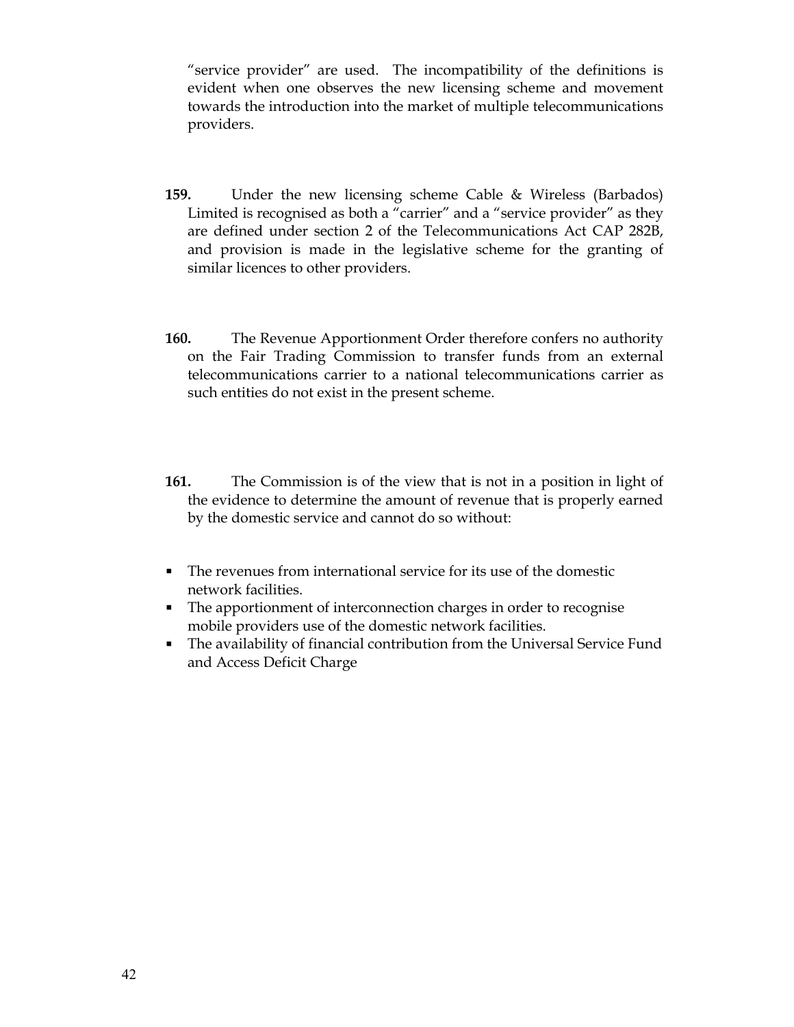"service provider" are used. The incompatibility of the definitions is evident when one observes the new licensing scheme and movement towards the introduction into the market of multiple telecommunications providers.

**159.** Under the new licensing scheme Cable & Wireless (Barbados) Limited is recognised as both a "carrier" and a "service provider" as they are defined under section 2 of the Telecommunications Act CAP 282B, and provision is made in the legislative scheme for the granting of similar licences to other providers.

**160.** The Revenue Apportionment Order therefore confers no authority on the Fair Trading Commission to transfer funds from an external telecommunications carrier to a national telecommunications carrier as such entities do not exist in the present scheme.

**161.** The Commission is of the view that is not in a position in light of the evidence to determine the amount of revenue that is properly earned by the domestic service and cannot do so without:

- The revenues from international service for its use of the domestic network facilities.
- The apportionment of interconnection charges in order to recognise mobile providers use of the domestic network facilities.
- The availability of financial contribution from the Universal Service Fund and Access Deficit Charge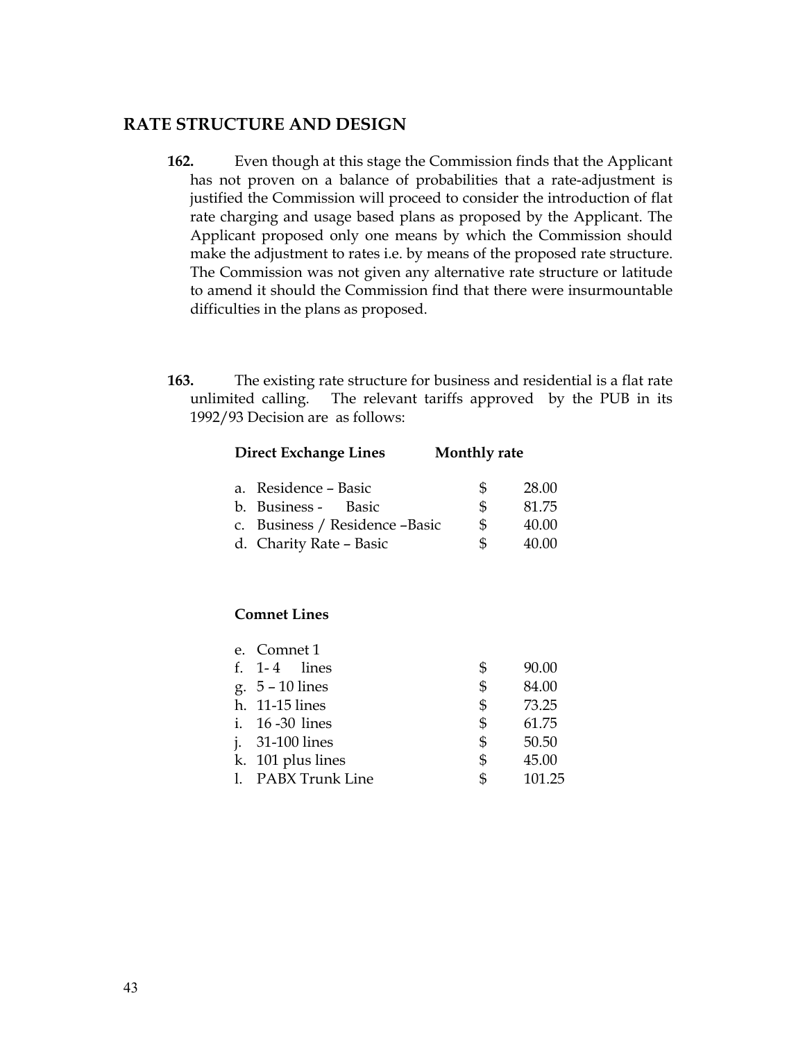## RATE STRUCTURE AND DESIGN

**162.** Even though at this stage the Commission finds that the Applicant has not proven on a balance of probabilities that a rate-adjustment is justified the Commission will proceed to consider the introduction of flat rate charging and usage based plans as proposed by the Applicant. The Applicant proposed only one means by which the Commission should make the adjustment to rates i.e. by means of the proposed rate structure. The Commission was not given any alternative rate structure or latitude to amend it should the Commission find that there were insurmountable difficulties in the plans as proposed.

**163.** The existing rate structure for business and residential is a flat rate unlimited calling. The relevant tariffs approved by the PUB in its 1992/93 Decision are as follows:

| **Direct Exchange Lines** | **Monthly rate** | |
|---|---|---|
| a. Residence – Basic | $ | 28.00 |
| b. Business - Basic | $ | 81.75 |
| c. Business / Residence –Basic | $ | 40.00 |
| d. Charity Rate – Basic | $ | 40.00 |

| **Comnet Lines** | | |
|---|---|---|
| e. Comnet 1 | | |
| f. 1- 4 lines | $ | 90.00 |
| g. 5 – 10 lines | $ | 84.00 |
| h. 11-15 lines | $ | 73.25 |
| i. 16 -30 lines | $ | 61.75 |
| j. 31-100 lines | $ | 50.50 |
| k. 101 plus lines | $ | 45.00 |
| l. PABX Trunk Line | $ | 101.25 |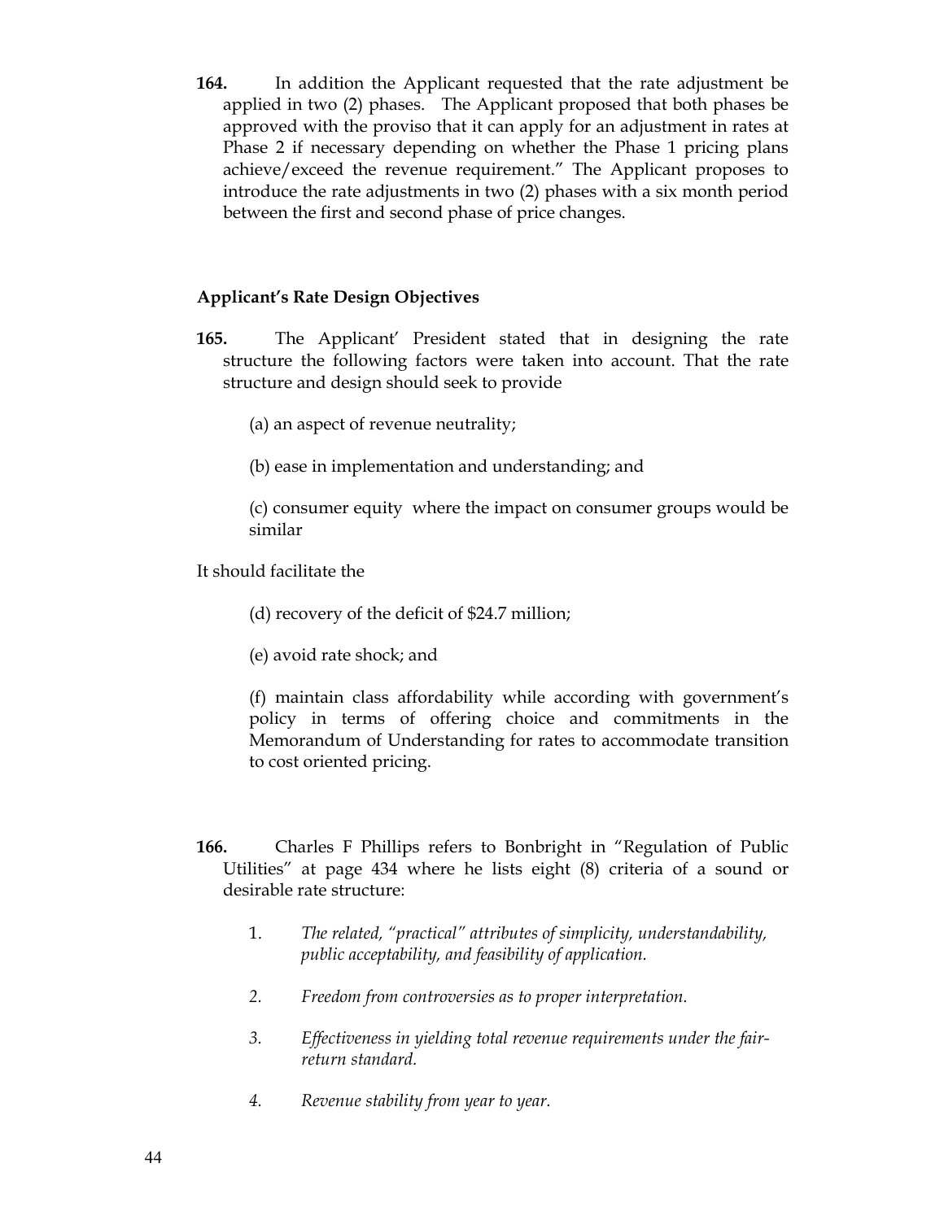**164.** In addition the Applicant requested that the rate adjustment be applied in two (2) phases. The Applicant proposed that both phases be approved with the proviso that it can apply for an adjustment in rates at Phase 2 if necessary depending on whether the Phase 1 pricing plans achieve/exceed the revenue requirement." The Applicant proposes to introduce the rate adjustments in two (2) phases with a six month period between the first and second phase of price changes.

**Applicant's Rate Design Objectives**

**165.** The Applicant' President stated that in designing the rate structure the following factors were taken into account. That the rate structure and design should seek to provide

(a) an aspect of revenue neutrality;

(b) ease in implementation and understanding; and

(c) consumer equity where the impact on consumer groups would be similar

It should facilitate the

(d) recovery of the deficit of $24.7 million;

(e) avoid rate shock; and

(f) maintain class affordability while according with government's policy in terms of offering choice and commitments in the Memorandum of Understanding for rates to accommodate transition to cost oriented pricing.

**166.** Charles F Phillips refers to Bonbright in "Regulation of Public Utilities" at page 434 where he lists eight (8) criteria of a sound or desirable rate structure:

1. *The related, "practical" attributes of simplicity, understandability, public acceptability, and feasibility of application.*
2. *Freedom from controversies as to proper interpretation.*
3. *Effectiveness in yielding total revenue requirements under the fair-return standard.*
4. *Revenue stability from year to year.*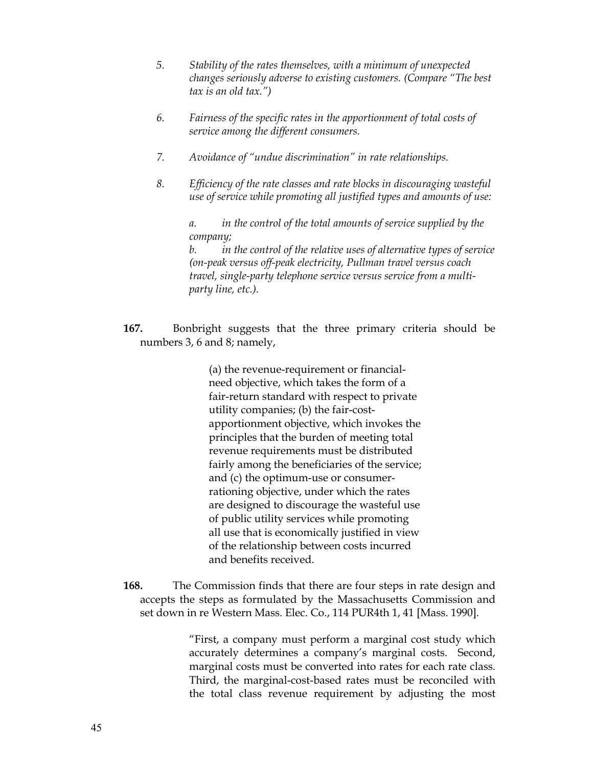*5. Stability of the rates themselves, with a minimum of unexpected changes seriously adverse to existing customers. (Compare "The best tax is an old tax.")*

*6. Fairness of the specific rates in the apportionment of total costs of service among the different consumers.*

*7. Avoidance of "undue discrimination" in rate relationships.*

*8. Efficiency of the rate classes and rate blocks in discouraging wasteful use of service while promoting all justified types and amounts of use:*

> *a. in the control of the total amounts of service supplied by the company;*
>
> *b. in the control of the relative uses of alternative types of service (on-peak versus off-peak electricity, Pullman travel versus coach travel, single-party telephone service versus service from a multi-party line, etc.).*

**167.** Bonbright suggests that the three primary criteria should be numbers 3, 6 and 8; namely,

> (a) the revenue-requirement or financial-need objective, which takes the form of a fair-return standard with respect to private utility companies; (b) the fair-cost-apportionment objective, which invokes the principles that the burden of meeting total revenue requirements must be distributed fairly among the beneficiaries of the service; and (c) the optimum-use or consumer-rationing objective, under which the rates are designed to discourage the wasteful use of public utility services while promoting all use that is economically justified in view of the relationship between costs incurred and benefits received.

**168.** The Commission finds that there are four steps in rate design and accepts the steps as formulated by the Massachusetts Commission and set down in re Western Mass. Elec. Co., 114 PUR4th 1, 41 [Mass. 1990].

> "First, a company must perform a marginal cost study which accurately determines a company's marginal costs. Second, marginal costs must be converted into rates for each rate class. Third, the marginal-cost-based rates must be reconciled with the total class revenue requirement by adjusting the most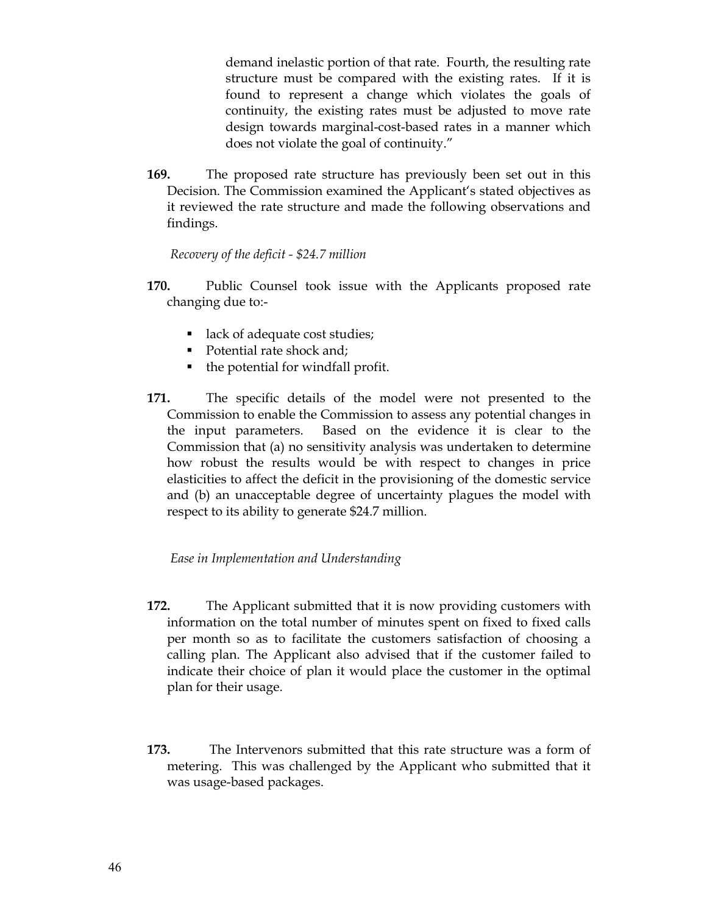> demand inelastic portion of that rate. Fourth, the resulting rate structure must be compared with the existing rates. If it is found to represent a change which violates the goals of continuity, the existing rates must be adjusted to move rate design towards marginal-cost-based rates in a manner which does not violate the goal of continuity."

**169.** The proposed rate structure has previously been set out in this Decision. The Commission examined the Applicant's stated objectives as it reviewed the rate structure and made the following observations and findings.

*Recovery of the deficit - $24.7 million*

**170.** Public Counsel took issue with the Applicants proposed rate changing due to:-

- lack of adequate cost studies;
- Potential rate shock and;
- the potential for windfall profit.

**171.** The specific details of the model were not presented to the Commission to enable the Commission to assess any potential changes in the input parameters. Based on the evidence it is clear to the Commission that (a) no sensitivity analysis was undertaken to determine how robust the results would be with respect to changes in price elasticities to affect the deficit in the provisioning of the domestic service and (b) an unacceptable degree of uncertainty plagues the model with respect to its ability to generate $24.7 million.

*Ease in Implementation and Understanding*

**172.** The Applicant submitted that it is now providing customers with information on the total number of minutes spent on fixed to fixed calls per month so as to facilitate the customers satisfaction of choosing a calling plan. The Applicant also advised that if the customer failed to indicate their choice of plan it would place the customer in the optimal plan for their usage.

**173.** The Intervenors submitted that this rate structure was a form of metering. This was challenged by the Applicant who submitted that it was usage-based packages.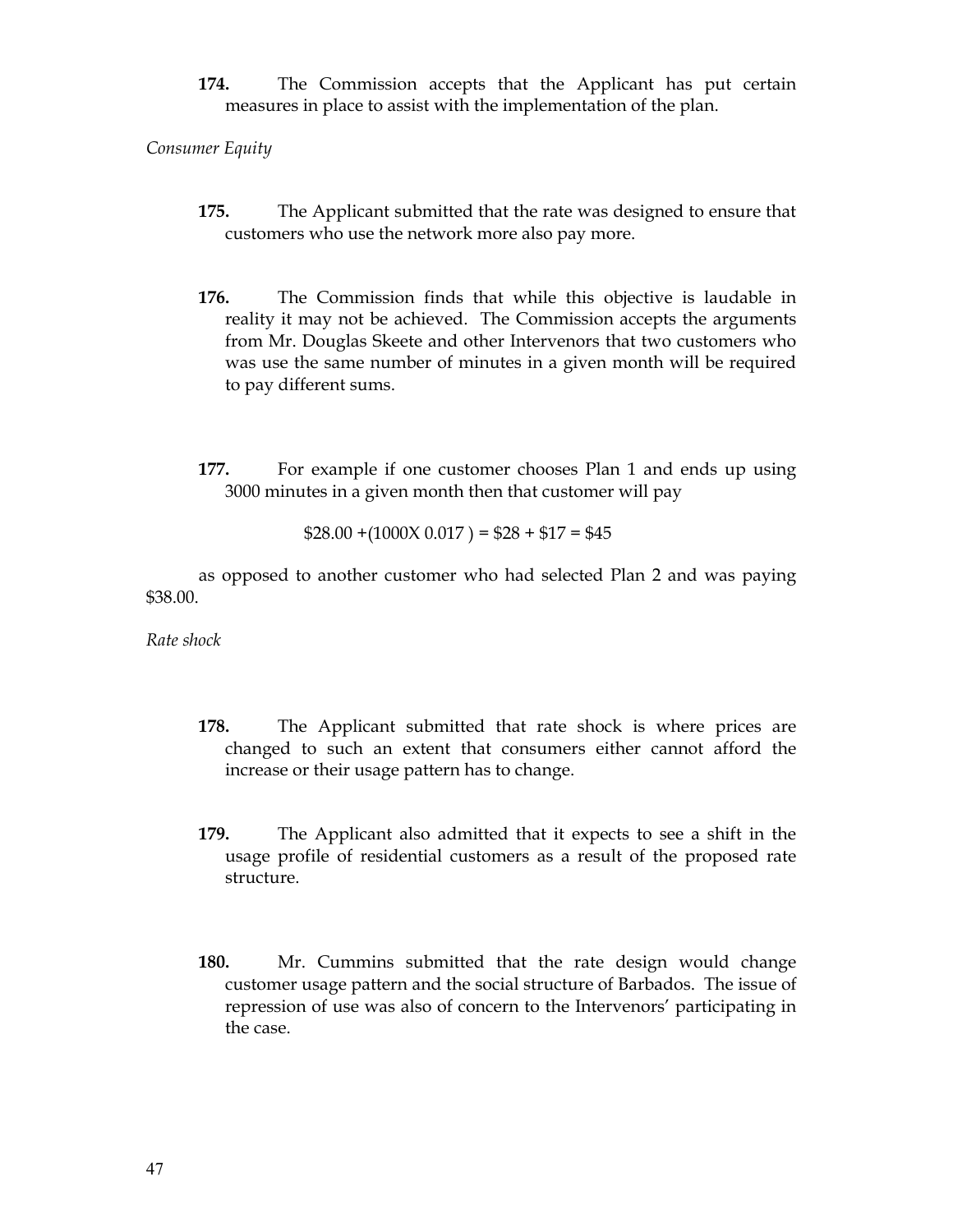**174.** The Commission accepts that the Applicant has put certain measures in place to assist with the implementation of the plan.

*Consumer Equity*

**175.** The Applicant submitted that the rate was designed to ensure that customers who use the network more also pay more.

**176.** The Commission finds that while this objective is laudable in reality it may not be achieved. The Commission accepts the arguments from Mr. Douglas Skeete and other Intervenors that two customers who was use the same number of minutes in a given month will be required to pay different sums.

**177.** For example if one customer chooses Plan 1 and ends up using 3000 minutes in a given month then that customer will pay

$$\$28.00 + (1000X\ 0.017) = \$28 + \$17 = \$45$$

as opposed to another customer who had selected Plan 2 and was paying $38.00.

*Rate shock*

**178.** The Applicant submitted that rate shock is where prices are changed to such an extent that consumers either cannot afford the increase or their usage pattern has to change.

**179.** The Applicant also admitted that it expects to see a shift in the usage profile of residential customers as a result of the proposed rate structure.

**180.** Mr. Cummins submitted that the rate design would change customer usage pattern and the social structure of Barbados. The issue of repression of use was also of concern to the Intervenors' participating in the case.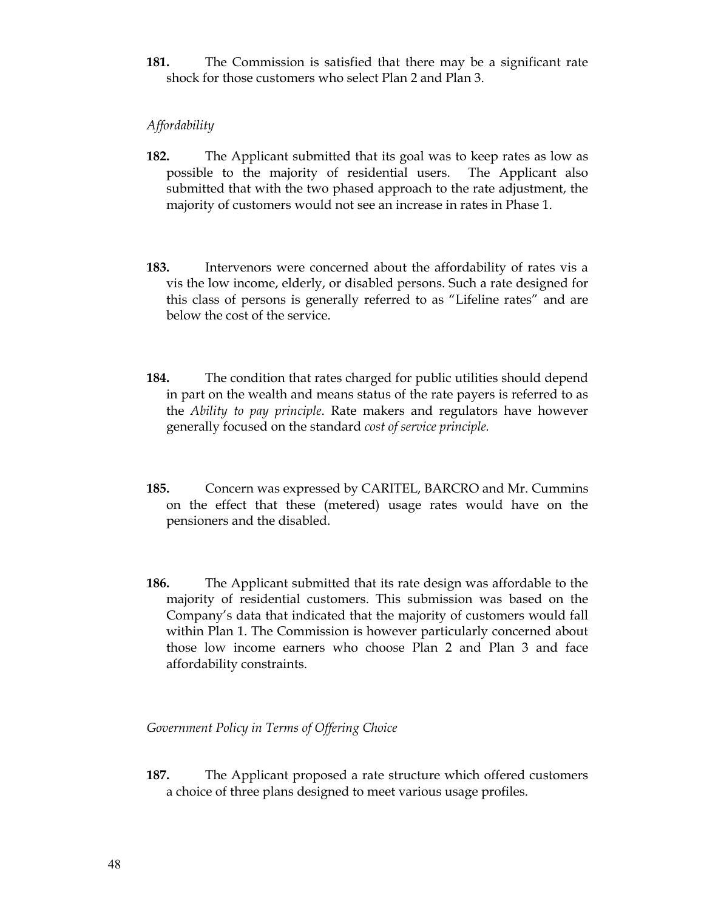**181.** The Commission is satisfied that there may be a significant rate shock for those customers who select Plan 2 and Plan 3.

*Affordability*

**182.** The Applicant submitted that its goal was to keep rates as low as possible to the majority of residential users. The Applicant also submitted that with the two phased approach to the rate adjustment, the majority of customers would not see an increase in rates in Phase 1.

**183.** Intervenors were concerned about the affordability of rates vis a vis the low income, elderly, or disabled persons. Such a rate designed for this class of persons is generally referred to as "Lifeline rates" and are below the cost of the service.

**184.** The condition that rates charged for public utilities should depend in part on the wealth and means status of the rate payers is referred to as the *Ability to pay principle*. Rate makers and regulators have however generally focused on the standard *cost of service principle.*

**185.** Concern was expressed by CARITEL, BARCRO and Mr. Cummins on the effect that these (metered) usage rates would have on the pensioners and the disabled.

**186.** The Applicant submitted that its rate design was affordable to the majority of residential customers. This submission was based on the Company's data that indicated that the majority of customers would fall within Plan 1. The Commission is however particularly concerned about those low income earners who choose Plan 2 and Plan 3 and face affordability constraints.

*Government Policy in Terms of Offering Choice*

**187.** The Applicant proposed a rate structure which offered customers a choice of three plans designed to meet various usage profiles.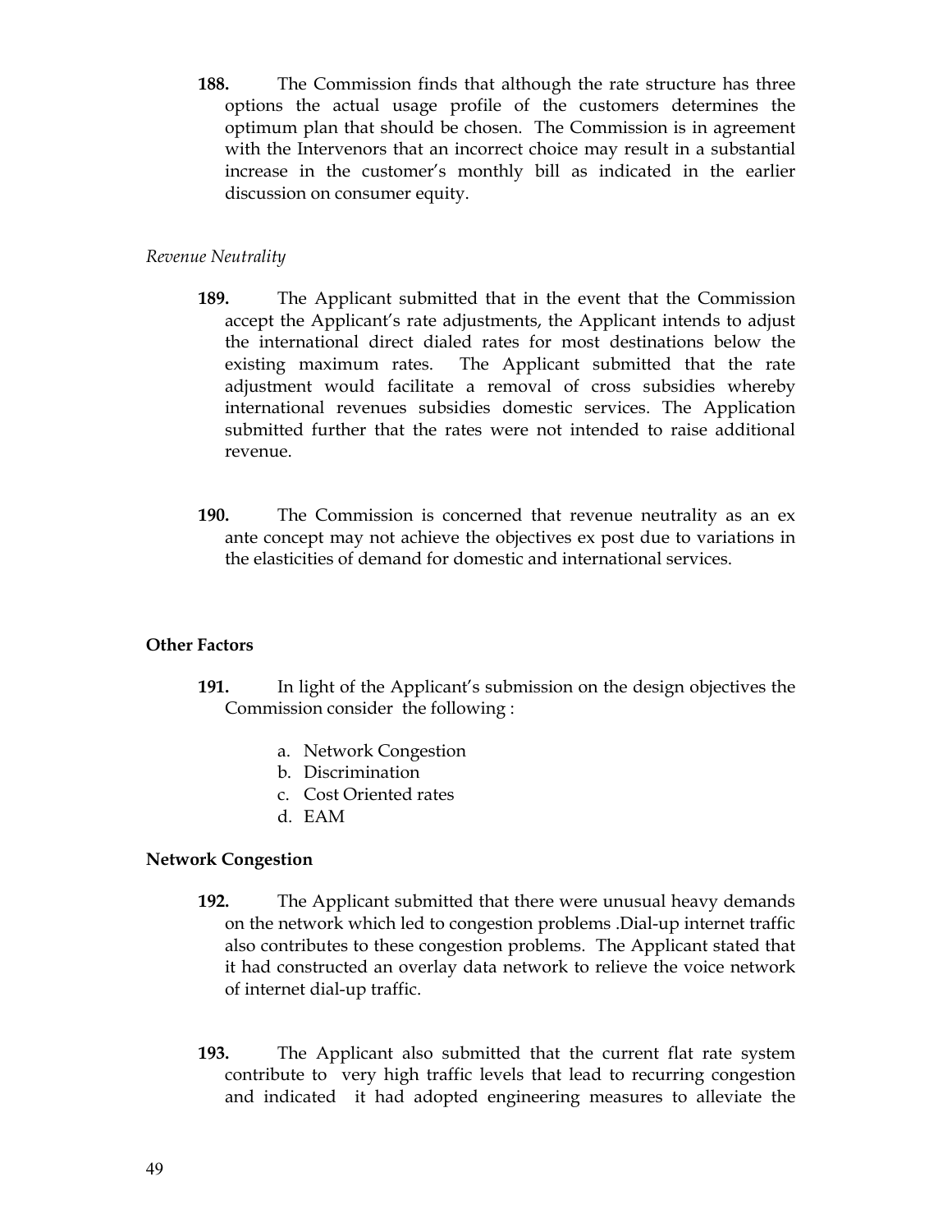**188.** The Commission finds that although the rate structure has three options the actual usage profile of the customers determines the optimum plan that should be chosen. The Commission is in agreement with the Intervenors that an incorrect choice may result in a substantial increase in the customer's monthly bill as indicated in the earlier discussion on consumer equity.

*Revenue Neutrality*

**189.** The Applicant submitted that in the event that the Commission accept the Applicant's rate adjustments, the Applicant intends to adjust the international direct dialed rates for most destinations below the existing maximum rates. The Applicant submitted that the rate adjustment would facilitate a removal of cross subsidies whereby international revenues subsidies domestic services. The Application submitted further that the rates were not intended to raise additional revenue.

**190.** The Commission is concerned that revenue neutrality as an ex ante concept may not achieve the objectives ex post due to variations in the elasticities of demand for domestic and international services.

**Other Factors**

**191.** In light of the Applicant's submission on the design objectives the Commission consider the following :

a. Network Congestion
b. Discrimination
c. Cost Oriented rates
d. EAM

**Network Congestion**

**192.** The Applicant submitted that there were unusual heavy demands on the network which led to congestion problems .Dial-up internet traffic also contributes to these congestion problems. The Applicant stated that it had constructed an overlay data network to relieve the voice network of internet dial-up traffic.

**193.** The Applicant also submitted that the current flat rate system contribute to very high traffic levels that lead to recurring congestion and indicated it had adopted engineering measures to alleviate the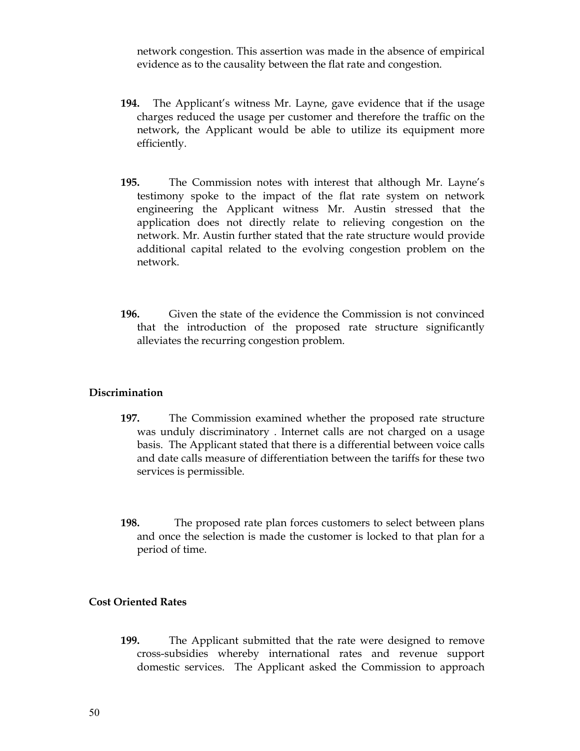network congestion. This assertion was made in the absence of empirical evidence as to the causality between the flat rate and congestion.

**194.** The Applicant's witness Mr. Layne, gave evidence that if the usage charges reduced the usage per customer and therefore the traffic on the network, the Applicant would be able to utilize its equipment more efficiently.

**195.** The Commission notes with interest that although Mr. Layne's testimony spoke to the impact of the flat rate system on network engineering the Applicant witness Mr. Austin stressed that the application does not directly relate to relieving congestion on the network. Mr. Austin further stated that the rate structure would provide additional capital related to the evolving congestion problem on the network.

**196.** Given the state of the evidence the Commission is not convinced that the introduction of the proposed rate structure significantly alleviates the recurring congestion problem.

**Discrimination**

**197.** The Commission examined whether the proposed rate structure was unduly discriminatory . Internet calls are not charged on a usage basis. The Applicant stated that there is a differential between voice calls and date calls measure of differentiation between the tariffs for these two services is permissible.

**198.** The proposed rate plan forces customers to select between plans and once the selection is made the customer is locked to that plan for a period of time.

**Cost Oriented Rates**

**199.** The Applicant submitted that the rate were designed to remove cross-subsidies whereby international rates and revenue support domestic services. The Applicant asked the Commission to approach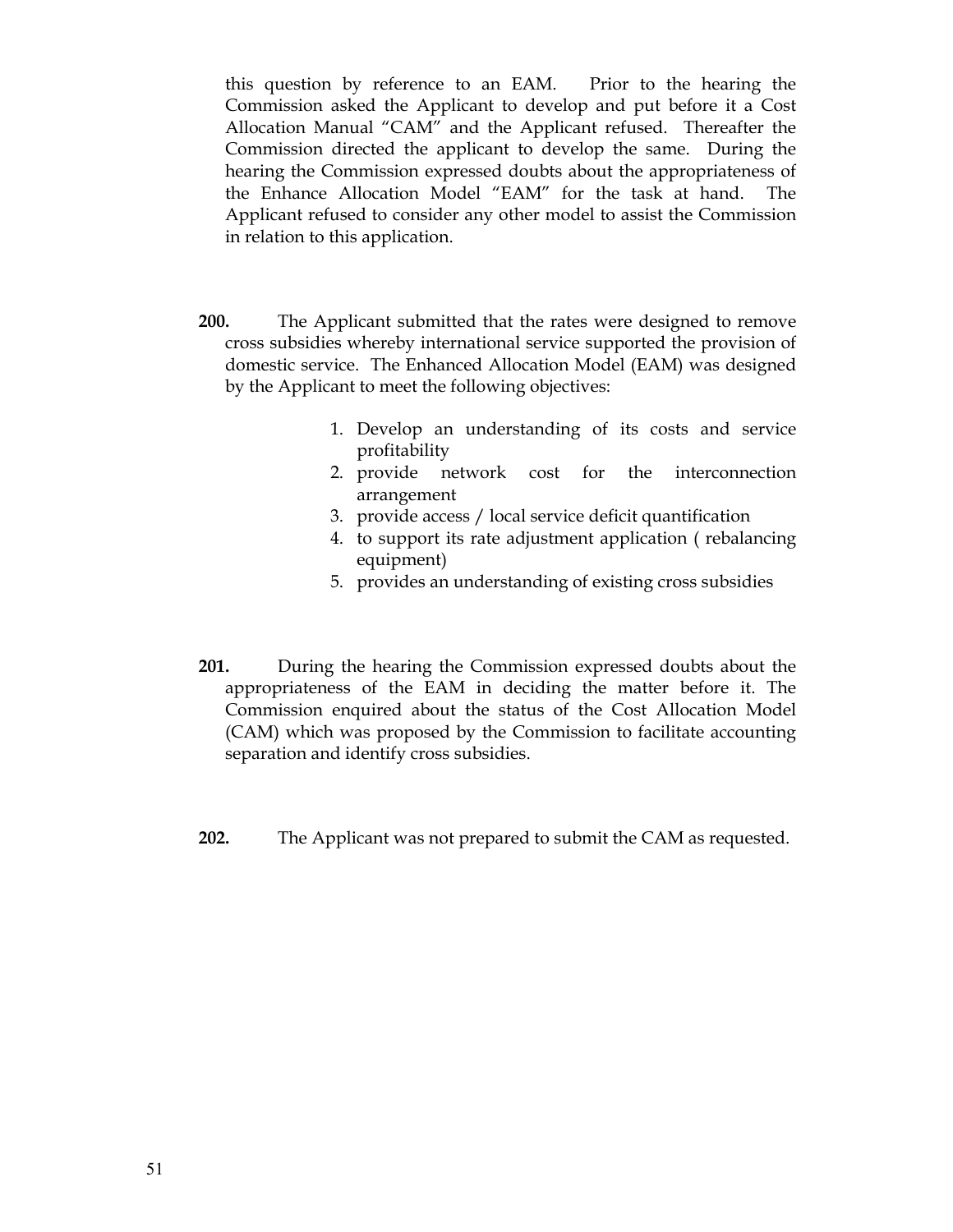this question by reference to an EAM. Prior to the hearing the Commission asked the Applicant to develop and put before it a Cost Allocation Manual "CAM" and the Applicant refused. Thereafter the Commission directed the applicant to develop the same. During the hearing the Commission expressed doubts about the appropriateness of the Enhance Allocation Model "EAM" for the task at hand. The Applicant refused to consider any other model to assist the Commission in relation to this application.

**200.** The Applicant submitted that the rates were designed to remove cross subsidies whereby international service supported the provision of domestic service. The Enhanced Allocation Model (EAM) was designed by the Applicant to meet the following objectives:

1. Develop an understanding of its costs and service profitability
2. provide network cost for the interconnection arrangement
3. provide access / local service deficit quantification
4. to support its rate adjustment application ( rebalancing equipment)
5. provides an understanding of existing cross subsidies

**201.** During the hearing the Commission expressed doubts about the appropriateness of the EAM in deciding the matter before it. The Commission enquired about the status of the Cost Allocation Model (CAM) which was proposed by the Commission to facilitate accounting separation and identify cross subsidies.

**202.** The Applicant was not prepared to submit the CAM as requested.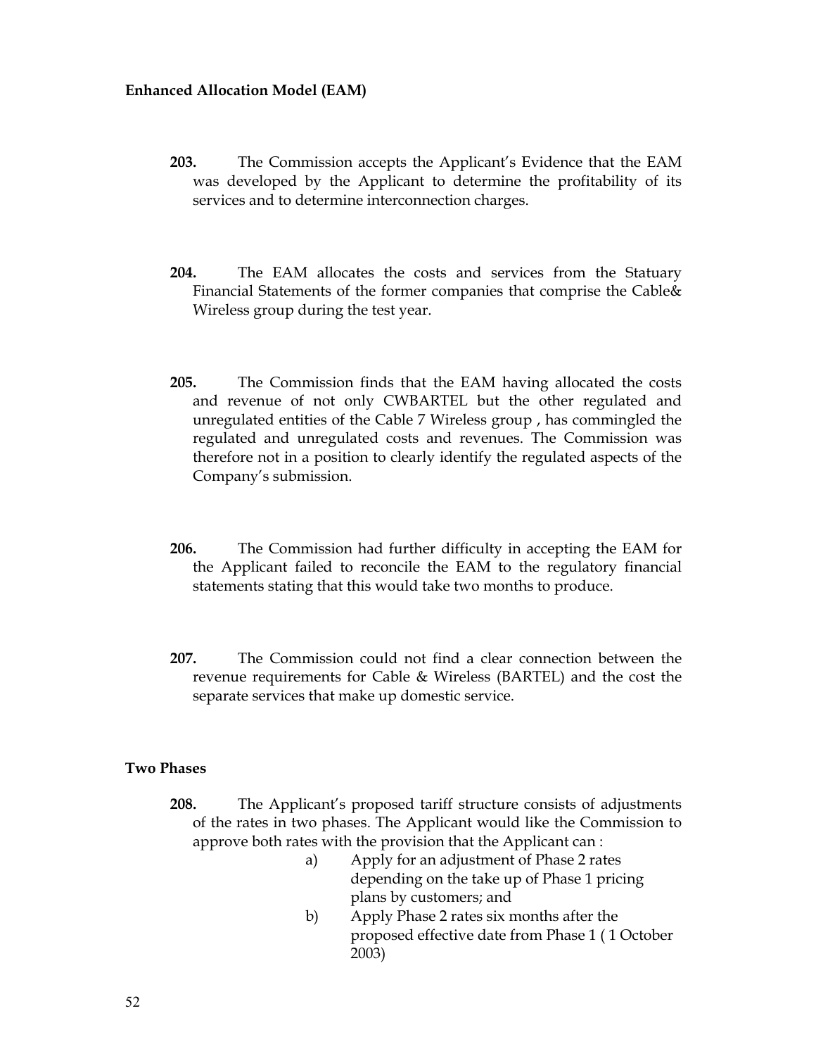**Enhanced Allocation Model (EAM)**

**203.** The Commission accepts the Applicant's Evidence that the EAM was developed by the Applicant to determine the profitability of its services and to determine interconnection charges.

**204.** The EAM allocates the costs and services from the Statuary Financial Statements of the former companies that comprise the Cable& Wireless group during the test year.

**205.** The Commission finds that the EAM having allocated the costs and revenue of not only CWBARTEL but the other regulated and unregulated entities of the Cable 7 Wireless group , has commingled the regulated and unregulated costs and revenues. The Commission was therefore not in a position to clearly identify the regulated aspects of the Company's submission.

**206.** The Commission had further difficulty in accepting the EAM for the Applicant failed to reconcile the EAM to the regulatory financial statements stating that this would take two months to produce.

**207.** The Commission could not find a clear connection between the revenue requirements for Cable & Wireless (BARTEL) and the cost the separate services that make up domestic service.

**Two Phases**

**208.** The Applicant's proposed tariff structure consists of adjustments of the rates in two phases. The Applicant would like the Commission to approve both rates with the provision that the Applicant can :

a) Apply for an adjustment of Phase 2 rates depending on the take up of Phase 1 pricing plans by customers; and

b) Apply Phase 2 rates six months after the proposed effective date from Phase 1 ( 1 October 2003)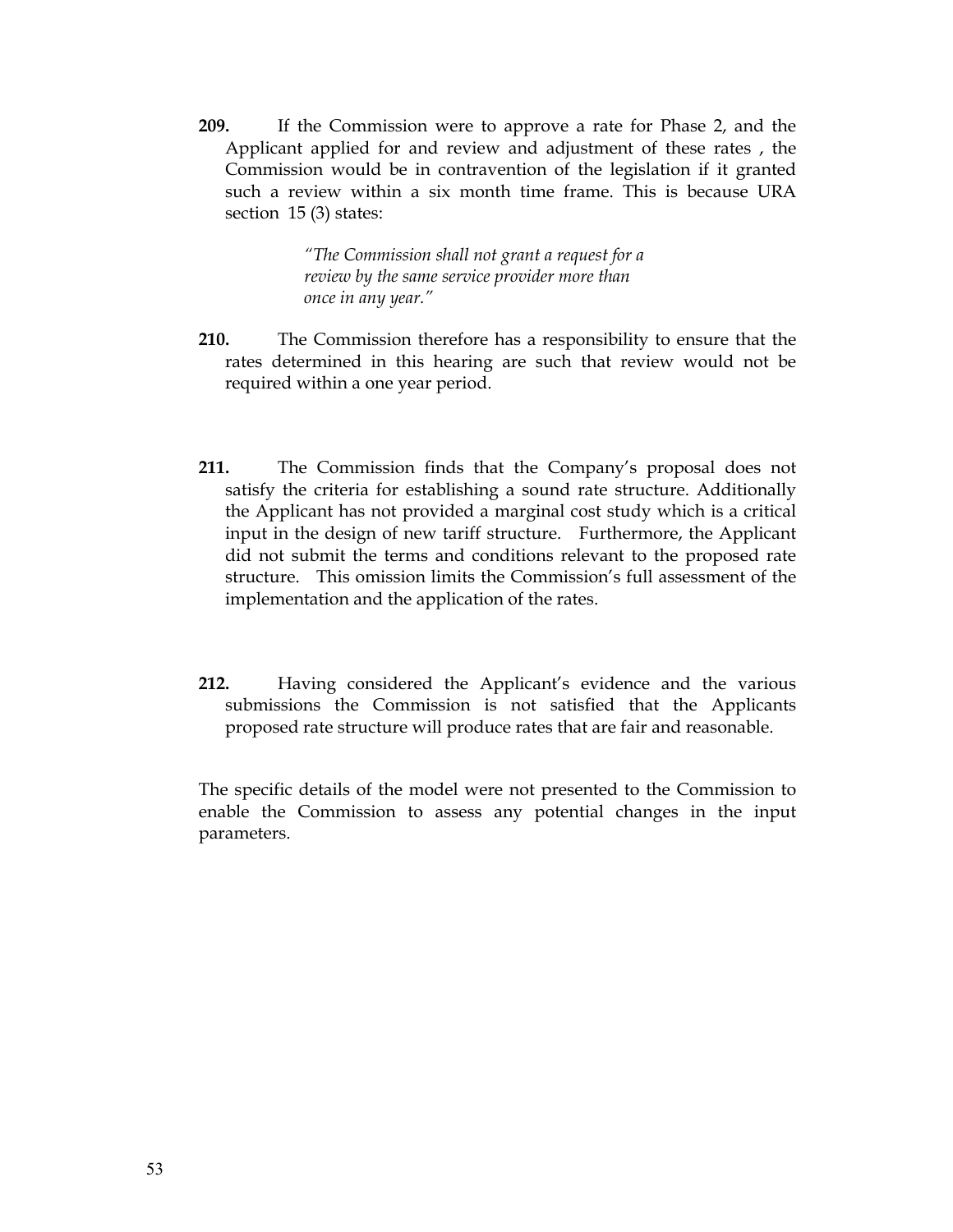**209.** If the Commission were to approve a rate for Phase 2, and the Applicant applied for and review and adjustment of these rates , the Commission would be in contravention of the legislation if it granted such a review within a six month time frame. This is because URA section 15 (3) states:

> *"The Commission shall not grant a request for a review by the same service provider more than once in any year."*

**210.** The Commission therefore has a responsibility to ensure that the rates determined in this hearing are such that review would not be required within a one year period.

**211.** The Commission finds that the Company's proposal does not satisfy the criteria for establishing a sound rate structure. Additionally the Applicant has not provided a marginal cost study which is a critical input in the design of new tariff structure. Furthermore, the Applicant did not submit the terms and conditions relevant to the proposed rate structure. This omission limits the Commission's full assessment of the implementation and the application of the rates.

**212.** Having considered the Applicant's evidence and the various submissions the Commission is not satisfied that the Applicants proposed rate structure will produce rates that are fair and reasonable.

The specific details of the model were not presented to the Commission to enable the Commission to assess any potential changes in the input parameters.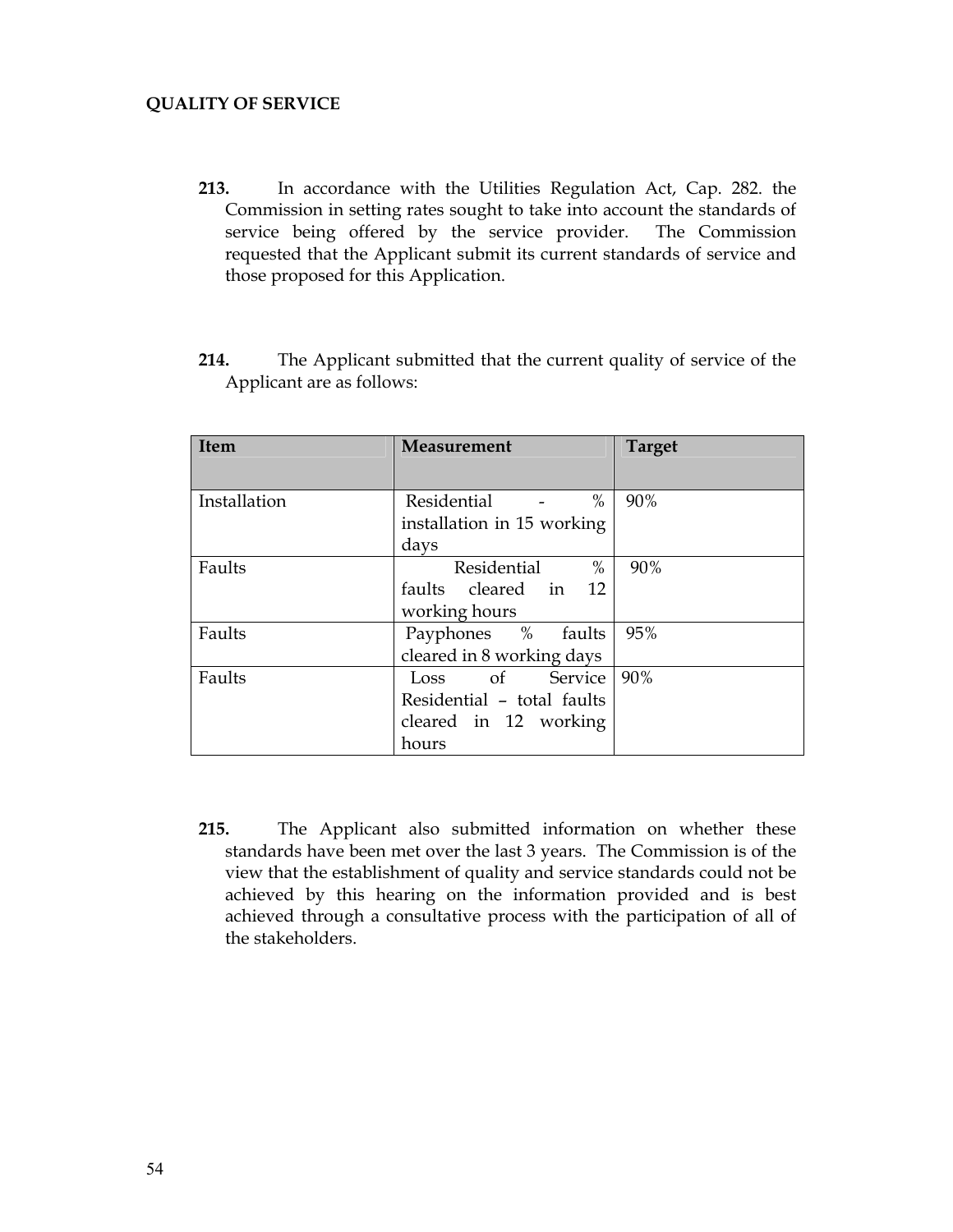**QUALITY OF SERVICE**

**213.** In accordance with the Utilities Regulation Act, Cap. 282. the Commission in setting rates sought to take into account the standards of service being offered by the service provider. The Commission requested that the Applicant submit its current standards of service and those proposed for this Application.

**214.** The Applicant submitted that the current quality of service of the Applicant are as follows:

| Item | Measurement | Target |
|---|---|---|
| Installation | Residential - % installation in 15 working days | 90% |
| Faults | Residential % faults cleared in 12 working hours | 90% |
| Faults | Payphones % faults cleared in 8 working days | 95% |
| Faults | Loss of Service Residential – total faults cleared in 12 working hours | 90% |

**215.** The Applicant also submitted information on whether these standards have been met over the last 3 years. The Commission is of the view that the establishment of quality and service standards could not be achieved by this hearing on the information provided and is best achieved through a consultative process with the participation of all of the stakeholders.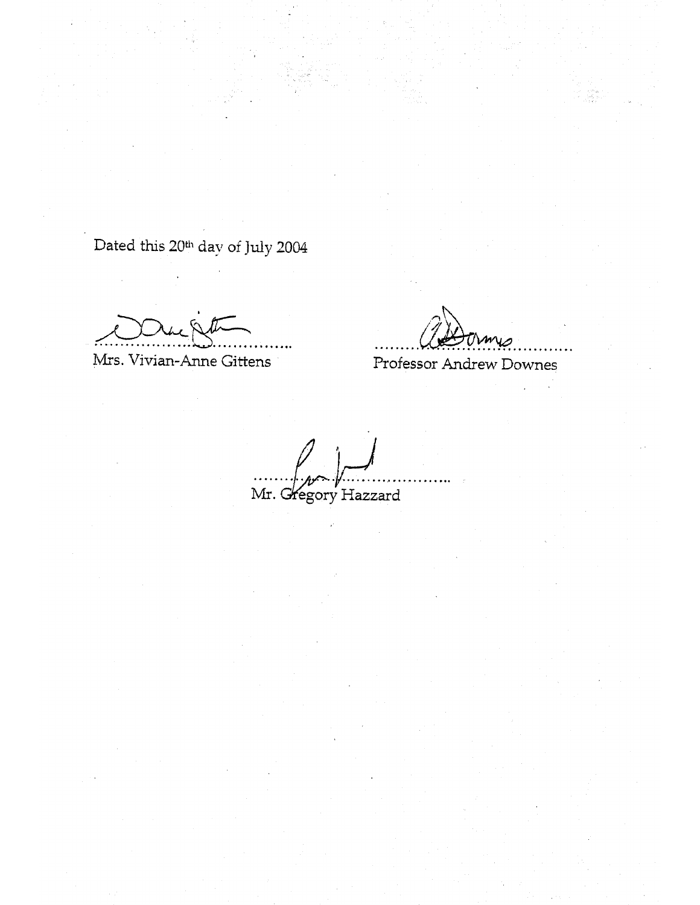Dated this 20th day of July 2004

..........................................
Mrs. Vivian-Anne Gittens

..........................................
Professor Andrew Downes

..........................................
Mr. Gregory Hazzard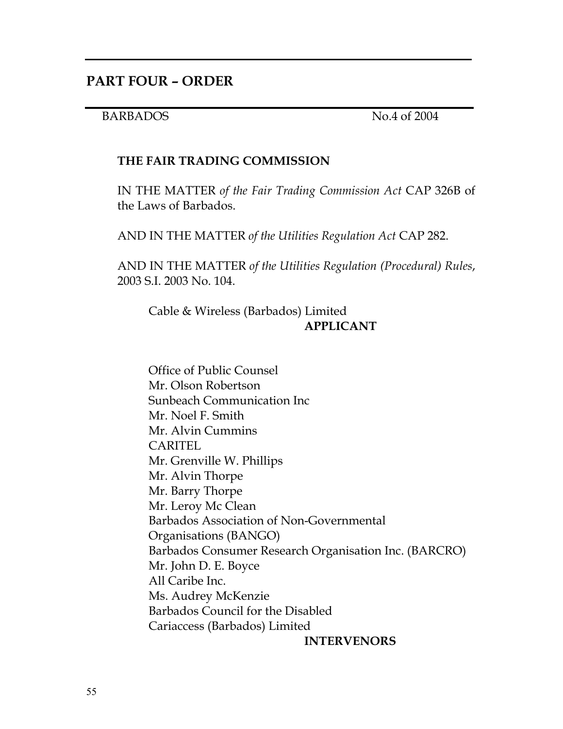## PART FOUR – ORDER

BARBADOS No.4 of 2004

**THE FAIR TRADING COMMISSION**

IN THE MATTER *of the Fair Trading Commission Act* CAP 326B of the Laws of Barbados.

AND IN THE MATTER *of the Utilities Regulation Act* CAP 282.

AND IN THE MATTER *of the Utilities Regulation (Procedural) Rules*, 2003 S.I. 2003 No. 104.

Cable & Wireless (Barbados) Limited
**APPLICANT**

Office of Public Counsel
Mr. Olson Robertson
Sunbeach Communication Inc
Mr. Noel F. Smith
Mr. Alvin Cummins
CARITEL
Mr. Grenville W. Phillips
Mr. Alvin Thorpe
Mr. Barry Thorpe
Mr. Leroy Mc Clean
Barbados Association of Non-Governmental Organisations (BANGO)
Barbados Consumer Research Organisation Inc. (BARCRO)
Mr. John D. E. Boyce
All Caribe Inc.
Ms. Audrey McKenzie
Barbados Council for the Disabled
Cariaccess (Barbados) Limited
**INTERVENORS**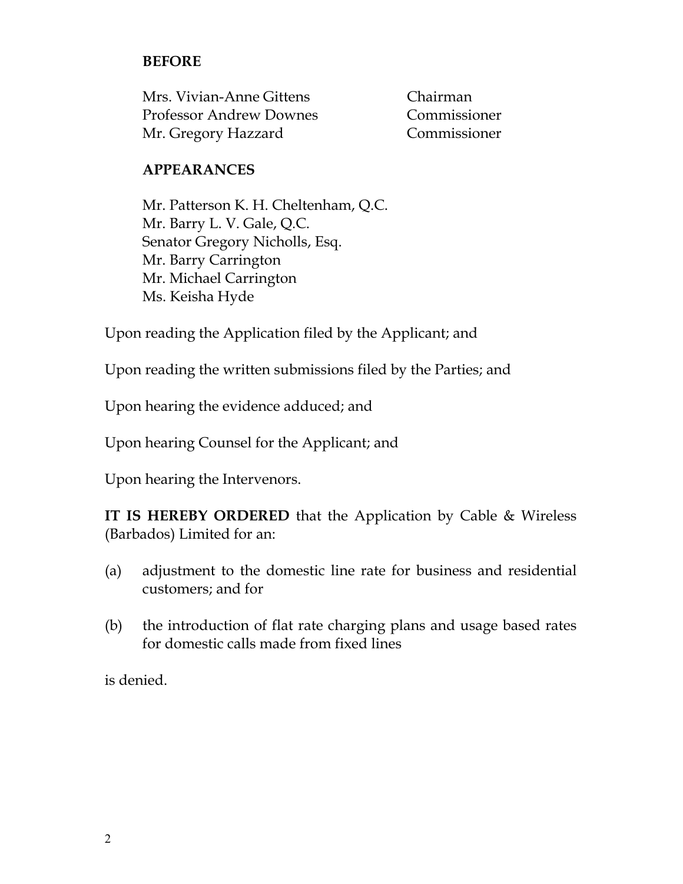**BEFORE**

| | |
|---|---|
| Mrs. Vivian-Anne Gittens | Chairman |
| Professor Andrew Downes | Commissioner |
| Mr. Gregory Hazzard | Commissioner |

**APPEARANCES**

Mr. Patterson K. H. Cheltenham, Q.C.
Mr. Barry L. V. Gale, Q.C.
Senator Gregory Nicholls, Esq.
Mr. Barry Carrington
Mr. Michael Carrington
Ms. Keisha Hyde

Upon reading the Application filed by the Applicant; and

Upon reading the written submissions filed by the Parties; and

Upon hearing the evidence adduced; and

Upon hearing Counsel for the Applicant; and

Upon hearing the Intervenors.

**IT IS HEREBY ORDERED** that the Application by Cable & Wireless (Barbados) Limited for an:

(a) adjustment to the domestic line rate for business and residential customers; and for

(b) the introduction of flat rate charging plans and usage based rates for domestic calls made from fixed lines

is denied.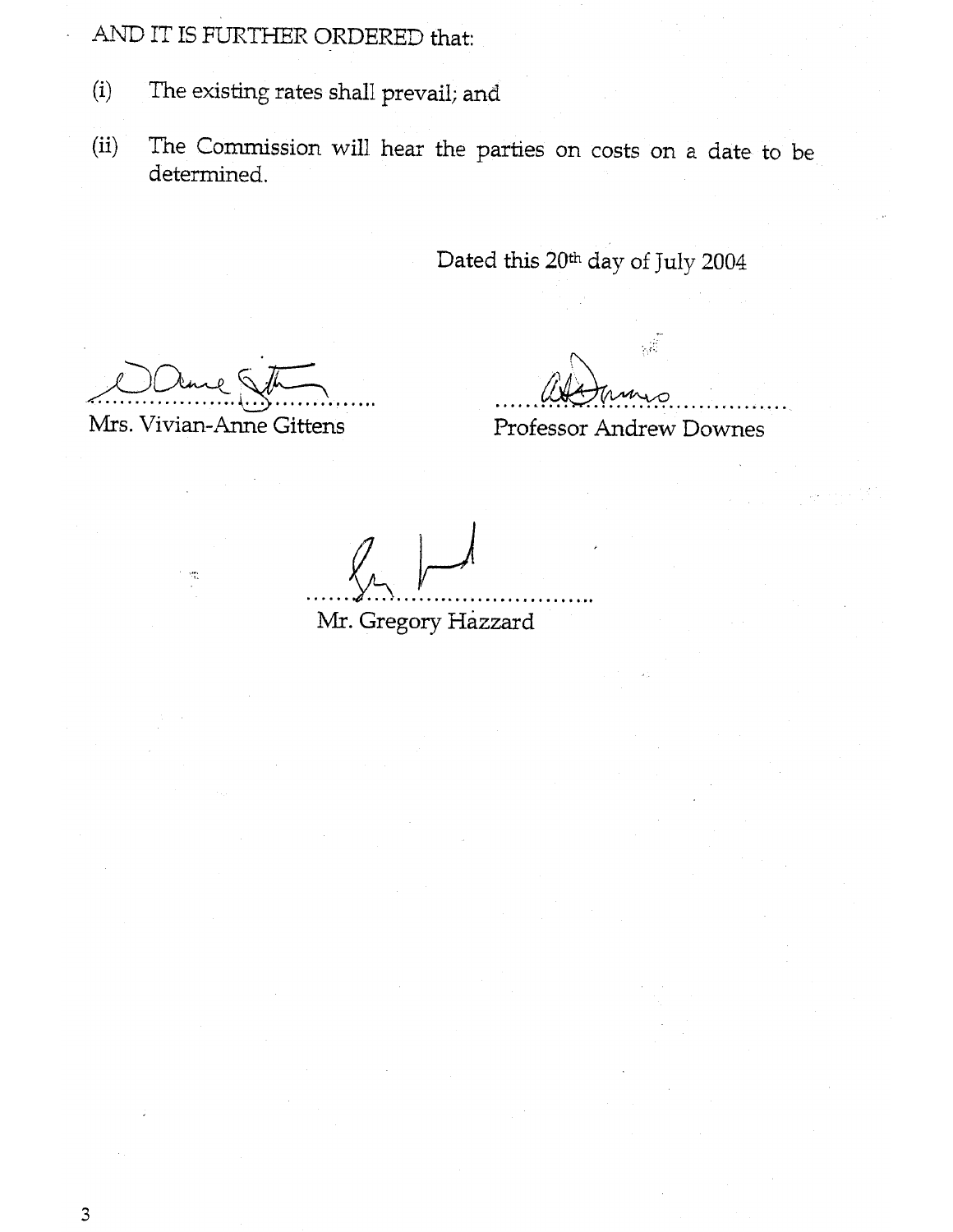AND IT IS FURTHER ORDERED that:

(i) The existing rates shall prevail; and

(ii) The Commission will hear the parties on costs on a date to be determined.

Dated this 20th day of July 2004

Mrs. Vivian-Anne Gittens

Professor Andrew Downes

Mr. Gregory Hazzard